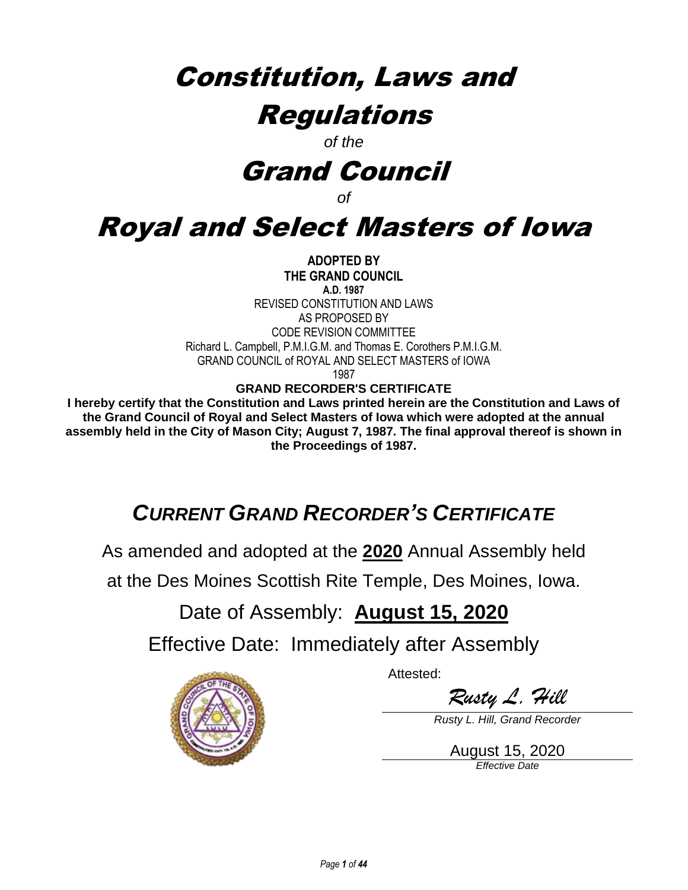# Constitution, Laws and Regulations

*of the*

# Grand Council

*of*

# Royal and Select Masters of Iowa

**ADOPTED BY**
**THE GRAND COUNCIL**
**A.D. 1987**
REVISED CONSTITUTION AND LAWS
AS PROPOSED BY
CODE REVISION COMMITTEE
Richard L. Campbell, P.M.I.G.M. and Thomas E. Corothers P.M.I.G.M.
GRAND COUNCIL of ROYAL AND SELECT MASTERS of IOWA
1987

**GRAND RECORDER'S CERTIFICATE**

**I hereby certify that the Constitution and Laws printed herein are the Constitution and Laws of the Grand Council of Royal and Select Masters of Iowa which were adopted at the annual assembly held in the City of Mason City; August 7, 1987. The final approval thereof is shown in the Proceedings of 1987.**

## *CURRENT GRAND RECORDER'S CERTIFICATE*

As amended and adopted at the **2020** Annual Assembly held at the Des Moines Scottish Rite Temple, Des Moines, Iowa.

Date of Assembly: **August 15, 2020**

Effective Date: Immediately after Assembly

Attested:

*Rusty L. Hill*

*Rusty L. Hill, Grand Recorder*

August 15, 2020

*Effective Date*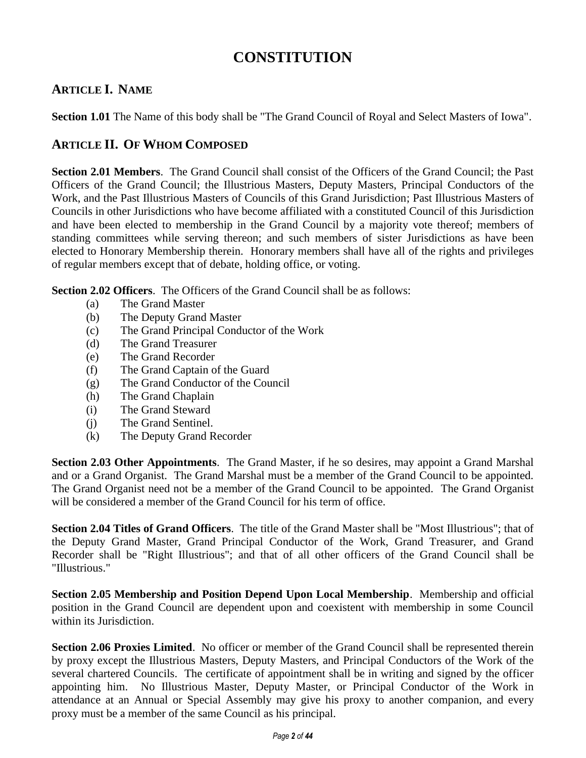# CONSTITUTION

## ARTICLE I. NAME

**Section 1.01** The Name of this body shall be "The Grand Council of Royal and Select Masters of Iowa".

## ARTICLE II. OF WHOM COMPOSED

**Section 2.01 Members**. The Grand Council shall consist of the Officers of the Grand Council; the Past Officers of the Grand Council; the Illustrious Masters, Deputy Masters, Principal Conductors of the Work, and the Past Illustrious Masters of Councils of this Grand Jurisdiction; Past Illustrious Masters of Councils in other Jurisdictions who have become affiliated with a constituted Council of this Jurisdiction and have been elected to membership in the Grand Council by a majority vote thereof; members of standing committees while serving thereon; and such members of sister Jurisdictions as have been elected to Honorary Membership therein. Honorary members shall have all of the rights and privileges of regular members except that of debate, holding office, or voting.

**Section 2.02 Officers**. The Officers of the Grand Council shall be as follows:

- (a) The Grand Master
- (b) The Deputy Grand Master
- (c) The Grand Principal Conductor of the Work
- (d) The Grand Treasurer
- (e) The Grand Recorder
- (f) The Grand Captain of the Guard
- (g) The Grand Conductor of the Council
- (h) The Grand Chaplain
- (i) The Grand Steward
- (j) The Grand Sentinel.
- (k) The Deputy Grand Recorder

**Section 2.03 Other Appointments**. The Grand Master, if he so desires, may appoint a Grand Marshal and or a Grand Organist. The Grand Marshal must be a member of the Grand Council to be appointed. The Grand Organist need not be a member of the Grand Council to be appointed. The Grand Organist will be considered a member of the Grand Council for his term of office.

**Section 2.04 Titles of Grand Officers**. The title of the Grand Master shall be "Most Illustrious"; that of the Deputy Grand Master, Grand Principal Conductor of the Work, Grand Treasurer, and Grand Recorder shall be "Right Illustrious"; and that of all other officers of the Grand Council shall be "Illustrious."

**Section 2.05 Membership and Position Depend Upon Local Membership**. Membership and official position in the Grand Council are dependent upon and coexistent with membership in some Council within its Jurisdiction.

**Section 2.06 Proxies Limited**. No officer or member of the Grand Council shall be represented therein by proxy except the Illustrious Masters, Deputy Masters, and Principal Conductors of the Work of the several chartered Councils. The certificate of appointment shall be in writing and signed by the officer appointing him. No Illustrious Master, Deputy Master, or Principal Conductor of the Work in attendance at an Annual or Special Assembly may give his proxy to another companion, and every proxy must be a member of the same Council as his principal.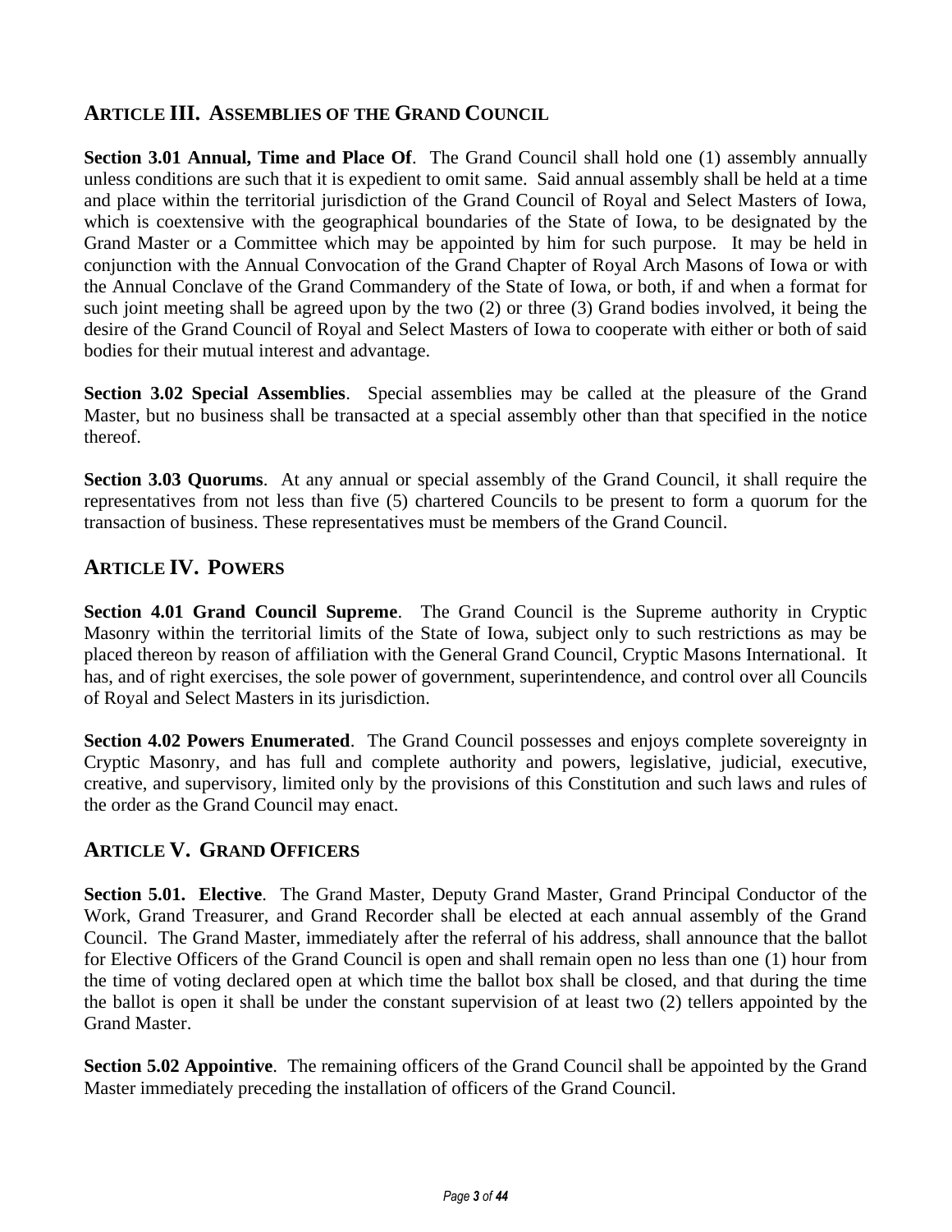## ARTICLE III. ASSEMBLIES OF THE GRAND COUNCIL

**Section 3.01 Annual, Time and Place Of**. The Grand Council shall hold one (1) assembly annually unless conditions are such that it is expedient to omit same. Said annual assembly shall be held at a time and place within the territorial jurisdiction of the Grand Council of Royal and Select Masters of Iowa, which is coextensive with the geographical boundaries of the State of Iowa, to be designated by the Grand Master or a Committee which may be appointed by him for such purpose. It may be held in conjunction with the Annual Convocation of the Grand Chapter of Royal Arch Masons of Iowa or with the Annual Conclave of the Grand Commandery of the State of Iowa, or both, if and when a format for such joint meeting shall be agreed upon by the two (2) or three (3) Grand bodies involved, it being the desire of the Grand Council of Royal and Select Masters of Iowa to cooperate with either or both of said bodies for their mutual interest and advantage.

**Section 3.02 Special Assemblies**. Special assemblies may be called at the pleasure of the Grand Master, but no business shall be transacted at a special assembly other than that specified in the notice thereof.

**Section 3.03 Quorums**. At any annual or special assembly of the Grand Council, it shall require the representatives from not less than five (5) chartered Councils to be present to form a quorum for the transaction of business. These representatives must be members of the Grand Council.

## ARTICLE IV. POWERS

**Section 4.01 Grand Council Supreme**. The Grand Council is the Supreme authority in Cryptic Masonry within the territorial limits of the State of Iowa, subject only to such restrictions as may be placed thereon by reason of affiliation with the General Grand Council, Cryptic Masons International. It has, and of right exercises, the sole power of government, superintendence, and control over all Councils of Royal and Select Masters in its jurisdiction.

**Section 4.02 Powers Enumerated**. The Grand Council possesses and enjoys complete sovereignty in Cryptic Masonry, and has full and complete authority and powers, legislative, judicial, executive, creative, and supervisory, limited only by the provisions of this Constitution and such laws and rules of the order as the Grand Council may enact.

## ARTICLE V. GRAND OFFICERS

**Section 5.01. Elective**. The Grand Master, Deputy Grand Master, Grand Principal Conductor of the Work, Grand Treasurer, and Grand Recorder shall be elected at each annual assembly of the Grand Council. The Grand Master, immediately after the referral of his address, shall announce that the ballot for Elective Officers of the Grand Council is open and shall remain open no less than one (1) hour from the time of voting declared open at which time the ballot box shall be closed, and that during the time the ballot is open it shall be under the constant supervision of at least two (2) tellers appointed by the Grand Master.

**Section 5.02 Appointive**. The remaining officers of the Grand Council shall be appointed by the Grand Master immediately preceding the installation of officers of the Grand Council.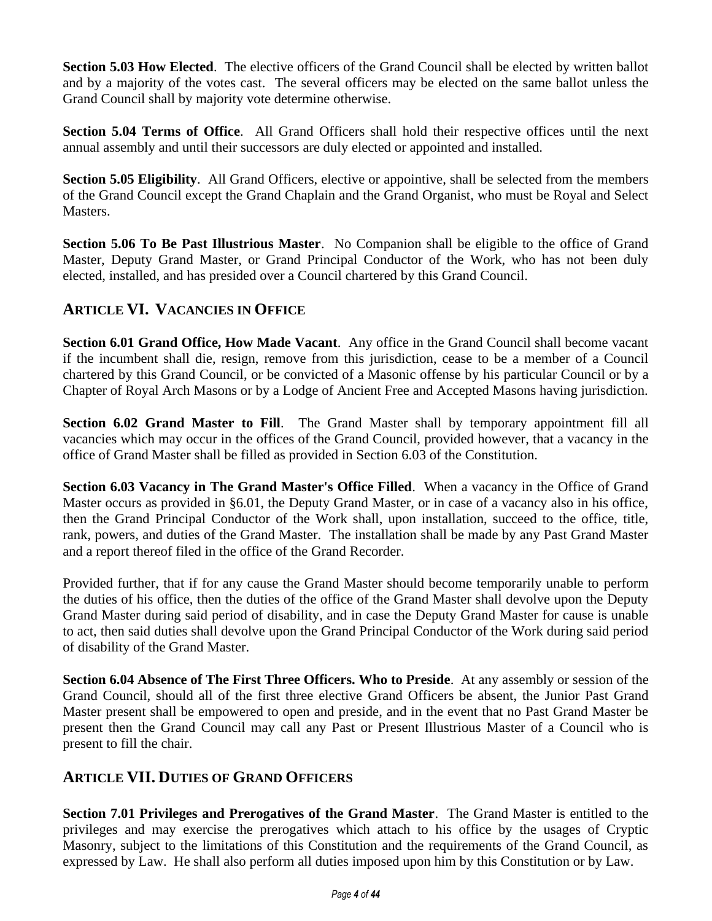**Section 5.03 How Elected**. The elective officers of the Grand Council shall be elected by written ballot and by a majority of the votes cast. The several officers may be elected on the same ballot unless the Grand Council shall by majority vote determine otherwise.

**Section 5.04 Terms of Office**. All Grand Officers shall hold their respective offices until the next annual assembly and until their successors are duly elected or appointed and installed.

**Section 5.05 Eligibility**. All Grand Officers, elective or appointive, shall be selected from the members of the Grand Council except the Grand Chaplain and the Grand Organist, who must be Royal and Select Masters.

**Section 5.06 To Be Past Illustrious Master**. No Companion shall be eligible to the office of Grand Master, Deputy Grand Master, or Grand Principal Conductor of the Work, who has not been duly elected, installed, and has presided over a Council chartered by this Grand Council.

## ARTICLE VI. VACANCIES IN OFFICE

**Section 6.01 Grand Office, How Made Vacant**. Any office in the Grand Council shall become vacant if the incumbent shall die, resign, remove from this jurisdiction, cease to be a member of a Council chartered by this Grand Council, or be convicted of a Masonic offense by his particular Council or by a Chapter of Royal Arch Masons or by a Lodge of Ancient Free and Accepted Masons having jurisdiction.

**Section 6.02 Grand Master to Fill**. The Grand Master shall by temporary appointment fill all vacancies which may occur in the offices of the Grand Council, provided however, that a vacancy in the office of Grand Master shall be filled as provided in Section 6.03 of the Constitution.

**Section 6.03 Vacancy in The Grand Master's Office Filled**. When a vacancy in the Office of Grand Master occurs as provided in §6.01, the Deputy Grand Master, or in case of a vacancy also in his office, then the Grand Principal Conductor of the Work shall, upon installation, succeed to the office, title, rank, powers, and duties of the Grand Master. The installation shall be made by any Past Grand Master and a report thereof filed in the office of the Grand Recorder.

Provided further, that if for any cause the Grand Master should become temporarily unable to perform the duties of his office, then the duties of the office of the Grand Master shall devolve upon the Deputy Grand Master during said period of disability, and in case the Deputy Grand Master for cause is unable to act, then said duties shall devolve upon the Grand Principal Conductor of the Work during said period of disability of the Grand Master.

**Section 6.04 Absence of The First Three Officers. Who to Preside**. At any assembly or session of the Grand Council, should all of the first three elective Grand Officers be absent, the Junior Past Grand Master present shall be empowered to open and preside, and in the event that no Past Grand Master be present then the Grand Council may call any Past or Present Illustrious Master of a Council who is present to fill the chair.

## ARTICLE VII. DUTIES OF GRAND OFFICERS

**Section 7.01 Privileges and Prerogatives of the Grand Master**. The Grand Master is entitled to the privileges and may exercise the prerogatives which attach to his office by the usages of Cryptic Masonry, subject to the limitations of this Constitution and the requirements of the Grand Council, as expressed by Law. He shall also perform all duties imposed upon him by this Constitution or by Law.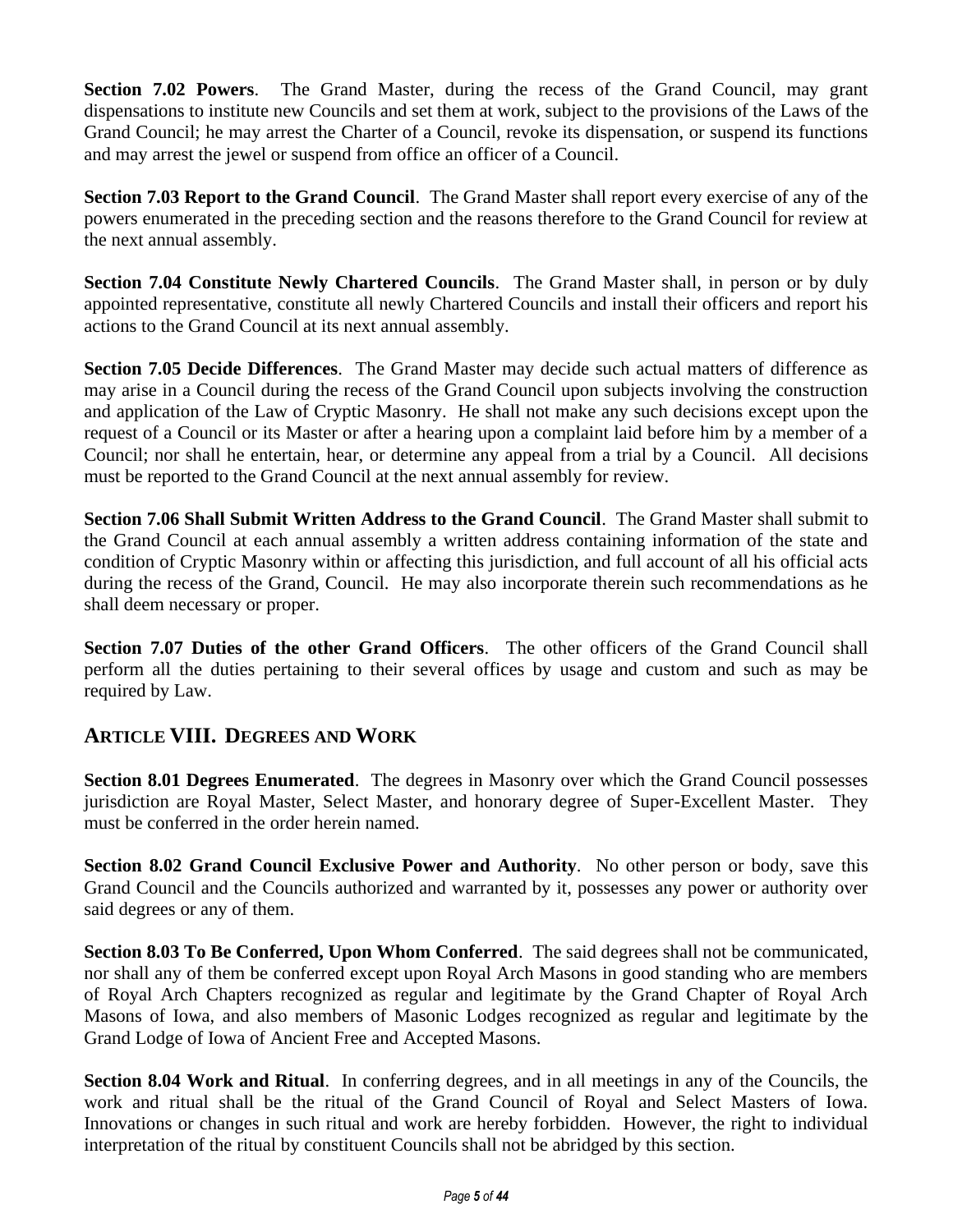**Section 7.02 Powers**. The Grand Master, during the recess of the Grand Council, may grant dispensations to institute new Councils and set them at work, subject to the provisions of the Laws of the Grand Council; he may arrest the Charter of a Council, revoke its dispensation, or suspend its functions and may arrest the jewel or suspend from office an officer of a Council.

**Section 7.03 Report to the Grand Council**. The Grand Master shall report every exercise of any of the powers enumerated in the preceding section and the reasons therefore to the Grand Council for review at the next annual assembly.

**Section 7.04 Constitute Newly Chartered Councils**. The Grand Master shall, in person or by duly appointed representative, constitute all newly Chartered Councils and install their officers and report his actions to the Grand Council at its next annual assembly.

**Section 7.05 Decide Differences**. The Grand Master may decide such actual matters of difference as may arise in a Council during the recess of the Grand Council upon subjects involving the construction and application of the Law of Cryptic Masonry. He shall not make any such decisions except upon the request of a Council or its Master or after a hearing upon a complaint laid before him by a member of a Council; nor shall he entertain, hear, or determine any appeal from a trial by a Council. All decisions must be reported to the Grand Council at the next annual assembly for review.

**Section 7.06 Shall Submit Written Address to the Grand Council**. The Grand Master shall submit to the Grand Council at each annual assembly a written address containing information of the state and condition of Cryptic Masonry within or affecting this jurisdiction, and full account of all his official acts during the recess of the Grand, Council. He may also incorporate therein such recommendations as he shall deem necessary or proper.

**Section 7.07 Duties of the other Grand Officers**. The other officers of the Grand Council shall perform all the duties pertaining to their several offices by usage and custom and such as may be required by Law.

## ARTICLE VIII. DEGREES AND WORK

**Section 8.01 Degrees Enumerated**. The degrees in Masonry over which the Grand Council possesses jurisdiction are Royal Master, Select Master, and honorary degree of Super-Excellent Master. They must be conferred in the order herein named.

**Section 8.02 Grand Council Exclusive Power and Authority**. No other person or body, save this Grand Council and the Councils authorized and warranted by it, possesses any power or authority over said degrees or any of them.

**Section 8.03 To Be Conferred, Upon Whom Conferred**. The said degrees shall not be communicated, nor shall any of them be conferred except upon Royal Arch Masons in good standing who are members of Royal Arch Chapters recognized as regular and legitimate by the Grand Chapter of Royal Arch Masons of Iowa, and also members of Masonic Lodges recognized as regular and legitimate by the Grand Lodge of Iowa of Ancient Free and Accepted Masons.

**Section 8.04 Work and Ritual**. In conferring degrees, and in all meetings in any of the Councils, the work and ritual shall be the ritual of the Grand Council of Royal and Select Masters of Iowa. Innovations or changes in such ritual and work are hereby forbidden. However, the right to individual interpretation of the ritual by constituent Councils shall not be abridged by this section.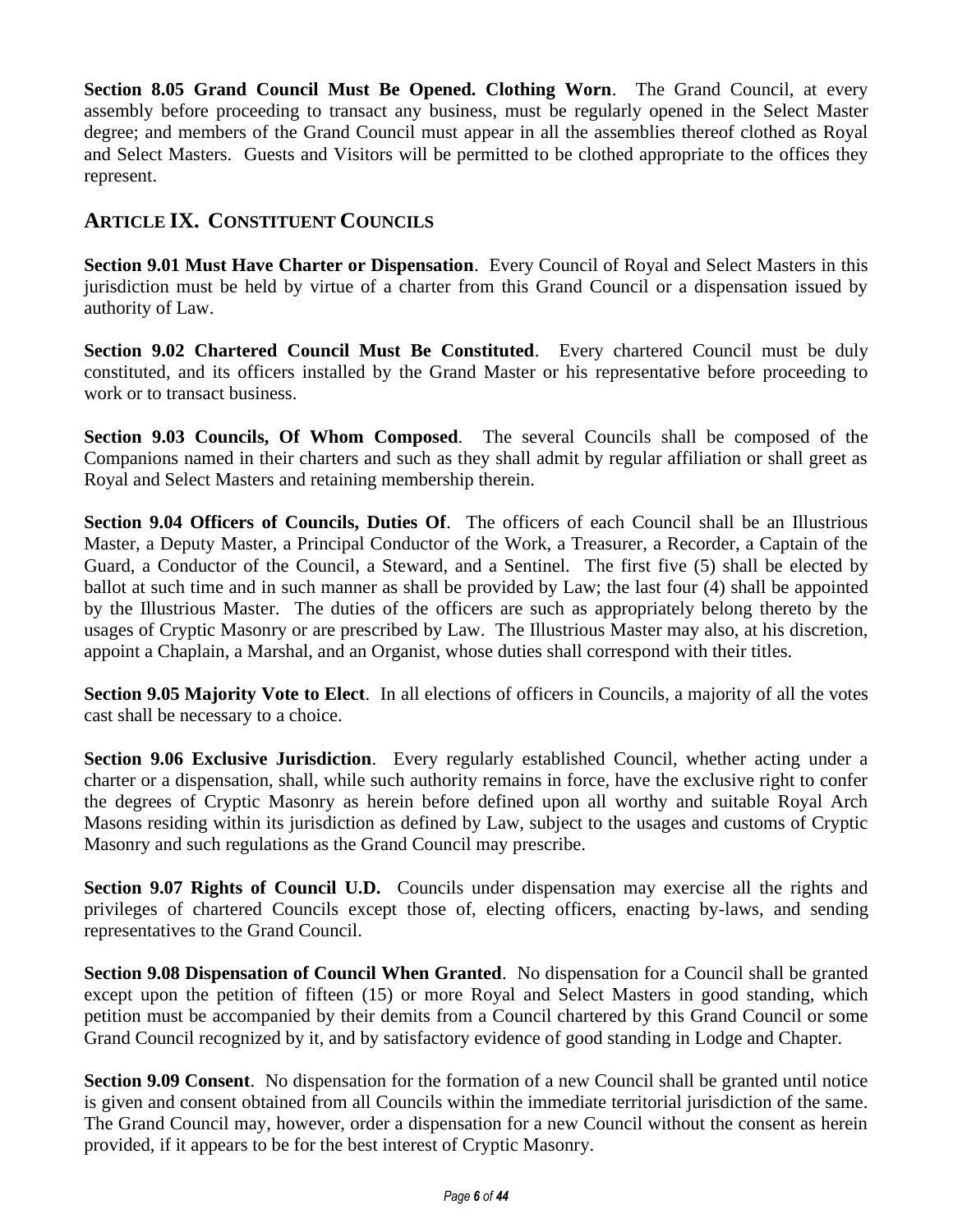**Section 8.05 Grand Council Must Be Opened. Clothing Worn**. The Grand Council, at every assembly before proceeding to transact any business, must be regularly opened in the Select Master degree; and members of the Grand Council must appear in all the assemblies thereof clothed as Royal and Select Masters. Guests and Visitors will be permitted to be clothed appropriate to the offices they represent.

## ARTICLE IX. CONSTITUENT COUNCILS

**Section 9.01 Must Have Charter or Dispensation**. Every Council of Royal and Select Masters in this jurisdiction must be held by virtue of a charter from this Grand Council or a dispensation issued by authority of Law.

**Section 9.02 Chartered Council Must Be Constituted**. Every chartered Council must be duly constituted, and its officers installed by the Grand Master or his representative before proceeding to work or to transact business.

**Section 9.03 Councils, Of Whom Composed**. The several Councils shall be composed of the Companions named in their charters and such as they shall admit by regular affiliation or shall greet as Royal and Select Masters and retaining membership therein.

**Section 9.04 Officers of Councils, Duties Of**. The officers of each Council shall be an Illustrious Master, a Deputy Master, a Principal Conductor of the Work, a Treasurer, a Recorder, a Captain of the Guard, a Conductor of the Council, a Steward, and a Sentinel. The first five (5) shall be elected by ballot at such time and in such manner as shall be provided by Law; the last four (4) shall be appointed by the Illustrious Master. The duties of the officers are such as appropriately belong thereto by the usages of Cryptic Masonry or are prescribed by Law. The Illustrious Master may also, at his discretion, appoint a Chaplain, a Marshal, and an Organist, whose duties shall correspond with their titles.

**Section 9.05 Majority Vote to Elect**. In all elections of officers in Councils, a majority of all the votes cast shall be necessary to a choice.

**Section 9.06 Exclusive Jurisdiction**. Every regularly established Council, whether acting under a charter or a dispensation, shall, while such authority remains in force, have the exclusive right to confer the degrees of Cryptic Masonry as herein before defined upon all worthy and suitable Royal Arch Masons residing within its jurisdiction as defined by Law, subject to the usages and customs of Cryptic Masonry and such regulations as the Grand Council may prescribe.

**Section 9.07 Rights of Council U.D.** Councils under dispensation may exercise all the rights and privileges of chartered Councils except those of, electing officers, enacting by-laws, and sending representatives to the Grand Council.

**Section 9.08 Dispensation of Council When Granted**. No dispensation for a Council shall be granted except upon the petition of fifteen (15) or more Royal and Select Masters in good standing, which petition must be accompanied by their demits from a Council chartered by this Grand Council or some Grand Council recognized by it, and by satisfactory evidence of good standing in Lodge and Chapter.

**Section 9.09 Consent**. No dispensation for the formation of a new Council shall be granted until notice is given and consent obtained from all Councils within the immediate territorial jurisdiction of the same. The Grand Council may, however, order a dispensation for a new Council without the consent as herein provided, if it appears to be for the best interest of Cryptic Masonry.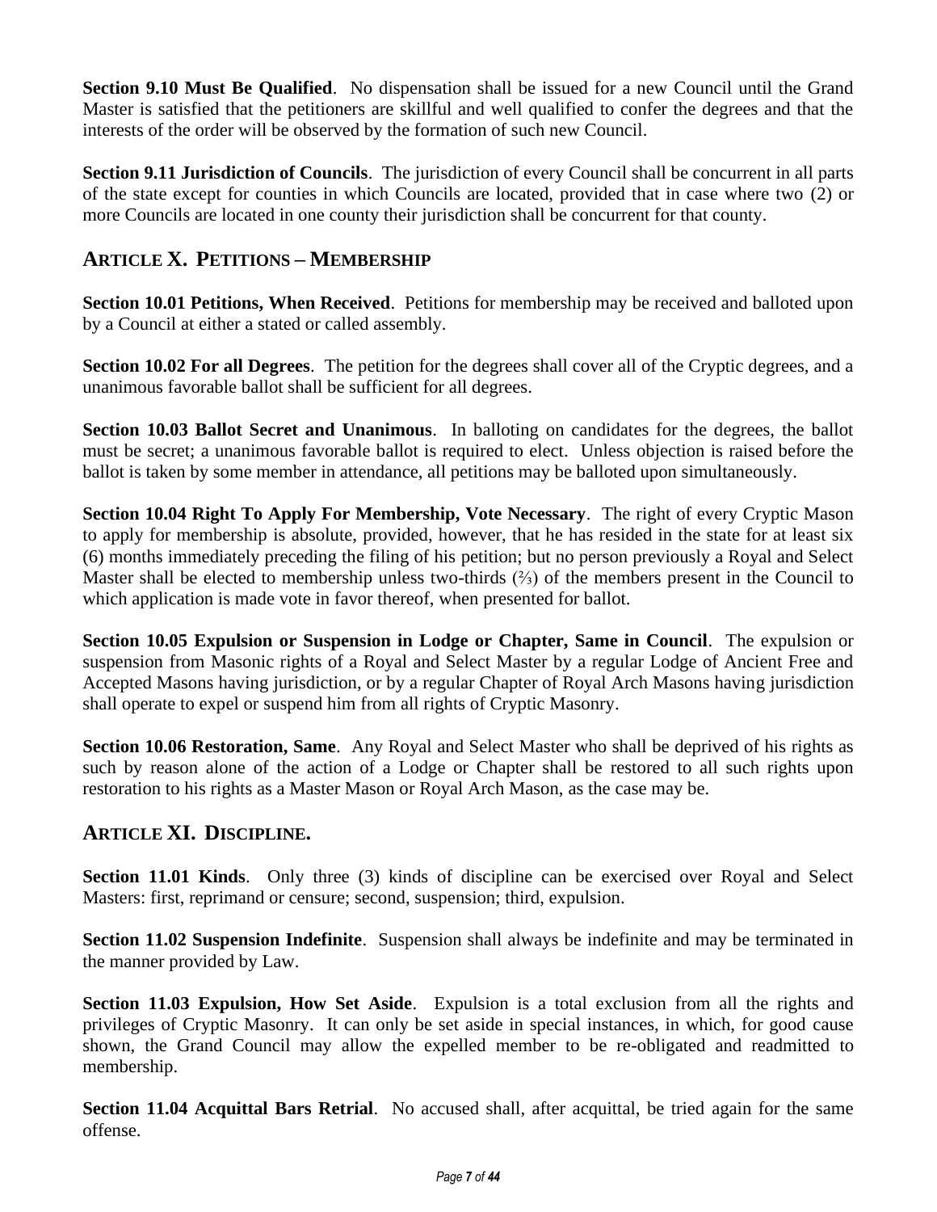**Section 9.10 Must Be Qualified**. No dispensation shall be issued for a new Council until the Grand Master is satisfied that the petitioners are skillful and well qualified to confer the degrees and that the interests of the order will be observed by the formation of such new Council.

**Section 9.11 Jurisdiction of Councils**. The jurisdiction of every Council shall be concurrent in all parts of the state except for counties in which Councils are located, provided that in case where two (2) or more Councils are located in one county their jurisdiction shall be concurrent for that county.

## ARTICLE X. PETITIONS – MEMBERSHIP

**Section 10.01 Petitions, When Received**. Petitions for membership may be received and balloted upon by a Council at either a stated or called assembly.

**Section 10.02 For all Degrees**. The petition for the degrees shall cover all of the Cryptic degrees, and a unanimous favorable ballot shall be sufficient for all degrees.

**Section 10.03 Ballot Secret and Unanimous**. In balloting on candidates for the degrees, the ballot must be secret; a unanimous favorable ballot is required to elect. Unless objection is raised before the ballot is taken by some member in attendance, all petitions may be balloted upon simultaneously.

**Section 10.04 Right To Apply For Membership, Vote Necessary**. The right of every Cryptic Mason to apply for membership is absolute, provided, however, that he has resided in the state for at least six (6) months immediately preceding the filing of his petition; but no person previously a Royal and Select Master shall be elected to membership unless two-thirds (⅔) of the members present in the Council to which application is made vote in favor thereof, when presented for ballot.

**Section 10.05 Expulsion or Suspension in Lodge or Chapter, Same in Council**. The expulsion or suspension from Masonic rights of a Royal and Select Master by a regular Lodge of Ancient Free and Accepted Masons having jurisdiction, or by a regular Chapter of Royal Arch Masons having jurisdiction shall operate to expel or suspend him from all rights of Cryptic Masonry.

**Section 10.06 Restoration, Same**. Any Royal and Select Master who shall be deprived of his rights as such by reason alone of the action of a Lodge or Chapter shall be restored to all such rights upon restoration to his rights as a Master Mason or Royal Arch Mason, as the case may be.

## ARTICLE XI. DISCIPLINE.

**Section 11.01 Kinds**. Only three (3) kinds of discipline can be exercised over Royal and Select Masters: first, reprimand or censure; second, suspension; third, expulsion.

**Section 11.02 Suspension Indefinite**. Suspension shall always be indefinite and may be terminated in the manner provided by Law.

**Section 11.03 Expulsion, How Set Aside**. Expulsion is a total exclusion from all the rights and privileges of Cryptic Masonry. It can only be set aside in special instances, in which, for good cause shown, the Grand Council may allow the expelled member to be re-obligated and readmitted to membership.

**Section 11.04 Acquittal Bars Retrial**. No accused shall, after acquittal, be tried again for the same offense.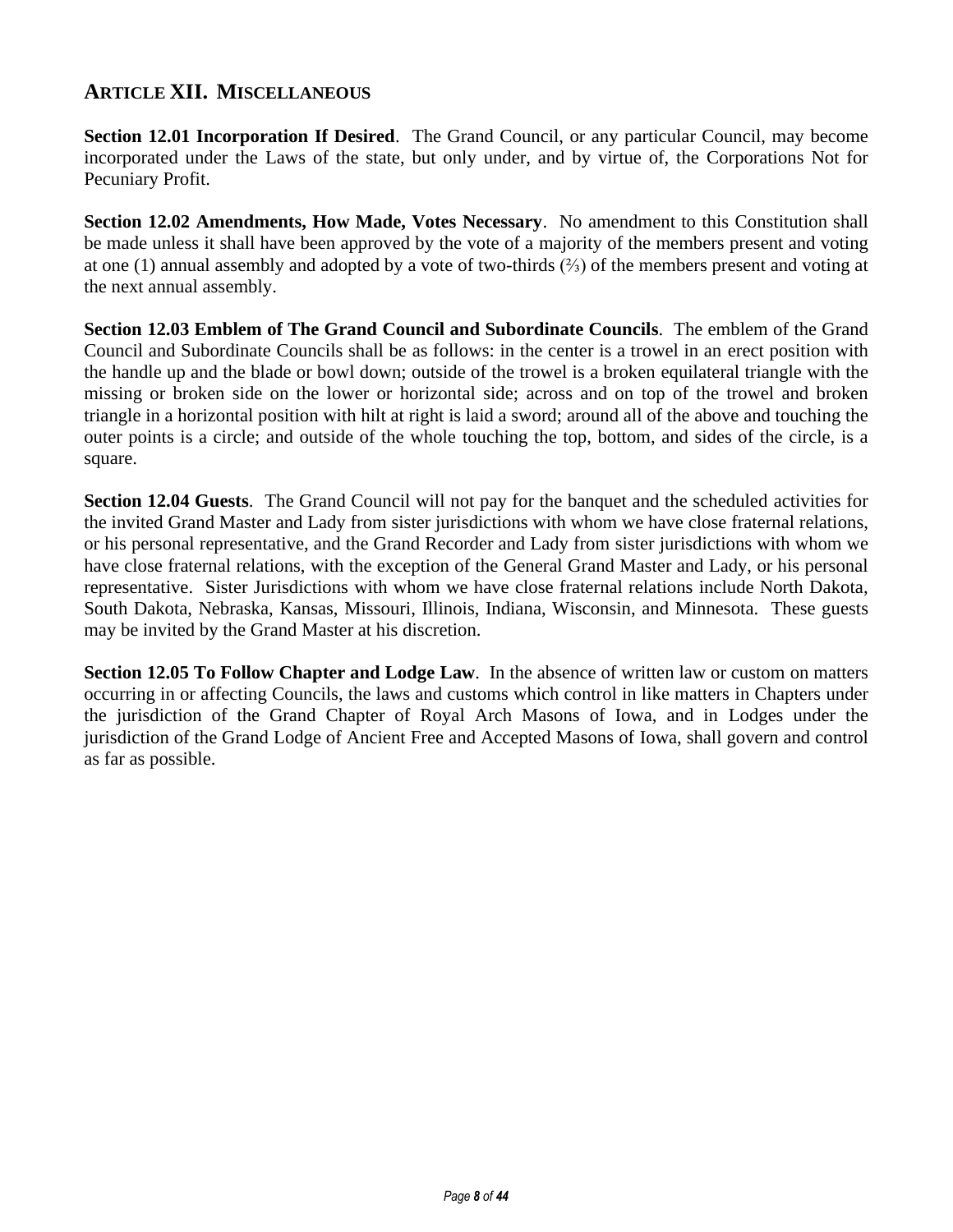## ARTICLE XII. MISCELLANEOUS

**Section 12.01 Incorporation If Desired**. The Grand Council, or any particular Council, may become incorporated under the Laws of the state, but only under, and by virtue of, the Corporations Not for Pecuniary Profit.

**Section 12.02 Amendments, How Made, Votes Necessary**. No amendment to this Constitution shall be made unless it shall have been approved by the vote of a majority of the members present and voting at one (1) annual assembly and adopted by a vote of two-thirds (⅔) of the members present and voting at the next annual assembly.

**Section 12.03 Emblem of The Grand Council and Subordinate Councils**. The emblem of the Grand Council and Subordinate Councils shall be as follows: in the center is a trowel in an erect position with the handle up and the blade or bowl down; outside of the trowel is a broken equilateral triangle with the missing or broken side on the lower or horizontal side; across and on top of the trowel and broken triangle in a horizontal position with hilt at right is laid a sword; around all of the above and touching the outer points is a circle; and outside of the whole touching the top, bottom, and sides of the circle, is a square.

**Section 12.04 Guests**. The Grand Council will not pay for the banquet and the scheduled activities for the invited Grand Master and Lady from sister jurisdictions with whom we have close fraternal relations, or his personal representative, and the Grand Recorder and Lady from sister jurisdictions with whom we have close fraternal relations, with the exception of the General Grand Master and Lady, or his personal representative. Sister Jurisdictions with whom we have close fraternal relations include North Dakota, South Dakota, Nebraska, Kansas, Missouri, Illinois, Indiana, Wisconsin, and Minnesota. These guests may be invited by the Grand Master at his discretion.

**Section 12.05 To Follow Chapter and Lodge Law**. In the absence of written law or custom on matters occurring in or affecting Councils, the laws and customs which control in like matters in Chapters under the jurisdiction of the Grand Chapter of Royal Arch Masons of Iowa, and in Lodges under the jurisdiction of the Grand Lodge of Ancient Free and Accepted Masons of Iowa, shall govern and control as far as possible.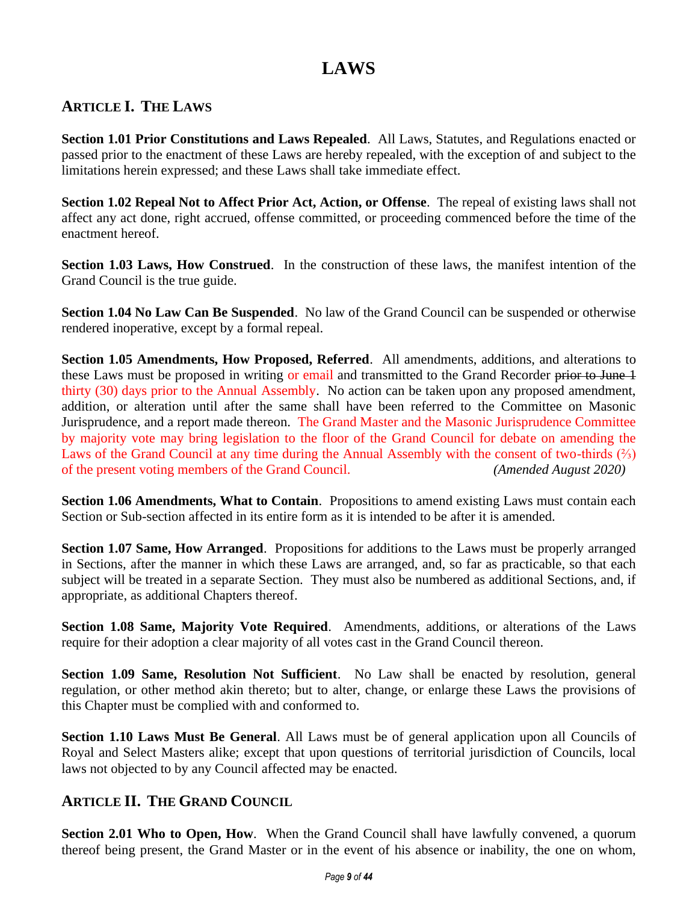# LAWS

## ARTICLE I. THE LAWS

**Section 1.01 Prior Constitutions and Laws Repealed**. All Laws, Statutes, and Regulations enacted or passed prior to the enactment of these Laws are hereby repealed, with the exception of and subject to the limitations herein expressed; and these Laws shall take immediate effect.

**Section 1.02 Repeal Not to Affect Prior Act, Action, or Offense**. The repeal of existing laws shall not affect any act done, right accrued, offense committed, or proceeding commenced before the time of the enactment hereof.

**Section 1.03 Laws, How Construed**. In the construction of these laws, the manifest intention of the Grand Council is the true guide.

**Section 1.04 No Law Can Be Suspended**. No law of the Grand Council can be suspended or otherwise rendered inoperative, except by a formal repeal.

**Section 1.05 Amendments, How Proposed, Referred**. All amendments, additions, and alterations to these Laws must be proposed in writing or email and transmitted to the Grand Recorder ~~prior to June 1~~ thirty (30) days prior to the Annual Assembly. No action can be taken upon any proposed amendment, addition, or alteration until after the same shall have been referred to the Committee on Masonic Jurisprudence, and a report made thereon. The Grand Master and the Masonic Jurisprudence Committee by majority vote may bring legislation to the floor of the Grand Council for debate on amending the Laws of the Grand Council at any time during the Annual Assembly with the consent of two-thirds (⅔) of the present voting members of the Grand Council. *(Amended August 2020)*

**Section 1.06 Amendments, What to Contain**. Propositions to amend existing Laws must contain each Section or Sub-section affected in its entire form as it is intended to be after it is amended.

**Section 1.07 Same, How Arranged**. Propositions for additions to the Laws must be properly arranged in Sections, after the manner in which these Laws are arranged, and, so far as practicable, so that each subject will be treated in a separate Section. They must also be numbered as additional Sections, and, if appropriate, as additional Chapters thereof.

**Section 1.08 Same, Majority Vote Required**. Amendments, additions, or alterations of the Laws require for their adoption a clear majority of all votes cast in the Grand Council thereon.

**Section 1.09 Same, Resolution Not Sufficient**. No Law shall be enacted by resolution, general regulation, or other method akin thereto; but to alter, change, or enlarge these Laws the provisions of this Chapter must be complied with and conformed to.

**Section 1.10 Laws Must Be General**. All Laws must be of general application upon all Councils of Royal and Select Masters alike; except that upon questions of territorial jurisdiction of Councils, local laws not objected to by any Council affected may be enacted.

## ARTICLE II. THE GRAND COUNCIL

**Section 2.01 Who to Open, How**. When the Grand Council shall have lawfully convened, a quorum thereof being present, the Grand Master or in the event of his absence or inability, the one on whom,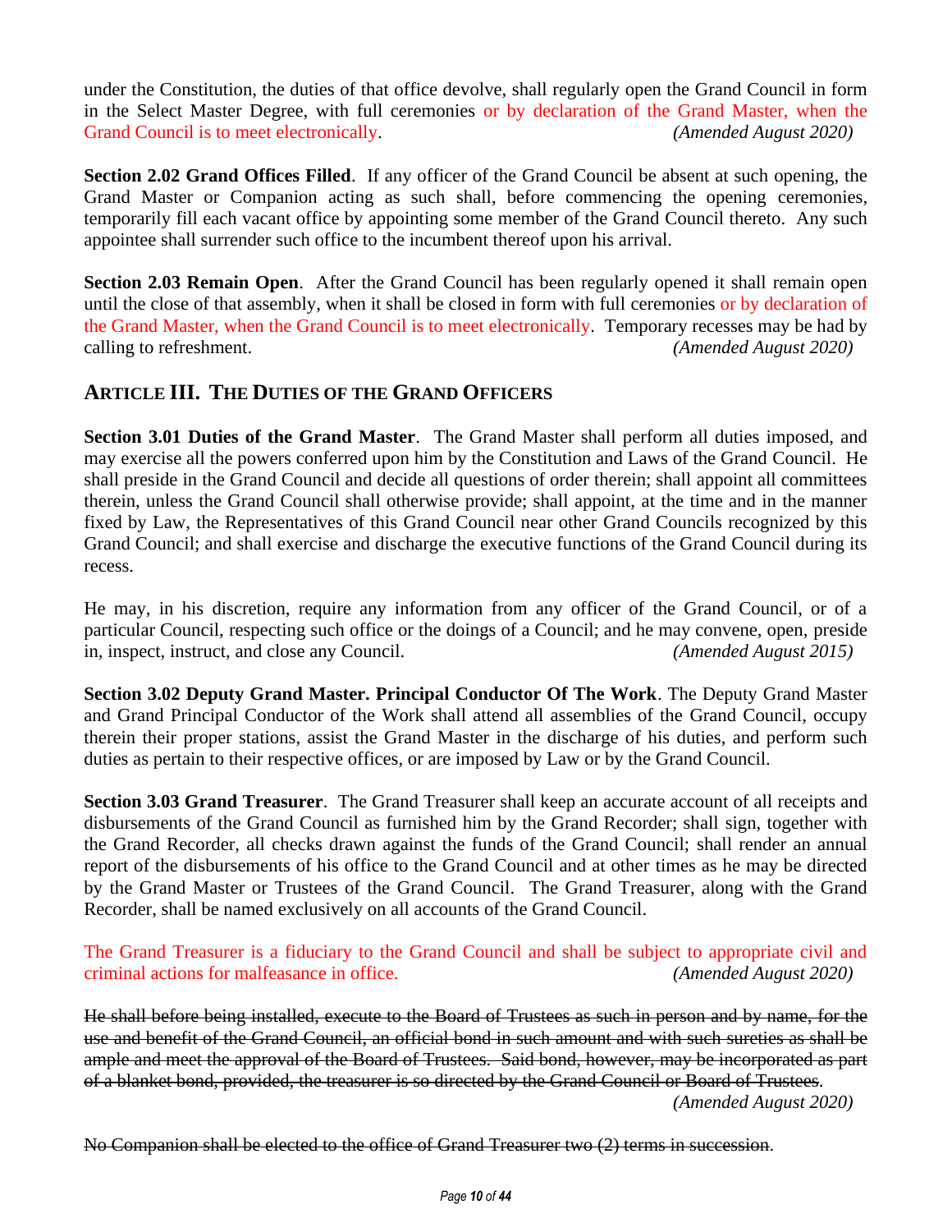under the Constitution, the duties of that office devolve, shall regularly open the Grand Council in form in the Select Master Degree, with full ceremonies or by declaration of the Grand Master, when the Grand Council is to meet electronically. *(Amended August 2020)*

**Section 2.02 Grand Offices Filled**. If any officer of the Grand Council be absent at such opening, the Grand Master or Companion acting as such shall, before commencing the opening ceremonies, temporarily fill each vacant office by appointing some member of the Grand Council thereto. Any such appointee shall surrender such office to the incumbent thereof upon his arrival.

**Section 2.03 Remain Open**. After the Grand Council has been regularly opened it shall remain open until the close of that assembly, when it shall be closed in form with full ceremonies or by declaration of the Grand Master, when the Grand Council is to meet electronically. Temporary recesses may be had by calling to refreshment. *(Amended August 2020)*

## ARTICLE III. THE DUTIES OF THE GRAND OFFICERS

**Section 3.01 Duties of the Grand Master**. The Grand Master shall perform all duties imposed, and may exercise all the powers conferred upon him by the Constitution and Laws of the Grand Council. He shall preside in the Grand Council and decide all questions of order therein; shall appoint all committees therein, unless the Grand Council shall otherwise provide; shall appoint, at the time and in the manner fixed by Law, the Representatives of this Grand Council near other Grand Councils recognized by this Grand Council; and shall exercise and discharge the executive functions of the Grand Council during its recess.

He may, in his discretion, require any information from any officer of the Grand Council, or of a particular Council, respecting such office or the doings of a Council; and he may convene, open, preside in, inspect, instruct, and close any Council. *(Amended August 2015)*

**Section 3.02 Deputy Grand Master. Principal Conductor Of The Work**. The Deputy Grand Master and Grand Principal Conductor of the Work shall attend all assemblies of the Grand Council, occupy therein their proper stations, assist the Grand Master in the discharge of his duties, and perform such duties as pertain to their respective offices, or are imposed by Law or by the Grand Council.

**Section 3.03 Grand Treasurer**. The Grand Treasurer shall keep an accurate account of all receipts and disbursements of the Grand Council as furnished him by the Grand Recorder; shall sign, together with the Grand Recorder, all checks drawn against the funds of the Grand Council; shall render an annual report of the disbursements of his office to the Grand Council and at other times as he may be directed by the Grand Master or Trustees of the Grand Council. The Grand Treasurer, along with the Grand Recorder, shall be named exclusively on all accounts of the Grand Council.

The Grand Treasurer is a fiduciary to the Grand Council and shall be subject to appropriate civil and criminal actions for malfeasance in office. *(Amended August 2020)*

~~He shall before being installed, execute to the Board of Trustees as such in person and by name, for the use and benefit of the Grand Council, an official bond in such amount and with such sureties as shall be ample and meet the approval of the Board of Trustees. Said bond, however, may be incorporated as part of a blanket bond, provided, the treasurer is so directed by the Grand Council or Board of Trustees.~~ *(Amended August 2020)*

~~No Companion shall be elected to the office of Grand Treasurer two (2) terms in succession.~~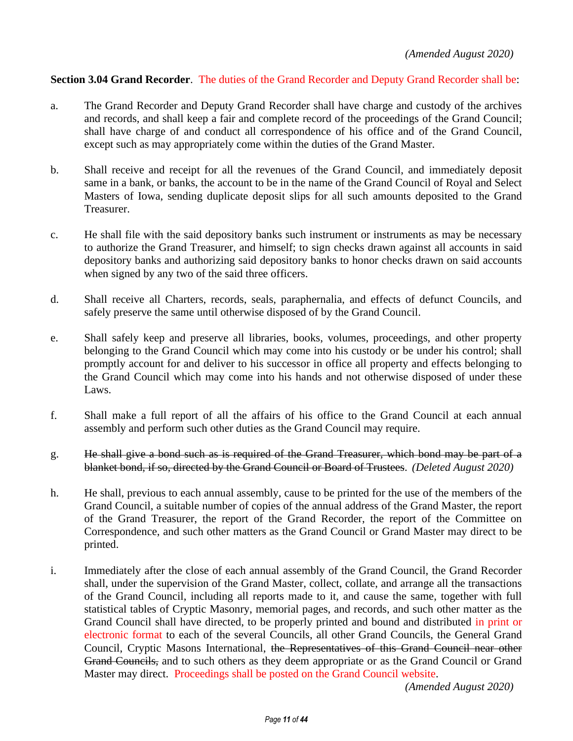*(Amended August 2020)*

**Section 3.04 Grand Recorder**. The duties of the Grand Recorder and Deputy Grand Recorder shall be:

a. The Grand Recorder and Deputy Grand Recorder shall have charge and custody of the archives and records, and shall keep a fair and complete record of the proceedings of the Grand Council; shall have charge of and conduct all correspondence of his office and of the Grand Council, except such as may appropriately come within the duties of the Grand Master.

b. Shall receive and receipt for all the revenues of the Grand Council, and immediately deposit same in a bank, or banks, the account to be in the name of the Grand Council of Royal and Select Masters of Iowa, sending duplicate deposit slips for all such amounts deposited to the Grand Treasurer.

c. He shall file with the said depository banks such instrument or instruments as may be necessary to authorize the Grand Treasurer, and himself; to sign checks drawn against all accounts in said depository banks and authorizing said depository banks to honor checks drawn on said accounts when signed by any two of the said three officers.

d. Shall receive all Charters, records, seals, paraphernalia, and effects of defunct Councils, and safely preserve the same until otherwise disposed of by the Grand Council.

e. Shall safely keep and preserve all libraries, books, volumes, proceedings, and other property belonging to the Grand Council which may come into his custody or be under his control; shall promptly account for and deliver to his successor in office all property and effects belonging to the Grand Council which may come into his hands and not otherwise disposed of under these Laws.

f. Shall make a full report of all the affairs of his office to the Grand Council at each annual assembly and perform such other duties as the Grand Council may require.

g. ~~He shall give a bond such as is required of the Grand Treasurer, which bond may be part of a blanket bond, if so, directed by the Grand Council or Board of Trustees~~. *(Deleted August 2020)*

h. He shall, previous to each annual assembly, cause to be printed for the use of the members of the Grand Council, a suitable number of copies of the annual address of the Grand Master, the report of the Grand Treasurer, the report of the Grand Recorder, the report of the Committee on Correspondence, and such other matters as the Grand Council or Grand Master may direct to be printed.

i. Immediately after the close of each annual assembly of the Grand Council, the Grand Recorder shall, under the supervision of the Grand Master, collect, collate, and arrange all the transactions of the Grand Council, including all reports made to it, and cause the same, together with full statistical tables of Cryptic Masonry, memorial pages, and records, and such other matter as the Grand Council shall have directed, to be properly printed and bound and distributed in print or electronic format to each of the several Councils, all other Grand Councils, the General Grand Council, Cryptic Masons International, ~~the Representatives of this Grand Council near other Grand Councils,~~ and to such others as they deem appropriate or as the Grand Council or Grand Master may direct. Proceedings shall be posted on the Grand Council website.

*(Amended August 2020)*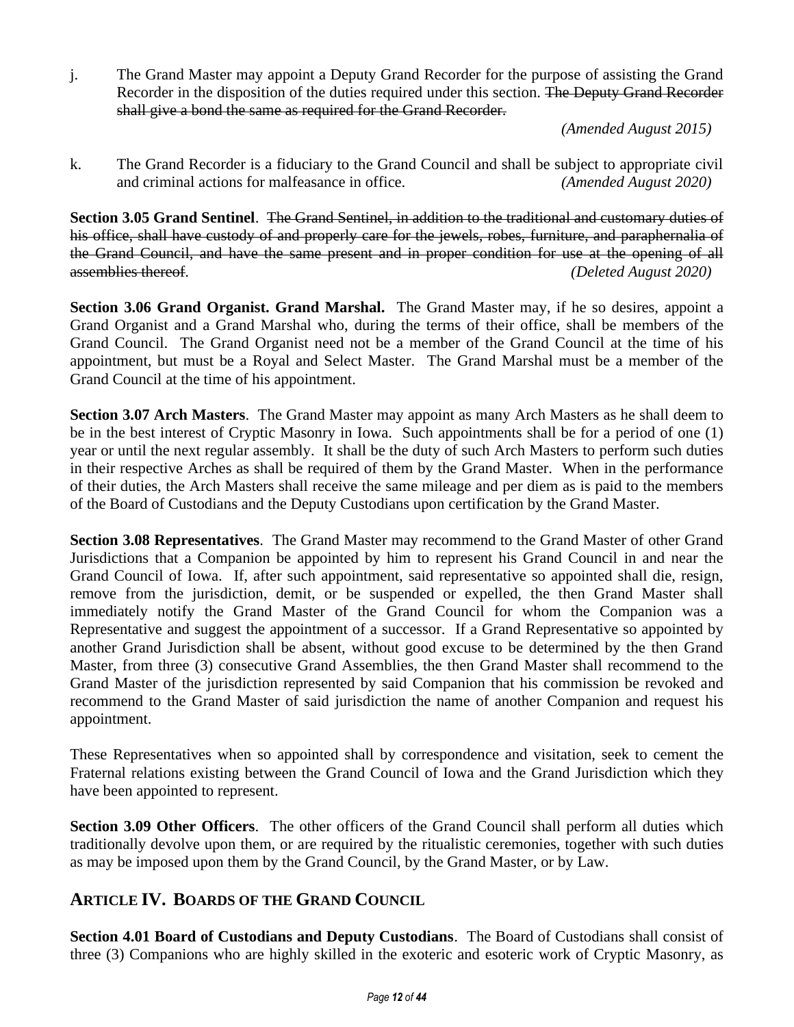j. The Grand Master may appoint a Deputy Grand Recorder for the purpose of assisting the Grand Recorder in the disposition of the duties required under this section. ~~The Deputy Grand Recorder shall give a bond the same as required for the Grand Recorder.~~

*(Amended August 2015)*

k. The Grand Recorder is a fiduciary to the Grand Council and shall be subject to appropriate civil and criminal actions for malfeasance in office. *(Amended August 2020)*

**Section 3.05 Grand Sentinel**. ~~The Grand Sentinel, in addition to the traditional and customary duties of his office, shall have custody of and properly care for the jewels, robes, furniture, and paraphernalia of the Grand Council, and have the same present and in proper condition for use at the opening of all assemblies thereof.~~ *(Deleted August 2020)*

**Section 3.06 Grand Organist. Grand Marshal.** The Grand Master may, if he so desires, appoint a Grand Organist and a Grand Marshal who, during the terms of their office, shall be members of the Grand Council. The Grand Organist need not be a member of the Grand Council at the time of his appointment, but must be a Royal and Select Master. The Grand Marshal must be a member of the Grand Council at the time of his appointment.

**Section 3.07 Arch Masters**. The Grand Master may appoint as many Arch Masters as he shall deem to be in the best interest of Cryptic Masonry in Iowa. Such appointments shall be for a period of one (1) year or until the next regular assembly. It shall be the duty of such Arch Masters to perform such duties in their respective Arches as shall be required of them by the Grand Master. When in the performance of their duties, the Arch Masters shall receive the same mileage and per diem as is paid to the members of the Board of Custodians and the Deputy Custodians upon certification by the Grand Master.

**Section 3.08 Representatives**. The Grand Master may recommend to the Grand Master of other Grand Jurisdictions that a Companion be appointed by him to represent his Grand Council in and near the Grand Council of Iowa. If, after such appointment, said representative so appointed shall die, resign, remove from the jurisdiction, demit, or be suspended or expelled, the then Grand Master shall immediately notify the Grand Master of the Grand Council for whom the Companion was a Representative and suggest the appointment of a successor. If a Grand Representative so appointed by another Grand Jurisdiction shall be absent, without good excuse to be determined by the then Grand Master, from three (3) consecutive Grand Assemblies, the then Grand Master shall recommend to the Grand Master of the jurisdiction represented by said Companion that his commission be revoked and recommend to the Grand Master of said jurisdiction the name of another Companion and request his appointment.

These Representatives when so appointed shall by correspondence and visitation, seek to cement the Fraternal relations existing between the Grand Council of Iowa and the Grand Jurisdiction which they have been appointed to represent.

**Section 3.09 Other Officers**. The other officers of the Grand Council shall perform all duties which traditionally devolve upon them, or are required by the ritualistic ceremonies, together with such duties as may be imposed upon them by the Grand Council, by the Grand Master, or by Law.

## ARTICLE IV. BOARDS OF THE GRAND COUNCIL

**Section 4.01 Board of Custodians and Deputy Custodians**. The Board of Custodians shall consist of three (3) Companions who are highly skilled in the exoteric and esoteric work of Cryptic Masonry, as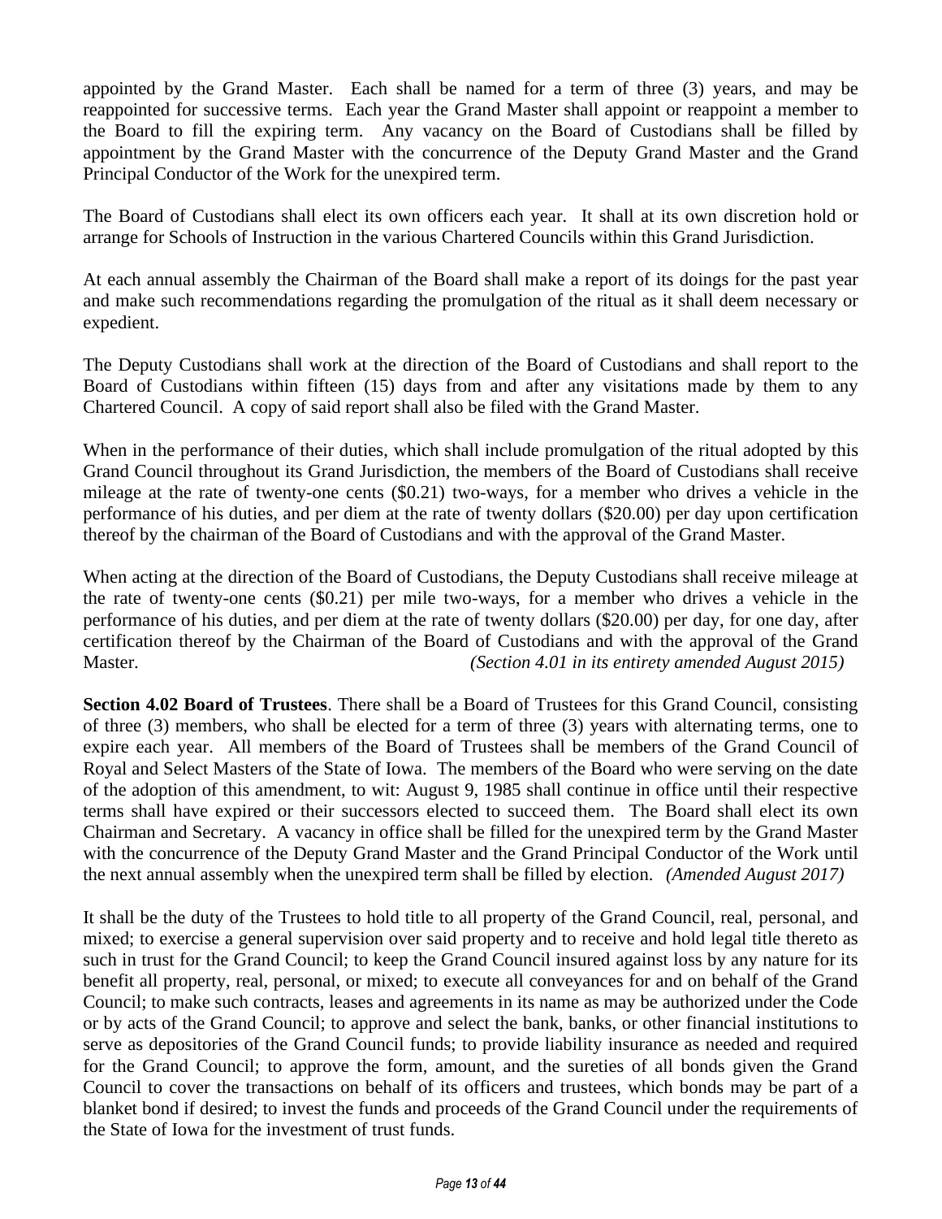appointed by the Grand Master. Each shall be named for a term of three (3) years, and may be reappointed for successive terms. Each year the Grand Master shall appoint or reappoint a member to the Board to fill the expiring term. Any vacancy on the Board of Custodians shall be filled by appointment by the Grand Master with the concurrence of the Deputy Grand Master and the Grand Principal Conductor of the Work for the unexpired term.

The Board of Custodians shall elect its own officers each year. It shall at its own discretion hold or arrange for Schools of Instruction in the various Chartered Councils within this Grand Jurisdiction.

At each annual assembly the Chairman of the Board shall make a report of its doings for the past year and make such recommendations regarding the promulgation of the ritual as it shall deem necessary or expedient.

The Deputy Custodians shall work at the direction of the Board of Custodians and shall report to the Board of Custodians within fifteen (15) days from and after any visitations made by them to any Chartered Council. A copy of said report shall also be filed with the Grand Master.

When in the performance of their duties, which shall include promulgation of the ritual adopted by this Grand Council throughout its Grand Jurisdiction, the members of the Board of Custodians shall receive mileage at the rate of twenty-one cents ($0.21) two-ways, for a member who drives a vehicle in the performance of his duties, and per diem at the rate of twenty dollars ($20.00) per day upon certification thereof by the chairman of the Board of Custodians and with the approval of the Grand Master.

When acting at the direction of the Board of Custodians, the Deputy Custodians shall receive mileage at the rate of twenty-one cents ($0.21) per mile two-ways, for a member who drives a vehicle in the performance of his duties, and per diem at the rate of twenty dollars ($20.00) per day, for one day, after certification thereof by the Chairman of the Board of Custodians and with the approval of the Grand Master. *(Section 4.01 in its entirety amended August 2015)*

**Section 4.02 Board of Trustees**. There shall be a Board of Trustees for this Grand Council, consisting of three (3) members, who shall be elected for a term of three (3) years with alternating terms, one to expire each year. All members of the Board of Trustees shall be members of the Grand Council of Royal and Select Masters of the State of Iowa. The members of the Board who were serving on the date of the adoption of this amendment, to wit: August 9, 1985 shall continue in office until their respective terms shall have expired or their successors elected to succeed them. The Board shall elect its own Chairman and Secretary. A vacancy in office shall be filled for the unexpired term by the Grand Master with the concurrence of the Deputy Grand Master and the Grand Principal Conductor of the Work until the next annual assembly when the unexpired term shall be filled by election. *(Amended August 2017)*

It shall be the duty of the Trustees to hold title to all property of the Grand Council, real, personal, and mixed; to exercise a general supervision over said property and to receive and hold legal title thereto as such in trust for the Grand Council; to keep the Grand Council insured against loss by any nature for its benefit all property, real, personal, or mixed; to execute all conveyances for and on behalf of the Grand Council; to make such contracts, leases and agreements in its name as may be authorized under the Code or by acts of the Grand Council; to approve and select the bank, banks, or other financial institutions to serve as depositories of the Grand Council funds; to provide liability insurance as needed and required for the Grand Council; to approve the form, amount, and the sureties of all bonds given the Grand Council to cover the transactions on behalf of its officers and trustees, which bonds may be part of a blanket bond if desired; to invest the funds and proceeds of the Grand Council under the requirements of the State of Iowa for the investment of trust funds.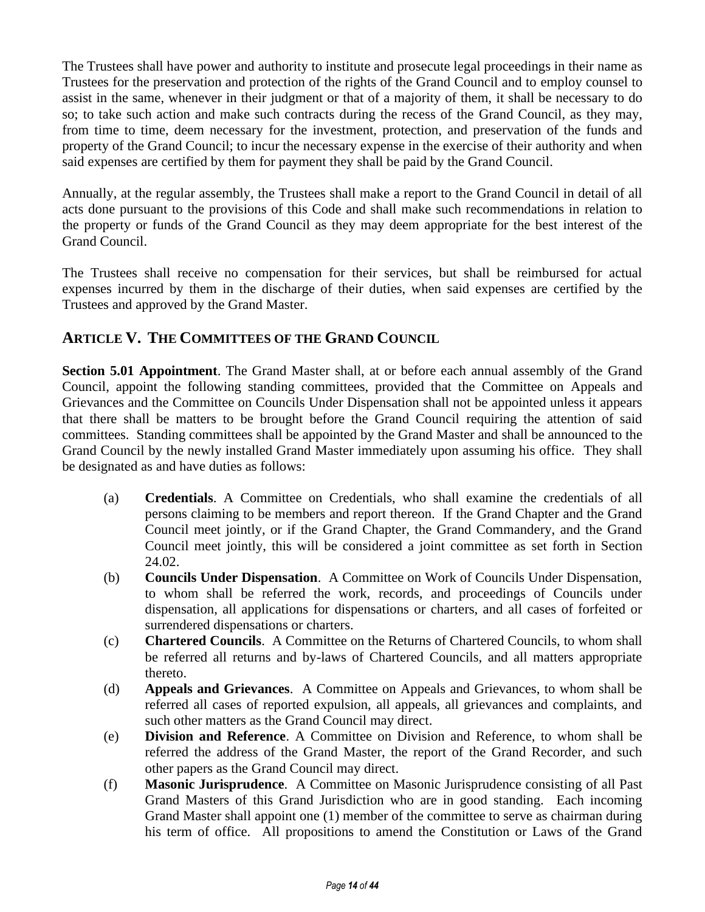The Trustees shall have power and authority to institute and prosecute legal proceedings in their name as Trustees for the preservation and protection of the rights of the Grand Council and to employ counsel to assist in the same, whenever in their judgment or that of a majority of them, it shall be necessary to do so; to take such action and make such contracts during the recess of the Grand Council, as they may, from time to time, deem necessary for the investment, protection, and preservation of the funds and property of the Grand Council; to incur the necessary expense in the exercise of their authority and when said expenses are certified by them for payment they shall be paid by the Grand Council.

Annually, at the regular assembly, the Trustees shall make a report to the Grand Council in detail of all acts done pursuant to the provisions of this Code and shall make such recommendations in relation to the property or funds of the Grand Council as they may deem appropriate for the best interest of the Grand Council.

The Trustees shall receive no compensation for their services, but shall be reimbursed for actual expenses incurred by them in the discharge of their duties, when said expenses are certified by the Trustees and approved by the Grand Master.

## ARTICLE V. THE COMMITTEES OF THE GRAND COUNCIL

**Section 5.01 Appointment**. The Grand Master shall, at or before each annual assembly of the Grand Council, appoint the following standing committees, provided that the Committee on Appeals and Grievances and the Committee on Councils Under Dispensation shall not be appointed unless it appears that there shall be matters to be brought before the Grand Council requiring the attention of said committees. Standing committees shall be appointed by the Grand Master and shall be announced to the Grand Council by the newly installed Grand Master immediately upon assuming his office. They shall be designated as and have duties as follows:

(a) **Credentials**. A Committee on Credentials, who shall examine the credentials of all persons claiming to be members and report thereon. If the Grand Chapter and the Grand Council meet jointly, or if the Grand Chapter, the Grand Commandery, and the Grand Council meet jointly, this will be considered a joint committee as set forth in Section 24.02.

(b) **Councils Under Dispensation**. A Committee on Work of Councils Under Dispensation, to whom shall be referred the work, records, and proceedings of Councils under dispensation, all applications for dispensations or charters, and all cases of forfeited or surrendered dispensations or charters.

(c) **Chartered Councils**. A Committee on the Returns of Chartered Councils, to whom shall be referred all returns and by-laws of Chartered Councils, and all matters appropriate thereto.

(d) **Appeals and Grievances**. A Committee on Appeals and Grievances, to whom shall be referred all cases of reported expulsion, all appeals, all grievances and complaints, and such other matters as the Grand Council may direct.

(e) **Division and Reference**. A Committee on Division and Reference, to whom shall be referred the address of the Grand Master, the report of the Grand Recorder, and such other papers as the Grand Council may direct.

(f) **Masonic Jurisprudence**. A Committee on Masonic Jurisprudence consisting of all Past Grand Masters of this Grand Jurisdiction who are in good standing. Each incoming Grand Master shall appoint one (1) member of the committee to serve as chairman during his term of office. All propositions to amend the Constitution or Laws of the Grand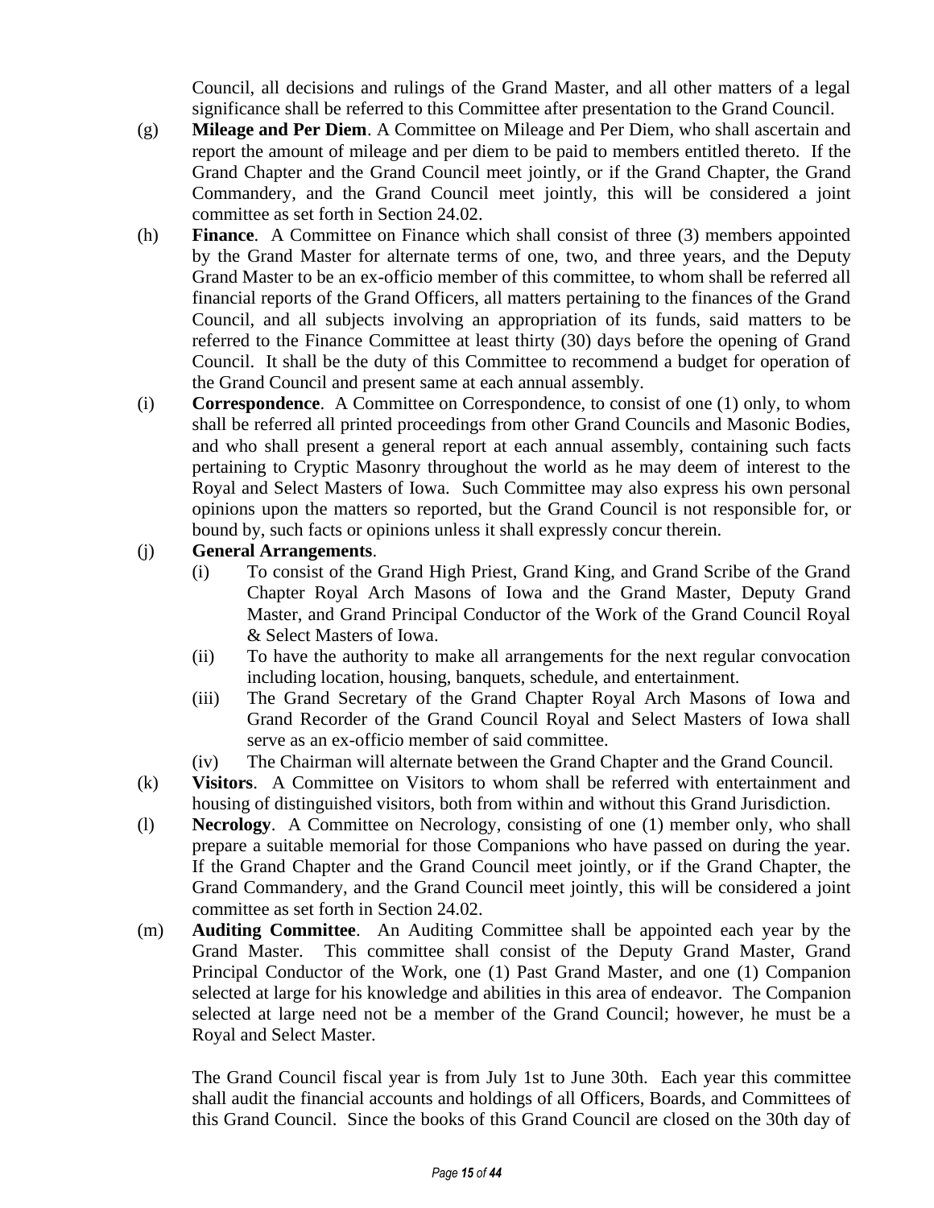Council, all decisions and rulings of the Grand Master, and all other matters of a legal significance shall be referred to this Committee after presentation to the Grand Council.

(g) **Mileage and Per Diem**. A Committee on Mileage and Per Diem, who shall ascertain and report the amount of mileage and per diem to be paid to members entitled thereto. If the Grand Chapter and the Grand Council meet jointly, or if the Grand Chapter, the Grand Commandery, and the Grand Council meet jointly, this will be considered a joint committee as set forth in Section 24.02.

(h) **Finance**. A Committee on Finance which shall consist of three (3) members appointed by the Grand Master for alternate terms of one, two, and three years, and the Deputy Grand Master to be an ex-officio member of this committee, to whom shall be referred all financial reports of the Grand Officers, all matters pertaining to the finances of the Grand Council, and all subjects involving an appropriation of its funds, said matters to be referred to the Finance Committee at least thirty (30) days before the opening of Grand Council. It shall be the duty of this Committee to recommend a budget for operation of the Grand Council and present same at each annual assembly.

(i) **Correspondence**. A Committee on Correspondence, to consist of one (1) only, to whom shall be referred all printed proceedings from other Grand Councils and Masonic Bodies, and who shall present a general report at each annual assembly, containing such facts pertaining to Cryptic Masonry throughout the world as he may deem of interest to the Royal and Select Masters of Iowa. Such Committee may also express his own personal opinions upon the matters so reported, but the Grand Council is not responsible for, or bound by, such facts or opinions unless it shall expressly concur therein.

(j) **General Arrangements**.

 (i) To consist of the Grand High Priest, Grand King, and Grand Scribe of the Grand Chapter Royal Arch Masons of Iowa and the Grand Master, Deputy Grand Master, and Grand Principal Conductor of the Work of the Grand Council Royal & Select Masters of Iowa.

 (ii) To have the authority to make all arrangements for the next regular convocation including location, housing, banquets, schedule, and entertainment.

 (iii) The Grand Secretary of the Grand Chapter Royal Arch Masons of Iowa and Grand Recorder of the Grand Council Royal and Select Masters of Iowa shall serve as an ex-officio member of said committee.

 (iv) The Chairman will alternate between the Grand Chapter and the Grand Council.

(k) **Visitors**. A Committee on Visitors to whom shall be referred with entertainment and housing of distinguished visitors, both from within and without this Grand Jurisdiction.

(l) **Necrology**. A Committee on Necrology, consisting of one (1) member only, who shall prepare a suitable memorial for those Companions who have passed on during the year. If the Grand Chapter and the Grand Council meet jointly, or if the Grand Chapter, the Grand Commandery, and the Grand Council meet jointly, this will be considered a joint committee as set forth in Section 24.02.

(m) **Auditing Committee**. An Auditing Committee shall be appointed each year by the Grand Master. This committee shall consist of the Deputy Grand Master, Grand Principal Conductor of the Work, one (1) Past Grand Master, and one (1) Companion selected at large for his knowledge and abilities in this area of endeavor. The Companion selected at large need not be a member of the Grand Council; however, he must be a Royal and Select Master.

 The Grand Council fiscal year is from July 1st to June 30th. Each year this committee shall audit the financial accounts and holdings of all Officers, Boards, and Committees of this Grand Council. Since the books of this Grand Council are closed on the 30th day of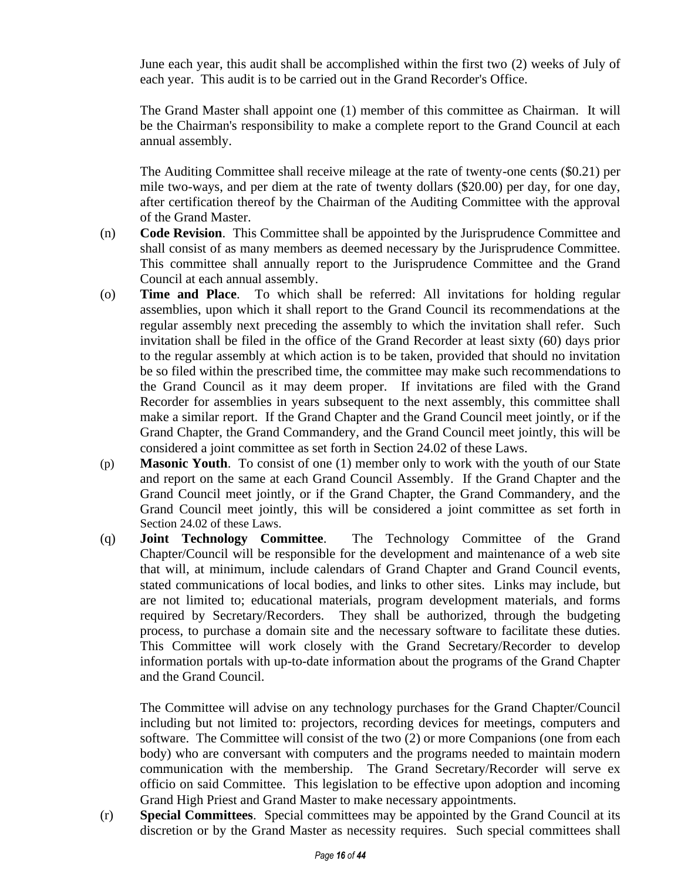June each year, this audit shall be accomplished within the first two (2) weeks of July of each year. This audit is to be carried out in the Grand Recorder's Office.

The Grand Master shall appoint one (1) member of this committee as Chairman. It will be the Chairman's responsibility to make a complete report to the Grand Council at each annual assembly.

The Auditing Committee shall receive mileage at the rate of twenty-one cents ($0.21) per mile two-ways, and per diem at the rate of twenty dollars ($20.00) per day, for one day, after certification thereof by the Chairman of the Auditing Committee with the approval of the Grand Master.

(n) **Code Revision**. This Committee shall be appointed by the Jurisprudence Committee and shall consist of as many members as deemed necessary by the Jurisprudence Committee. This committee shall annually report to the Jurisprudence Committee and the Grand Council at each annual assembly.

(o) **Time and Place**. To which shall be referred: All invitations for holding regular assemblies, upon which it shall report to the Grand Council its recommendations at the regular assembly next preceding the assembly to which the invitation shall refer. Such invitation shall be filed in the office of the Grand Recorder at least sixty (60) days prior to the regular assembly at which action is to be taken, provided that should no invitation be so filed within the prescribed time, the committee may make such recommendations to the Grand Council as it may deem proper. If invitations are filed with the Grand Recorder for assemblies in years subsequent to the next assembly, this committee shall make a similar report. If the Grand Chapter and the Grand Council meet jointly, or if the Grand Chapter, the Grand Commandery, and the Grand Council meet jointly, this will be considered a joint committee as set forth in Section 24.02 of these Laws.

(p) **Masonic Youth**. To consist of one (1) member only to work with the youth of our State and report on the same at each Grand Council Assembly. If the Grand Chapter and the Grand Council meet jointly, or if the Grand Chapter, the Grand Commandery, and the Grand Council meet jointly, this will be considered a joint committee as set forth in Section 24.02 of these Laws.

(q) **Joint Technology Committee**. The Technology Committee of the Grand Chapter/Council will be responsible for the development and maintenance of a web site that will, at minimum, include calendars of Grand Chapter and Grand Council events, stated communications of local bodies, and links to other sites. Links may include, but are not limited to; educational materials, program development materials, and forms required by Secretary/Recorders. They shall be authorized, through the budgeting process, to purchase a domain site and the necessary software to facilitate these duties. This Committee will work closely with the Grand Secretary/Recorder to develop information portals with up-to-date information about the programs of the Grand Chapter and the Grand Council.

The Committee will advise on any technology purchases for the Grand Chapter/Council including but not limited to: projectors, recording devices for meetings, computers and software. The Committee will consist of the two (2) or more Companions (one from each body) who are conversant with computers and the programs needed to maintain modern communication with the membership. The Grand Secretary/Recorder will serve ex officio on said Committee. This legislation to be effective upon adoption and incoming Grand High Priest and Grand Master to make necessary appointments.

(r) **Special Committees**. Special committees may be appointed by the Grand Council at its discretion or by the Grand Master as necessity requires. Such special committees shall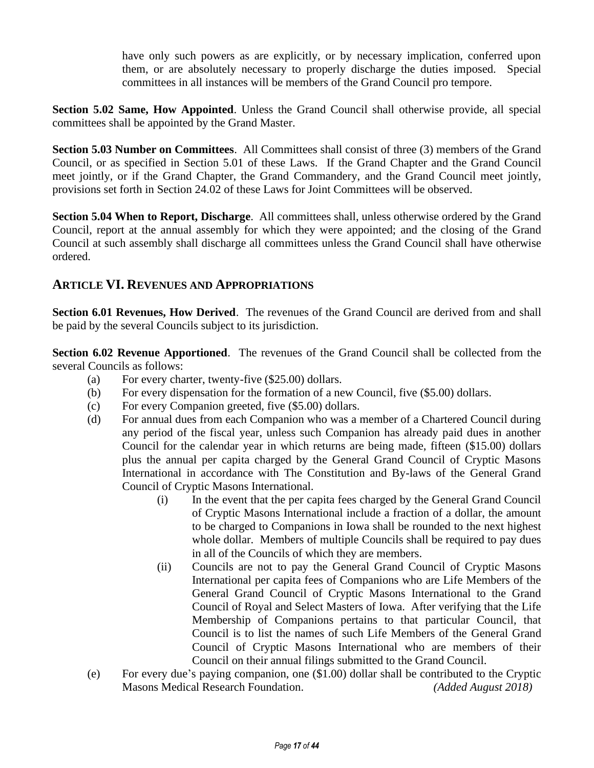have only such powers as are explicitly, or by necessary implication, conferred upon them, or are absolutely necessary to properly discharge the duties imposed. Special committees in all instances will be members of the Grand Council pro tempore.

**Section 5.02 Same, How Appointed**. Unless the Grand Council shall otherwise provide, all special committees shall be appointed by the Grand Master.

**Section 5.03 Number on Committees**. All Committees shall consist of three (3) members of the Grand Council, or as specified in Section 5.01 of these Laws. If the Grand Chapter and the Grand Council meet jointly, or if the Grand Chapter, the Grand Commandery, and the Grand Council meet jointly, provisions set forth in Section 24.02 of these Laws for Joint Committees will be observed.

**Section 5.04 When to Report, Discharge**. All committees shall, unless otherwise ordered by the Grand Council, report at the annual assembly for which they were appointed; and the closing of the Grand Council at such assembly shall discharge all committees unless the Grand Council shall have otherwise ordered.

## ARTICLE VI. REVENUES AND APPROPRIATIONS

**Section 6.01 Revenues, How Derived**. The revenues of the Grand Council are derived from and shall be paid by the several Councils subject to its jurisdiction.

**Section 6.02 Revenue Apportioned**. The revenues of the Grand Council shall be collected from the several Councils as follows:

(a) For every charter, twenty-five ($25.00) dollars.

(b) For every dispensation for the formation of a new Council, five ($5.00) dollars.

(c) For every Companion greeted, five ($5.00) dollars.

(d) For annual dues from each Companion who was a member of a Chartered Council during any period of the fiscal year, unless such Companion has already paid dues in another Council for the calendar year in which returns are being made, fifteen ($15.00) dollars plus the annual per capita charged by the General Grand Council of Cryptic Masons International in accordance with The Constitution and By-laws of the General Grand Council of Cryptic Masons International.

   (i) In the event that the per capita fees charged by the General Grand Council of Cryptic Masons International include a fraction of a dollar, the amount to be charged to Companions in Iowa shall be rounded to the next highest whole dollar. Members of multiple Councils shall be required to pay dues in all of the Councils of which they are members.

   (ii) Councils are not to pay the General Grand Council of Cryptic Masons International per capita fees of Companions who are Life Members of the General Grand Council of Cryptic Masons International to the Grand Council of Royal and Select Masters of Iowa. After verifying that the Life Membership of Companions pertains to that particular Council, that Council is to list the names of such Life Members of the General Grand Council of Cryptic Masons International who are members of their Council on their annual filings submitted to the Grand Council.

(e) For every due's paying companion, one ($1.00) dollar shall be contributed to the Cryptic Masons Medical Research Foundation. *(Added August 2018)*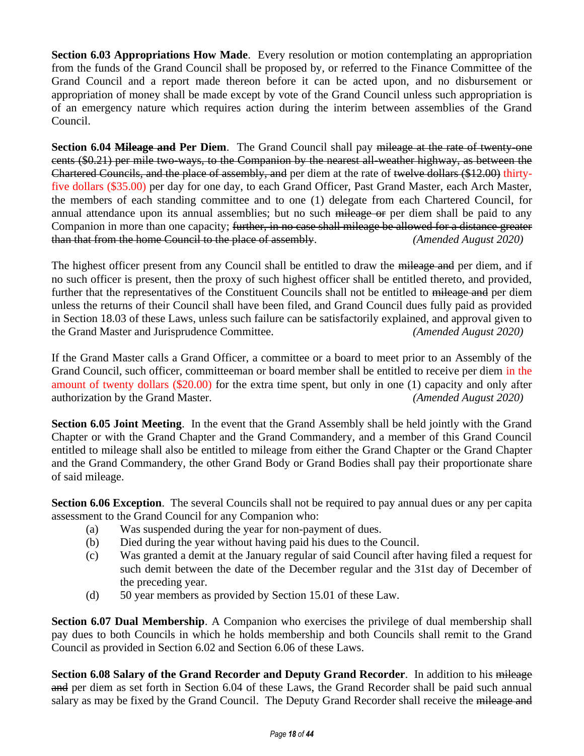**Section 6.03 Appropriations How Made**. Every resolution or motion contemplating an appropriation from the funds of the Grand Council shall be proposed by, or referred to the Finance Committee of the Grand Council and a report made thereon before it can be acted upon, and no disbursement or appropriation of money shall be made except by vote of the Grand Council unless such appropriation is of an emergency nature which requires action during the interim between assemblies of the Grand Council.

**Section 6.04 ~~Mileage and~~ Per Diem**. The Grand Council shall pay ~~mileage at the rate of twenty-one cents ($0.21) per mile two-ways, to the Companion by the nearest all-weather highway, as between the Chartered Councils, and the place of assembly, and~~ per diem at the rate of ~~twelve dollars ($12.00)~~ thirty-five dollars ($35.00) per day for one day, to each Grand Officer, Past Grand Master, each Arch Master, the members of each standing committee and to one (1) delegate from each Chartered Council, for annual attendance upon its annual assemblies; but no such ~~mileage or~~ per diem shall be paid to any Companion in more than one capacity; ~~further, in no case shall mileage be allowed for a distance greater than that from the home Council to the place of assembly~~. *(Amended August 2020)*

The highest officer present from any Council shall be entitled to draw the ~~mileage and~~ per diem, and if no such officer is present, then the proxy of such highest officer shall be entitled thereto, and provided, further that the representatives of the Constituent Councils shall not be entitled to ~~mileage and~~ per diem unless the returns of their Council shall have been filed, and Grand Council dues fully paid as provided in Section 18.03 of these Laws, unless such failure can be satisfactorily explained, and approval given to the Grand Master and Jurisprudence Committee. *(Amended August 2020)*

If the Grand Master calls a Grand Officer, a committee or a board to meet prior to an Assembly of the Grand Council, such officer, committeeman or board member shall be entitled to receive per diem in the amount of twenty dollars ($20.00) for the extra time spent, but only in one (1) capacity and only after authorization by the Grand Master. *(Amended August 2020)*

**Section 6.05 Joint Meeting**. In the event that the Grand Assembly shall be held jointly with the Grand Chapter or with the Grand Chapter and the Grand Commandery, and a member of this Grand Council entitled to mileage shall also be entitled to mileage from either the Grand Chapter or the Grand Chapter and the Grand Commandery, the other Grand Body or Grand Bodies shall pay their proportionate share of said mileage.

**Section 6.06 Exception**. The several Councils shall not be required to pay annual dues or any per capita assessment to the Grand Council for any Companion who:

- (a) Was suspended during the year for non-payment of dues.
- (b) Died during the year without having paid his dues to the Council.
- (c) Was granted a demit at the January regular of said Council after having filed a request for such demit between the date of the December regular and the 31st day of December of the preceding year.
- (d) 50 year members as provided by Section 15.01 of these Law.

**Section 6.07 Dual Membership**. A Companion who exercises the privilege of dual membership shall pay dues to both Councils in which he holds membership and both Councils shall remit to the Grand Council as provided in Section 6.02 and Section 6.06 of these Laws.

**Section 6.08 Salary of the Grand Recorder and Deputy Grand Recorder**. In addition to his ~~mileage and~~ per diem as set forth in Section 6.04 of these Laws, the Grand Recorder shall be paid such annual salary as may be fixed by the Grand Council. The Deputy Grand Recorder shall receive the ~~mileage and~~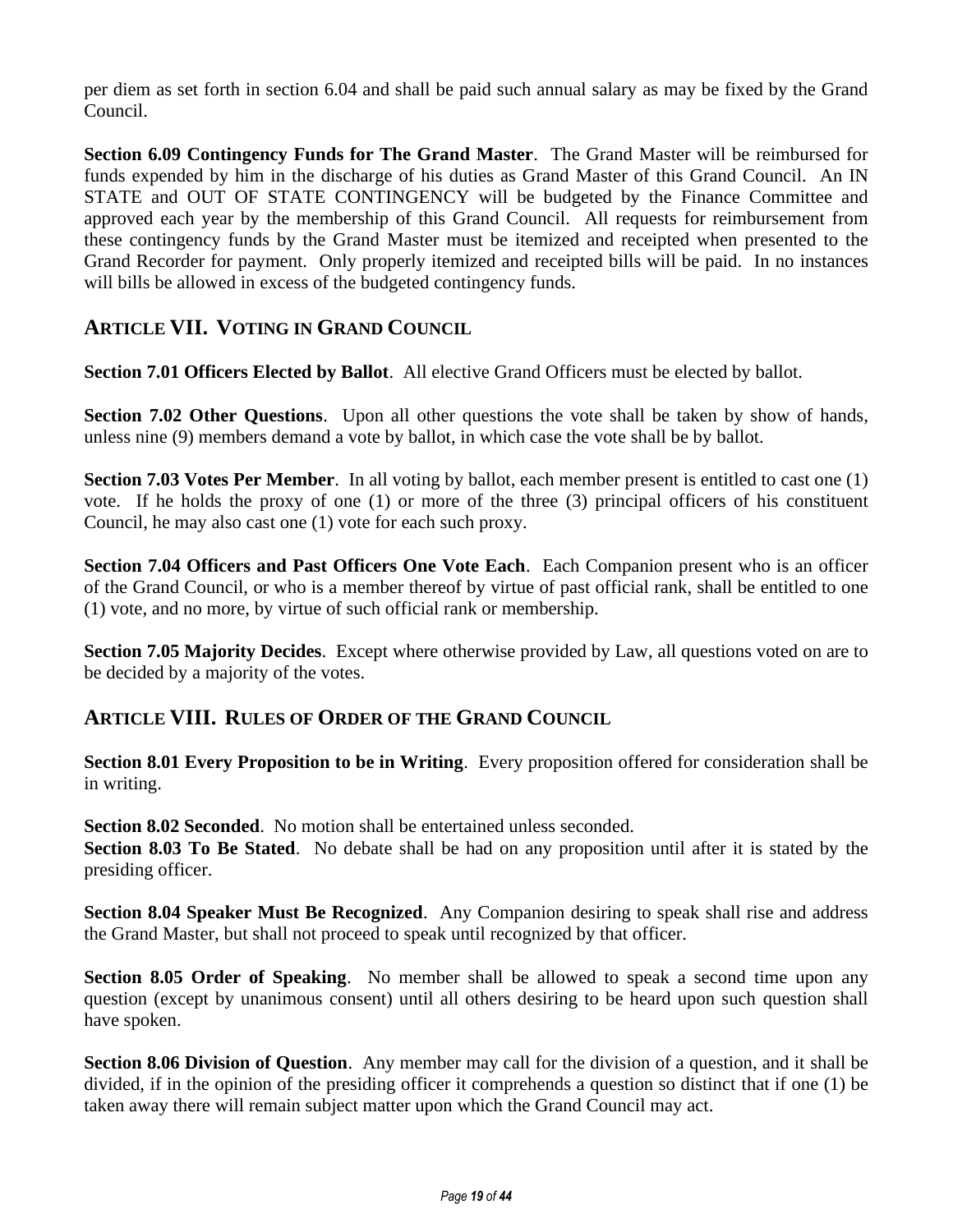per diem as set forth in section 6.04 and shall be paid such annual salary as may be fixed by the Grand Council.

**Section 6.09 Contingency Funds for The Grand Master**. The Grand Master will be reimbursed for funds expended by him in the discharge of his duties as Grand Master of this Grand Council. An IN STATE and OUT OF STATE CONTINGENCY will be budgeted by the Finance Committee and approved each year by the membership of this Grand Council. All requests for reimbursement from these contingency funds by the Grand Master must be itemized and receipted when presented to the Grand Recorder for payment. Only properly itemized and receipted bills will be paid. In no instances will bills be allowed in excess of the budgeted contingency funds.

## ARTICLE VII. VOTING IN GRAND COUNCIL

**Section 7.01 Officers Elected by Ballot**. All elective Grand Officers must be elected by ballot.

**Section 7.02 Other Questions**. Upon all other questions the vote shall be taken by show of hands, unless nine (9) members demand a vote by ballot, in which case the vote shall be by ballot.

**Section 7.03 Votes Per Member**. In all voting by ballot, each member present is entitled to cast one (1) vote. If he holds the proxy of one (1) or more of the three (3) principal officers of his constituent Council, he may also cast one (1) vote for each such proxy.

**Section 7.04 Officers and Past Officers One Vote Each**. Each Companion present who is an officer of the Grand Council, or who is a member thereof by virtue of past official rank, shall be entitled to one (1) vote, and no more, by virtue of such official rank or membership.

**Section 7.05 Majority Decides**. Except where otherwise provided by Law, all questions voted on are to be decided by a majority of the votes.

## ARTICLE VIII. RULES OF ORDER OF THE GRAND COUNCIL

**Section 8.01 Every Proposition to be in Writing**. Every proposition offered for consideration shall be in writing.

**Section 8.02 Seconded**. No motion shall be entertained unless seconded.
**Section 8.03 To Be Stated**. No debate shall be had on any proposition until after it is stated by the presiding officer.

**Section 8.04 Speaker Must Be Recognized**. Any Companion desiring to speak shall rise and address the Grand Master, but shall not proceed to speak until recognized by that officer.

**Section 8.05 Order of Speaking**. No member shall be allowed to speak a second time upon any question (except by unanimous consent) until all others desiring to be heard upon such question shall have spoken.

**Section 8.06 Division of Question**. Any member may call for the division of a question, and it shall be divided, if in the opinion of the presiding officer it comprehends a question so distinct that if one (1) be taken away there will remain subject matter upon which the Grand Council may act.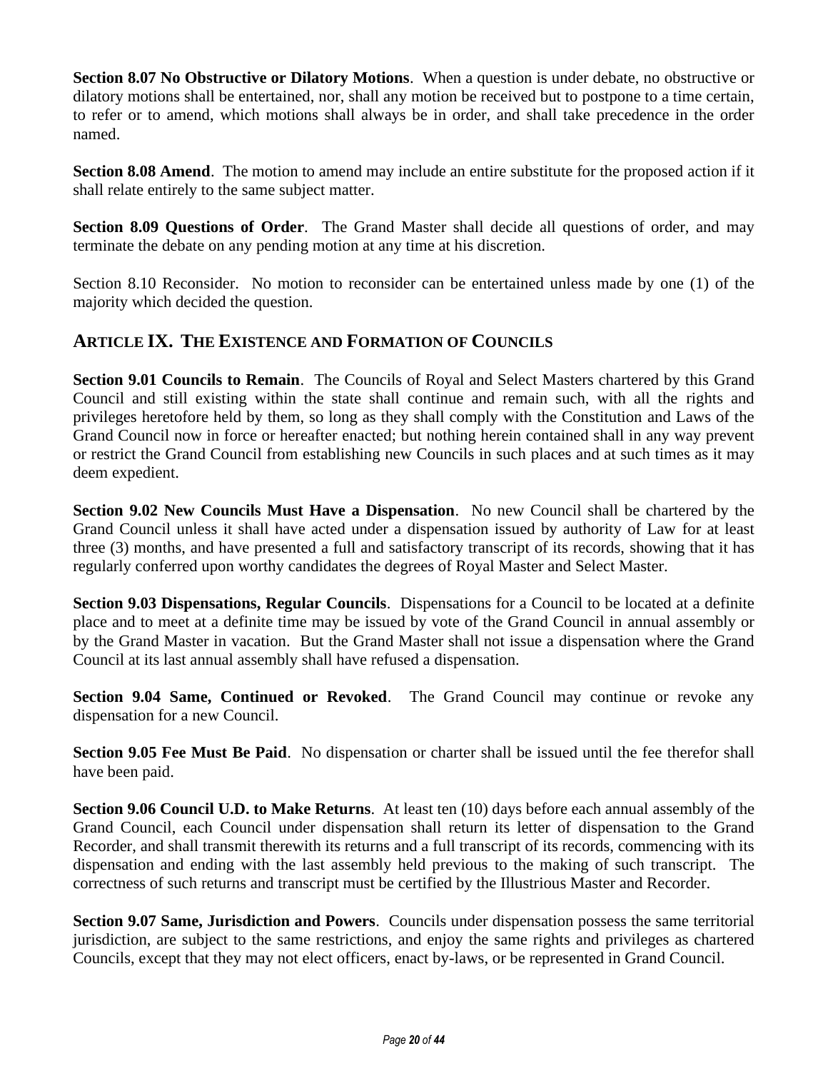**Section 8.07 No Obstructive or Dilatory Motions**. When a question is under debate, no obstructive or dilatory motions shall be entertained, nor, shall any motion be received but to postpone to a time certain, to refer or to amend, which motions shall always be in order, and shall take precedence in the order named.

**Section 8.08 Amend**. The motion to amend may include an entire substitute for the proposed action if it shall relate entirely to the same subject matter.

**Section 8.09 Questions of Order**. The Grand Master shall decide all questions of order, and may terminate the debate on any pending motion at any time at his discretion.

Section 8.10 Reconsider. No motion to reconsider can be entertained unless made by one (1) of the majority which decided the question.

## ARTICLE IX. THE EXISTENCE AND FORMATION OF COUNCILS

**Section 9.01 Councils to Remain**. The Councils of Royal and Select Masters chartered by this Grand Council and still existing within the state shall continue and remain such, with all the rights and privileges heretofore held by them, so long as they shall comply with the Constitution and Laws of the Grand Council now in force or hereafter enacted; but nothing herein contained shall in any way prevent or restrict the Grand Council from establishing new Councils in such places and at such times as it may deem expedient.

**Section 9.02 New Councils Must Have a Dispensation**. No new Council shall be chartered by the Grand Council unless it shall have acted under a dispensation issued by authority of Law for at least three (3) months, and have presented a full and satisfactory transcript of its records, showing that it has regularly conferred upon worthy candidates the degrees of Royal Master and Select Master.

**Section 9.03 Dispensations, Regular Councils**. Dispensations for a Council to be located at a definite place and to meet at a definite time may be issued by vote of the Grand Council in annual assembly or by the Grand Master in vacation. But the Grand Master shall not issue a dispensation where the Grand Council at its last annual assembly shall have refused a dispensation.

**Section 9.04 Same, Continued or Revoked**. The Grand Council may continue or revoke any dispensation for a new Council.

**Section 9.05 Fee Must Be Paid**. No dispensation or charter shall be issued until the fee therefor shall have been paid.

**Section 9.06 Council U.D. to Make Returns**. At least ten (10) days before each annual assembly of the Grand Council, each Council under dispensation shall return its letter of dispensation to the Grand Recorder, and shall transmit therewith its returns and a full transcript of its records, commencing with its dispensation and ending with the last assembly held previous to the making of such transcript. The correctness of such returns and transcript must be certified by the Illustrious Master and Recorder.

**Section 9.07 Same, Jurisdiction and Powers**. Councils under dispensation possess the same territorial jurisdiction, are subject to the same restrictions, and enjoy the same rights and privileges as chartered Councils, except that they may not elect officers, enact by-laws, or be represented in Grand Council.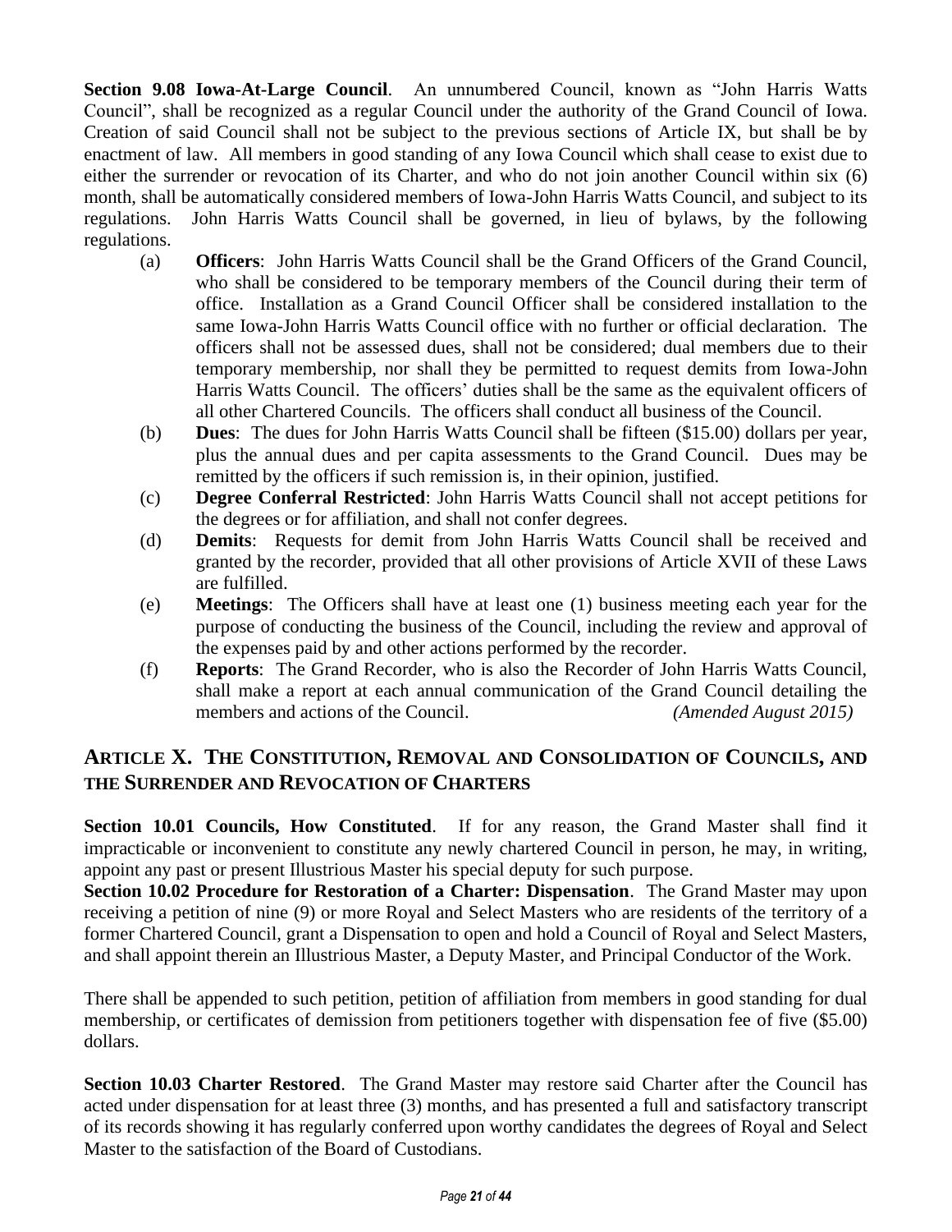**Section 9.08 Iowa-At-Large Council**. An unnumbered Council, known as "John Harris Watts Council", shall be recognized as a regular Council under the authority of the Grand Council of Iowa. Creation of said Council shall not be subject to the previous sections of Article IX, but shall be by enactment of law. All members in good standing of any Iowa Council which shall cease to exist due to either the surrender or revocation of its Charter, and who do not join another Council within six (6) month, shall be automatically considered members of Iowa-John Harris Watts Council, and subject to its regulations. John Harris Watts Council shall be governed, in lieu of bylaws, by the following regulations.

(a) **Officers**: John Harris Watts Council shall be the Grand Officers of the Grand Council, who shall be considered to be temporary members of the Council during their term of office. Installation as a Grand Council Officer shall be considered installation to the same Iowa-John Harris Watts Council office with no further or official declaration. The officers shall not be assessed dues, shall not be considered; dual members due to their temporary membership, nor shall they be permitted to request demits from Iowa-John Harris Watts Council. The officers' duties shall be the same as the equivalent officers of all other Chartered Councils. The officers shall conduct all business of the Council.

(b) **Dues**: The dues for John Harris Watts Council shall be fifteen ($15.00) dollars per year, plus the annual dues and per capita assessments to the Grand Council. Dues may be remitted by the officers if such remission is, in their opinion, justified.

(c) **Degree Conferral Restricted**: John Harris Watts Council shall not accept petitions for the degrees or for affiliation, and shall not confer degrees.

(d) **Demits**: Requests for demit from John Harris Watts Council shall be received and granted by the recorder, provided that all other provisions of Article XVII of these Laws are fulfilled.

(e) **Meetings**: The Officers shall have at least one (1) business meeting each year for the purpose of conducting the business of the Council, including the review and approval of the expenses paid by and other actions performed by the recorder.

(f) **Reports**: The Grand Recorder, who is also the Recorder of John Harris Watts Council, shall make a report at each annual communication of the Grand Council detailing the members and actions of the Council. *(Amended August 2015)*

## ARTICLE X. THE CONSTITUTION, REMOVAL AND CONSOLIDATION OF COUNCILS, AND THE SURRENDER AND REVOCATION OF CHARTERS

**Section 10.01 Councils, How Constituted**. If for any reason, the Grand Master shall find it impracticable or inconvenient to constitute any newly chartered Council in person, he may, in writing, appoint any past or present Illustrious Master his special deputy for such purpose.

**Section 10.02 Procedure for Restoration of a Charter: Dispensation**. The Grand Master may upon receiving a petition of nine (9) or more Royal and Select Masters who are residents of the territory of a former Chartered Council, grant a Dispensation to open and hold a Council of Royal and Select Masters, and shall appoint therein an Illustrious Master, a Deputy Master, and Principal Conductor of the Work.

There shall be appended to such petition, petition of affiliation from members in good standing for dual membership, or certificates of demission from petitioners together with dispensation fee of five ($5.00) dollars.

**Section 10.03 Charter Restored**. The Grand Master may restore said Charter after the Council has acted under dispensation for at least three (3) months, and has presented a full and satisfactory transcript of its records showing it has regularly conferred upon worthy candidates the degrees of Royal and Select Master to the satisfaction of the Board of Custodians.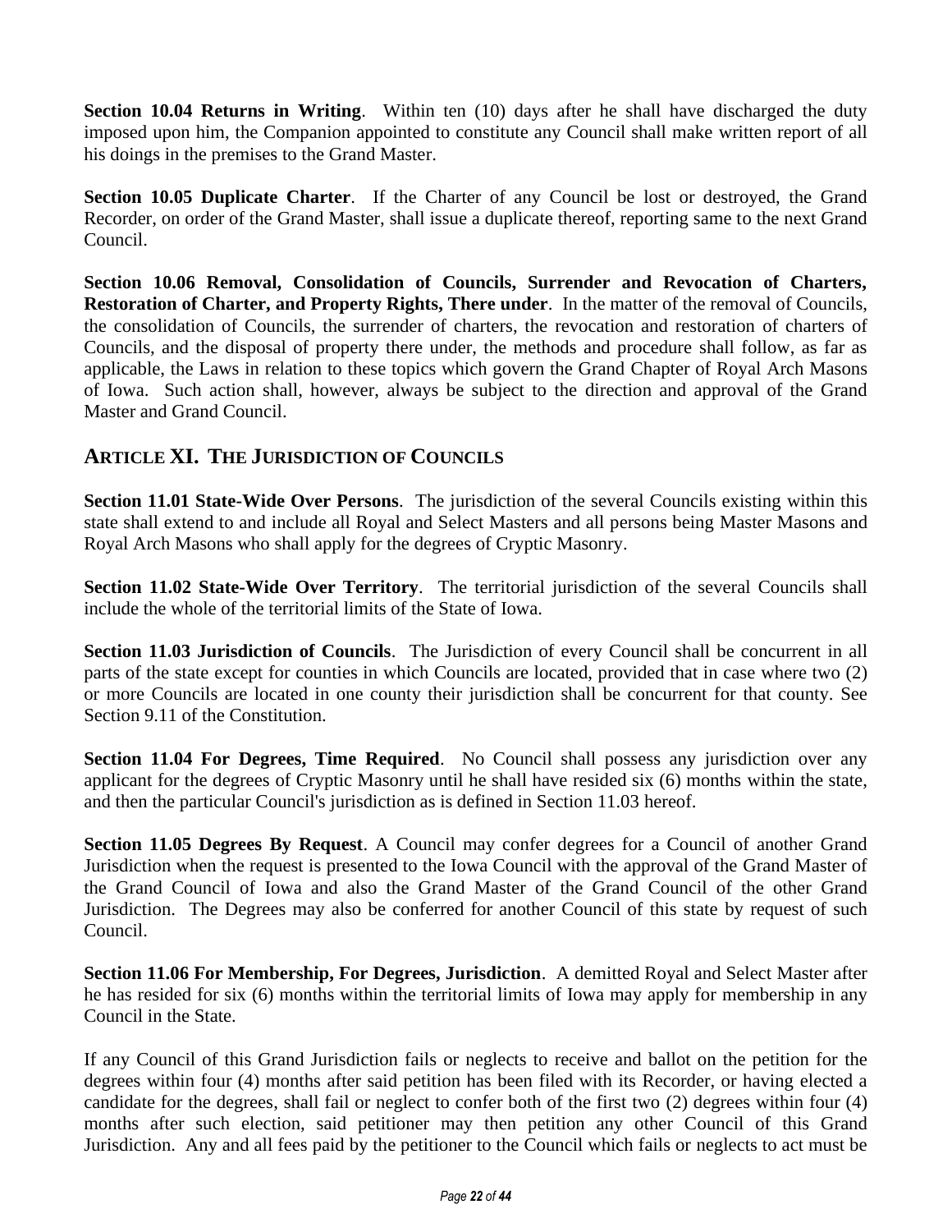**Section 10.04 Returns in Writing**. Within ten (10) days after he shall have discharged the duty imposed upon him, the Companion appointed to constitute any Council shall make written report of all his doings in the premises to the Grand Master.

**Section 10.05 Duplicate Charter**. If the Charter of any Council be lost or destroyed, the Grand Recorder, on order of the Grand Master, shall issue a duplicate thereof, reporting same to the next Grand Council.

**Section 10.06 Removal, Consolidation of Councils, Surrender and Revocation of Charters, Restoration of Charter, and Property Rights, There under**. In the matter of the removal of Councils, the consolidation of Councils, the surrender of charters, the revocation and restoration of charters of Councils, and the disposal of property there under, the methods and procedure shall follow, as far as applicable, the Laws in relation to these topics which govern the Grand Chapter of Royal Arch Masons of Iowa. Such action shall, however, always be subject to the direction and approval of the Grand Master and Grand Council.

## ARTICLE XI. THE JURISDICTION OF COUNCILS

**Section 11.01 State-Wide Over Persons**. The jurisdiction of the several Councils existing within this state shall extend to and include all Royal and Select Masters and all persons being Master Masons and Royal Arch Masons who shall apply for the degrees of Cryptic Masonry.

**Section 11.02 State-Wide Over Territory**. The territorial jurisdiction of the several Councils shall include the whole of the territorial limits of the State of Iowa.

**Section 11.03 Jurisdiction of Councils**. The Jurisdiction of every Council shall be concurrent in all parts of the state except for counties in which Councils are located, provided that in case where two (2) or more Councils are located in one county their jurisdiction shall be concurrent for that county. See Section 9.11 of the Constitution.

**Section 11.04 For Degrees, Time Required**. No Council shall possess any jurisdiction over any applicant for the degrees of Cryptic Masonry until he shall have resided six (6) months within the state, and then the particular Council's jurisdiction as is defined in Section 11.03 hereof.

**Section 11.05 Degrees By Request**. A Council may confer degrees for a Council of another Grand Jurisdiction when the request is presented to the Iowa Council with the approval of the Grand Master of the Grand Council of Iowa and also the Grand Master of the Grand Council of the other Grand Jurisdiction. The Degrees may also be conferred for another Council of this state by request of such Council.

**Section 11.06 For Membership, For Degrees, Jurisdiction**. A demitted Royal and Select Master after he has resided for six (6) months within the territorial limits of Iowa may apply for membership in any Council in the State.

If any Council of this Grand Jurisdiction fails or neglects to receive and ballot on the petition for the degrees within four (4) months after said petition has been filed with its Recorder, or having elected a candidate for the degrees, shall fail or neglect to confer both of the first two (2) degrees within four (4) months after such election, said petitioner may then petition any other Council of this Grand Jurisdiction. Any and all fees paid by the petitioner to the Council which fails or neglects to act must be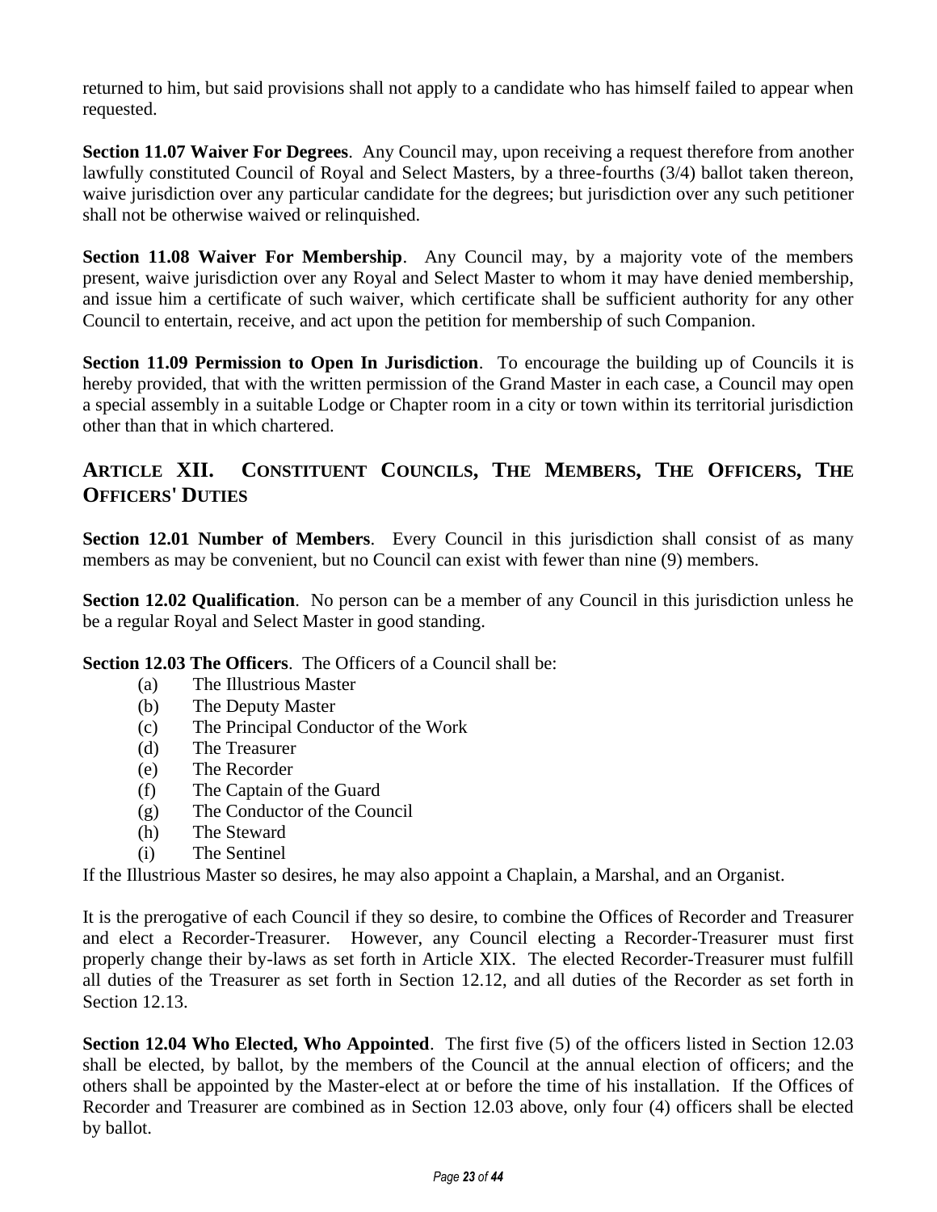returned to him, but said provisions shall not apply to a candidate who has himself failed to appear when requested.

**Section 11.07 Waiver For Degrees**. Any Council may, upon receiving a request therefore from another lawfully constituted Council of Royal and Select Masters, by a three-fourths (3/4) ballot taken thereon, waive jurisdiction over any particular candidate for the degrees; but jurisdiction over any such petitioner shall not be otherwise waived or relinquished.

**Section 11.08 Waiver For Membership**. Any Council may, by a majority vote of the members present, waive jurisdiction over any Royal and Select Master to whom it may have denied membership, and issue him a certificate of such waiver, which certificate shall be sufficient authority for any other Council to entertain, receive, and act upon the petition for membership of such Companion.

**Section 11.09 Permission to Open In Jurisdiction**. To encourage the building up of Councils it is hereby provided, that with the written permission of the Grand Master in each case, a Council may open a special assembly in a suitable Lodge or Chapter room in a city or town within its territorial jurisdiction other than that in which chartered.

## ARTICLE XII. CONSTITUENT COUNCILS, THE MEMBERS, THE OFFICERS, THE OFFICERS' DUTIES

**Section 12.01 Number of Members**. Every Council in this jurisdiction shall consist of as many members as may be convenient, but no Council can exist with fewer than nine (9) members.

**Section 12.02 Qualification**. No person can be a member of any Council in this jurisdiction unless he be a regular Royal and Select Master in good standing.

**Section 12.03 The Officers**. The Officers of a Council shall be:

- (a) The Illustrious Master
- (b) The Deputy Master
- (c) The Principal Conductor of the Work
- (d) The Treasurer
- (e) The Recorder
- (f) The Captain of the Guard
- (g) The Conductor of the Council
- (h) The Steward
- (i) The Sentinel

If the Illustrious Master so desires, he may also appoint a Chaplain, a Marshal, and an Organist.

It is the prerogative of each Council if they so desire, to combine the Offices of Recorder and Treasurer and elect a Recorder-Treasurer. However, any Council electing a Recorder-Treasurer must first properly change their by-laws as set forth in Article XIX. The elected Recorder-Treasurer must fulfill all duties of the Treasurer as set forth in Section 12.12, and all duties of the Recorder as set forth in Section 12.13.

**Section 12.04 Who Elected, Who Appointed**. The first five (5) of the officers listed in Section 12.03 shall be elected, by ballot, by the members of the Council at the annual election of officers; and the others shall be appointed by the Master-elect at or before the time of his installation. If the Offices of Recorder and Treasurer are combined as in Section 12.03 above, only four (4) officers shall be elected by ballot.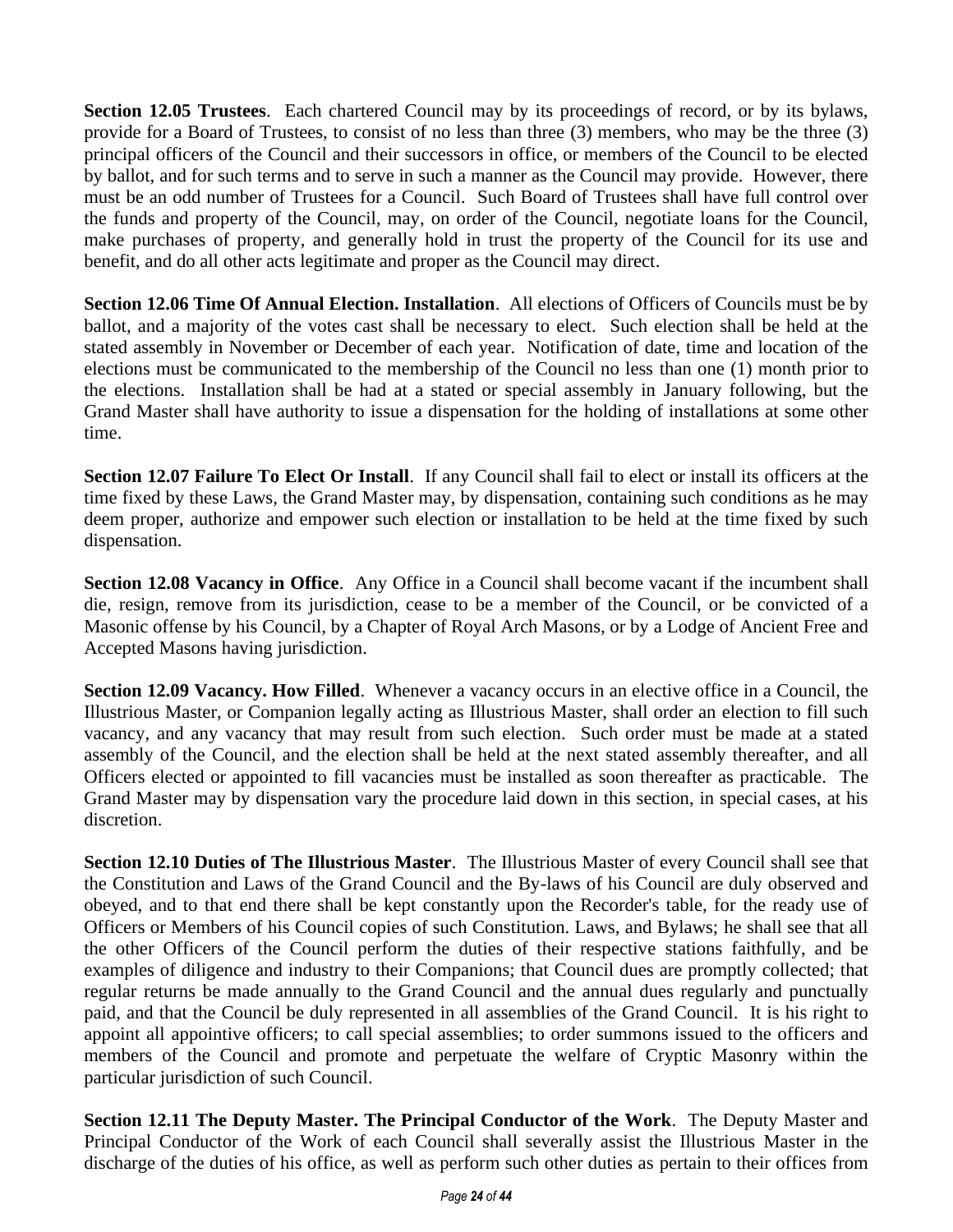**Section 12.05 Trustees**. Each chartered Council may by its proceedings of record, or by its bylaws, provide for a Board of Trustees, to consist of no less than three (3) members, who may be the three (3) principal officers of the Council and their successors in office, or members of the Council to be elected by ballot, and for such terms and to serve in such a manner as the Council may provide. However, there must be an odd number of Trustees for a Council. Such Board of Trustees shall have full control over the funds and property of the Council, may, on order of the Council, negotiate loans for the Council, make purchases of property, and generally hold in trust the property of the Council for its use and benefit, and do all other acts legitimate and proper as the Council may direct.

**Section 12.06 Time Of Annual Election. Installation**. All elections of Officers of Councils must be by ballot, and a majority of the votes cast shall be necessary to elect. Such election shall be held at the stated assembly in November or December of each year. Notification of date, time and location of the elections must be communicated to the membership of the Council no less than one (1) month prior to the elections. Installation shall be had at a stated or special assembly in January following, but the Grand Master shall have authority to issue a dispensation for the holding of installations at some other time.

**Section 12.07 Failure To Elect Or Install**. If any Council shall fail to elect or install its officers at the time fixed by these Laws, the Grand Master may, by dispensation, containing such conditions as he may deem proper, authorize and empower such election or installation to be held at the time fixed by such dispensation.

**Section 12.08 Vacancy in Office**. Any Office in a Council shall become vacant if the incumbent shall die, resign, remove from its jurisdiction, cease to be a member of the Council, or be convicted of a Masonic offense by his Council, by a Chapter of Royal Arch Masons, or by a Lodge of Ancient Free and Accepted Masons having jurisdiction.

**Section 12.09 Vacancy. How Filled**. Whenever a vacancy occurs in an elective office in a Council, the Illustrious Master, or Companion legally acting as Illustrious Master, shall order an election to fill such vacancy, and any vacancy that may result from such election. Such order must be made at a stated assembly of the Council, and the election shall be held at the next stated assembly thereafter, and all Officers elected or appointed to fill vacancies must be installed as soon thereafter as practicable. The Grand Master may by dispensation vary the procedure laid down in this section, in special cases, at his discretion.

**Section 12.10 Duties of The Illustrious Master**. The Illustrious Master of every Council shall see that the Constitution and Laws of the Grand Council and the By-laws of his Council are duly observed and obeyed, and to that end there shall be kept constantly upon the Recorder's table, for the ready use of Officers or Members of his Council copies of such Constitution. Laws, and Bylaws; he shall see that all the other Officers of the Council perform the duties of their respective stations faithfully, and be examples of diligence and industry to their Companions; that Council dues are promptly collected; that regular returns be made annually to the Grand Council and the annual dues regularly and punctually paid, and that the Council be duly represented in all assemblies of the Grand Council. It is his right to appoint all appointive officers; to call special assemblies; to order summons issued to the officers and members of the Council and promote and perpetuate the welfare of Cryptic Masonry within the particular jurisdiction of such Council.

**Section 12.11 The Deputy Master. The Principal Conductor of the Work**. The Deputy Master and Principal Conductor of the Work of each Council shall severally assist the Illustrious Master in the discharge of the duties of his office, as well as perform such other duties as pertain to their offices from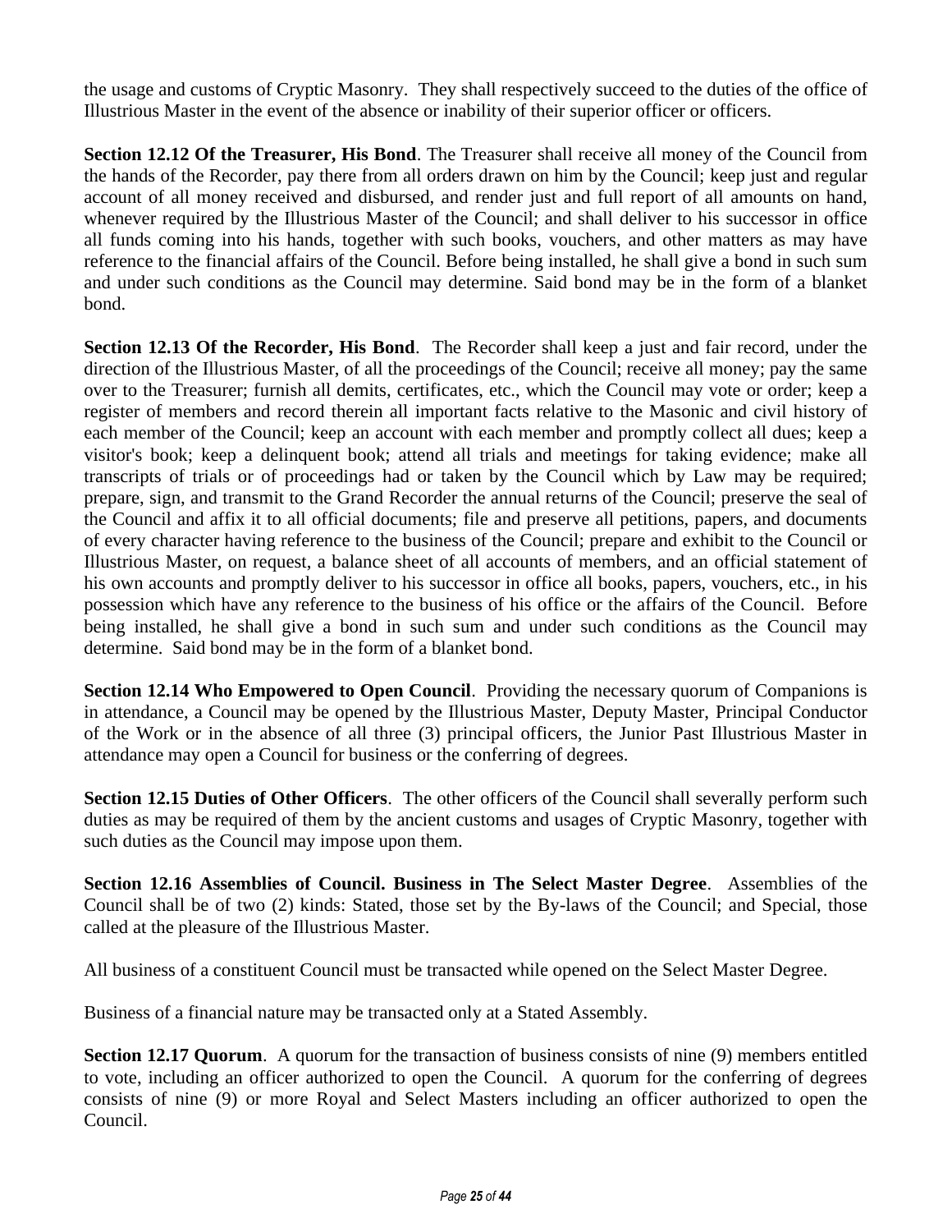the usage and customs of Cryptic Masonry. They shall respectively succeed to the duties of the office of Illustrious Master in the event of the absence or inability of their superior officer or officers.

**Section 12.12 Of the Treasurer, His Bond**. The Treasurer shall receive all money of the Council from the hands of the Recorder, pay there from all orders drawn on him by the Council; keep just and regular account of all money received and disbursed, and render just and full report of all amounts on hand, whenever required by the Illustrious Master of the Council; and shall deliver to his successor in office all funds coming into his hands, together with such books, vouchers, and other matters as may have reference to the financial affairs of the Council. Before being installed, he shall give a bond in such sum and under such conditions as the Council may determine. Said bond may be in the form of a blanket bond.

**Section 12.13 Of the Recorder, His Bond**. The Recorder shall keep a just and fair record, under the direction of the Illustrious Master, of all the proceedings of the Council; receive all money; pay the same over to the Treasurer; furnish all demits, certificates, etc., which the Council may vote or order; keep a register of members and record therein all important facts relative to the Masonic and civil history of each member of the Council; keep an account with each member and promptly collect all dues; keep a visitor's book; keep a delinquent book; attend all trials and meetings for taking evidence; make all transcripts of trials or of proceedings had or taken by the Council which by Law may be required; prepare, sign, and transmit to the Grand Recorder the annual returns of the Council; preserve the seal of the Council and affix it to all official documents; file and preserve all petitions, papers, and documents of every character having reference to the business of the Council; prepare and exhibit to the Council or Illustrious Master, on request, a balance sheet of all accounts of members, and an official statement of his own accounts and promptly deliver to his successor in office all books, papers, vouchers, etc., in his possession which have any reference to the business of his office or the affairs of the Council. Before being installed, he shall give a bond in such sum and under such conditions as the Council may determine. Said bond may be in the form of a blanket bond.

**Section 12.14 Who Empowered to Open Council**. Providing the necessary quorum of Companions is in attendance, a Council may be opened by the Illustrious Master, Deputy Master, Principal Conductor of the Work or in the absence of all three (3) principal officers, the Junior Past Illustrious Master in attendance may open a Council for business or the conferring of degrees.

**Section 12.15 Duties of Other Officers**. The other officers of the Council shall severally perform such duties as may be required of them by the ancient customs and usages of Cryptic Masonry, together with such duties as the Council may impose upon them.

**Section 12.16 Assemblies of Council. Business in The Select Master Degree**. Assemblies of the Council shall be of two (2) kinds: Stated, those set by the By-laws of the Council; and Special, those called at the pleasure of the Illustrious Master.

All business of a constituent Council must be transacted while opened on the Select Master Degree.

Business of a financial nature may be transacted only at a Stated Assembly.

**Section 12.17 Quorum**. A quorum for the transaction of business consists of nine (9) members entitled to vote, including an officer authorized to open the Council. A quorum for the conferring of degrees consists of nine (9) or more Royal and Select Masters including an officer authorized to open the Council.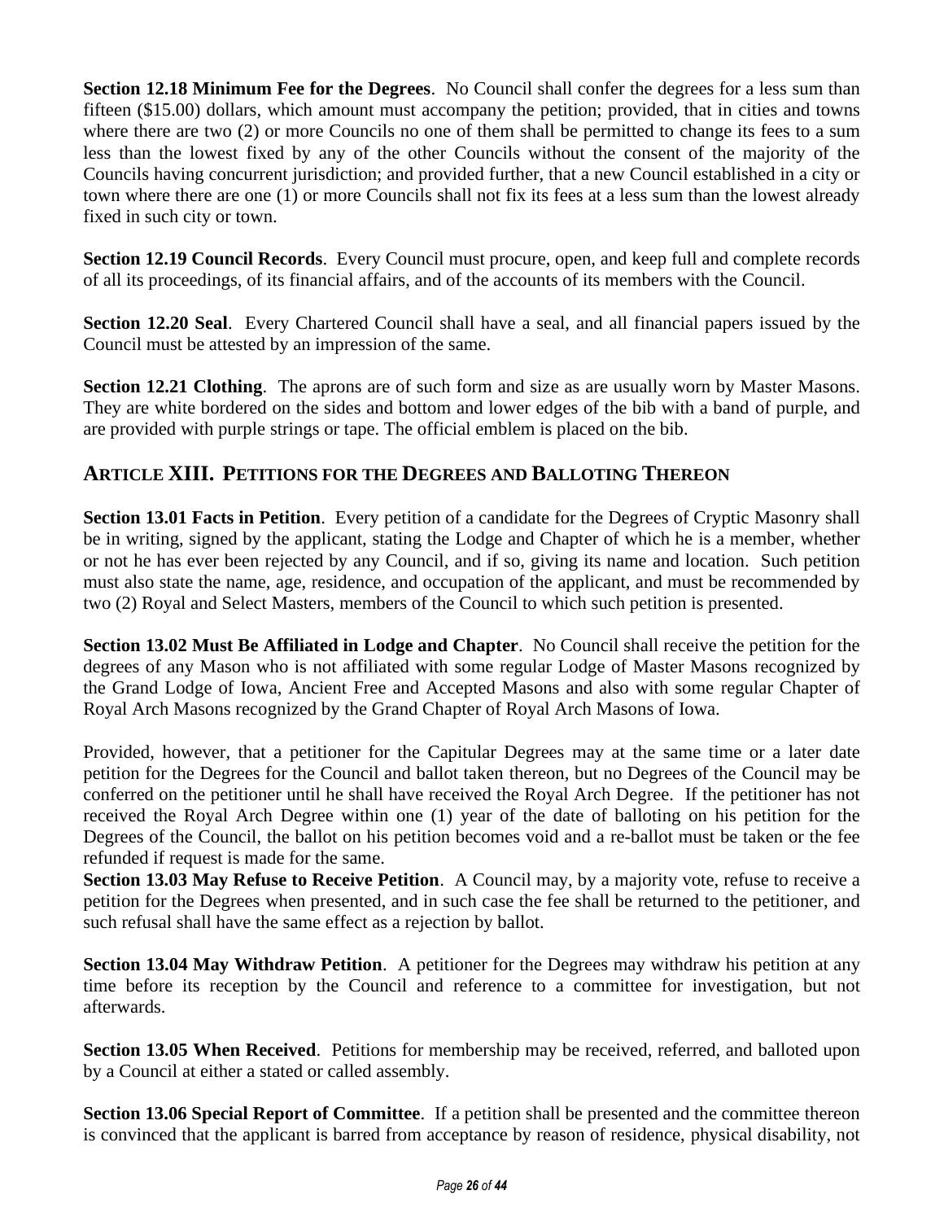**Section 12.18 Minimum Fee for the Degrees**. No Council shall confer the degrees for a less sum than fifteen ($15.00) dollars, which amount must accompany the petition; provided, that in cities and towns where there are two (2) or more Councils no one of them shall be permitted to change its fees to a sum less than the lowest fixed by any of the other Councils without the consent of the majority of the Councils having concurrent jurisdiction; and provided further, that a new Council established in a city or town where there are one (1) or more Councils shall not fix its fees at a less sum than the lowest already fixed in such city or town.

**Section 12.19 Council Records**. Every Council must procure, open, and keep full and complete records of all its proceedings, of its financial affairs, and of the accounts of its members with the Council.

**Section 12.20 Seal**. Every Chartered Council shall have a seal, and all financial papers issued by the Council must be attested by an impression of the same.

**Section 12.21 Clothing**. The aprons are of such form and size as are usually worn by Master Masons. They are white bordered on the sides and bottom and lower edges of the bib with a band of purple, and are provided with purple strings or tape. The official emblem is placed on the bib.

## ARTICLE XIII. PETITIONS FOR THE DEGREES AND BALLOTING THEREON

**Section 13.01 Facts in Petition**. Every petition of a candidate for the Degrees of Cryptic Masonry shall be in writing, signed by the applicant, stating the Lodge and Chapter of which he is a member, whether or not he has ever been rejected by any Council, and if so, giving its name and location. Such petition must also state the name, age, residence, and occupation of the applicant, and must be recommended by two (2) Royal and Select Masters, members of the Council to which such petition is presented.

**Section 13.02 Must Be Affiliated in Lodge and Chapter**. No Council shall receive the petition for the degrees of any Mason who is not affiliated with some regular Lodge of Master Masons recognized by the Grand Lodge of Iowa, Ancient Free and Accepted Masons and also with some regular Chapter of Royal Arch Masons recognized by the Grand Chapter of Royal Arch Masons of Iowa.

Provided, however, that a petitioner for the Capitular Degrees may at the same time or a later date petition for the Degrees for the Council and ballot taken thereon, but no Degrees of the Council may be conferred on the petitioner until he shall have received the Royal Arch Degree. If the petitioner has not received the Royal Arch Degree within one (1) year of the date of balloting on his petition for the Degrees of the Council, the ballot on his petition becomes void and a re-ballot must be taken or the fee refunded if request is made for the same.

**Section 13.03 May Refuse to Receive Petition**. A Council may, by a majority vote, refuse to receive a petition for the Degrees when presented, and in such case the fee shall be returned to the petitioner, and such refusal shall have the same effect as a rejection by ballot.

**Section 13.04 May Withdraw Petition**. A petitioner for the Degrees may withdraw his petition at any time before its reception by the Council and reference to a committee for investigation, but not afterwards.

**Section 13.05 When Received**. Petitions for membership may be received, referred, and balloted upon by a Council at either a stated or called assembly.

**Section 13.06 Special Report of Committee**. If a petition shall be presented and the committee thereon is convinced that the applicant is barred from acceptance by reason of residence, physical disability, not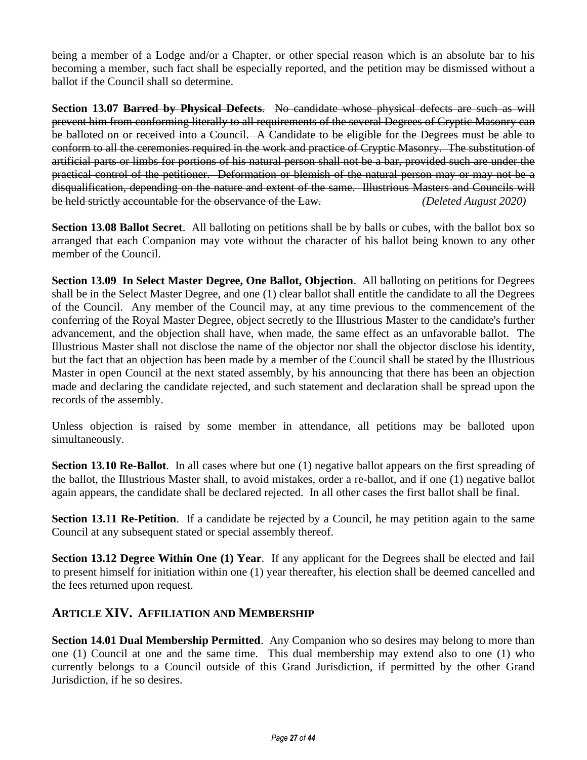being a member of a Lodge and/or a Chapter, or other special reason which is an absolute bar to his becoming a member, such fact shall be especially reported, and the petition may be dismissed without a ballot if the Council shall so determine.

**Section 13.07** ~~**Barred by Physical Defects**~~. ~~No candidate whose physical defects are such as will prevent him from conforming literally to all requirements of the several Degrees of Cryptic Masonry can be balloted on or received into a Council. A Candidate to be eligible for the Degrees must be able to conform to all the ceremonies required in the work and practice of Cryptic Masonry. The substitution of artificial parts or limbs for portions of his natural person shall not be a bar, provided such are under the practical control of the petitioner. Deformation or blemish of the natural person may or may not be a disqualification, depending on the nature and extent of the same. Illustrious Masters and Councils will be held strictly accountable for the observance of the Law.~~ *(Deleted August 2020)*

**Section 13.08 Ballot Secret**. All balloting on petitions shall be by balls or cubes, with the ballot box so arranged that each Companion may vote without the character of his ballot being known to any other member of the Council.

**Section 13.09 In Select Master Degree, One Ballot, Objection**. All balloting on petitions for Degrees shall be in the Select Master Degree, and one (1) clear ballot shall entitle the candidate to all the Degrees of the Council. Any member of the Council may, at any time previous to the commencement of the conferring of the Royal Master Degree, object secretly to the Illustrious Master to the candidate's further advancement, and the objection shall have, when made, the same effect as an unfavorable ballot. The Illustrious Master shall not disclose the name of the objector nor shall the objector disclose his identity, but the fact that an objection has been made by a member of the Council shall be stated by the Illustrious Master in open Council at the next stated assembly, by his announcing that there has been an objection made and declaring the candidate rejected, and such statement and declaration shall be spread upon the records of the assembly.

Unless objection is raised by some member in attendance, all petitions may be balloted upon simultaneously.

**Section 13.10 Re-Ballot**. In all cases where but one (1) negative ballot appears on the first spreading of the ballot, the Illustrious Master shall, to avoid mistakes, order a re-ballot, and if one (1) negative ballot again appears, the candidate shall be declared rejected. In all other cases the first ballot shall be final.

**Section 13.11 Re-Petition**. If a candidate be rejected by a Council, he may petition again to the same Council at any subsequent stated or special assembly thereof.

**Section 13.12 Degree Within One (1) Year**. If any applicant for the Degrees shall be elected and fail to present himself for initiation within one (1) year thereafter, his election shall be deemed cancelled and the fees returned upon request.

## ARTICLE XIV. AFFILIATION AND MEMBERSHIP

**Section 14.01 Dual Membership Permitted**. Any Companion who so desires may belong to more than one (1) Council at one and the same time. This dual membership may extend also to one (1) who currently belongs to a Council outside of this Grand Jurisdiction, if permitted by the other Grand Jurisdiction, if he so desires.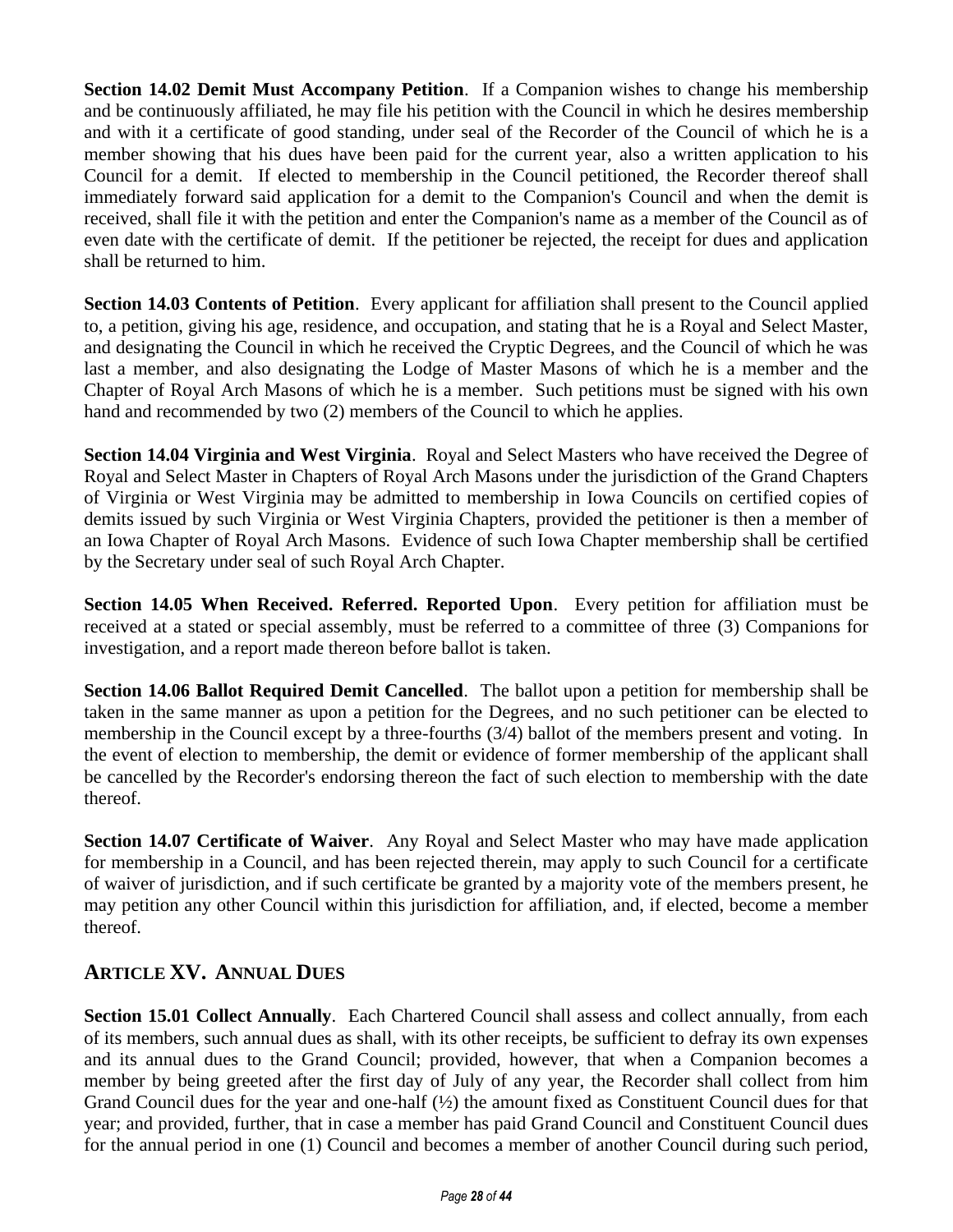**Section 14.02 Demit Must Accompany Petition**. If a Companion wishes to change his membership and be continuously affiliated, he may file his petition with the Council in which he desires membership and with it a certificate of good standing, under seal of the Recorder of the Council of which he is a member showing that his dues have been paid for the current year, also a written application to his Council for a demit. If elected to membership in the Council petitioned, the Recorder thereof shall immediately forward said application for a demit to the Companion's Council and when the demit is received, shall file it with the petition and enter the Companion's name as a member of the Council as of even date with the certificate of demit. If the petitioner be rejected, the receipt for dues and application shall be returned to him.

**Section 14.03 Contents of Petition**. Every applicant for affiliation shall present to the Council applied to, a petition, giving his age, residence, and occupation, and stating that he is a Royal and Select Master, and designating the Council in which he received the Cryptic Degrees, and the Council of which he was last a member, and also designating the Lodge of Master Masons of which he is a member and the Chapter of Royal Arch Masons of which he is a member. Such petitions must be signed with his own hand and recommended by two (2) members of the Council to which he applies.

**Section 14.04 Virginia and West Virginia**. Royal and Select Masters who have received the Degree of Royal and Select Master in Chapters of Royal Arch Masons under the jurisdiction of the Grand Chapters of Virginia or West Virginia may be admitted to membership in Iowa Councils on certified copies of demits issued by such Virginia or West Virginia Chapters, provided the petitioner is then a member of an Iowa Chapter of Royal Arch Masons. Evidence of such Iowa Chapter membership shall be certified by the Secretary under seal of such Royal Arch Chapter.

**Section 14.05 When Received. Referred. Reported Upon**. Every petition for affiliation must be received at a stated or special assembly, must be referred to a committee of three (3) Companions for investigation, and a report made thereon before ballot is taken.

**Section 14.06 Ballot Required Demit Cancelled**. The ballot upon a petition for membership shall be taken in the same manner as upon a petition for the Degrees, and no such petitioner can be elected to membership in the Council except by a three-fourths (3/4) ballot of the members present and voting. In the event of election to membership, the demit or evidence of former membership of the applicant shall be cancelled by the Recorder's endorsing thereon the fact of such election to membership with the date thereof.

**Section 14.07 Certificate of Waiver**. Any Royal and Select Master who may have made application for membership in a Council, and has been rejected therein, may apply to such Council for a certificate of waiver of jurisdiction, and if such certificate be granted by a majority vote of the members present, he may petition any other Council within this jurisdiction for affiliation, and, if elected, become a member thereof.

## ARTICLE XV. ANNUAL DUES

**Section 15.01 Collect Annually**. Each Chartered Council shall assess and collect annually, from each of its members, such annual dues as shall, with its other receipts, be sufficient to defray its own expenses and its annual dues to the Grand Council; provided, however, that when a Companion becomes a member by being greeted after the first day of July of any year, the Recorder shall collect from him Grand Council dues for the year and one-half (½) the amount fixed as Constituent Council dues for that year; and provided, further, that in case a member has paid Grand Council and Constituent Council dues for the annual period in one (1) Council and becomes a member of another Council during such period,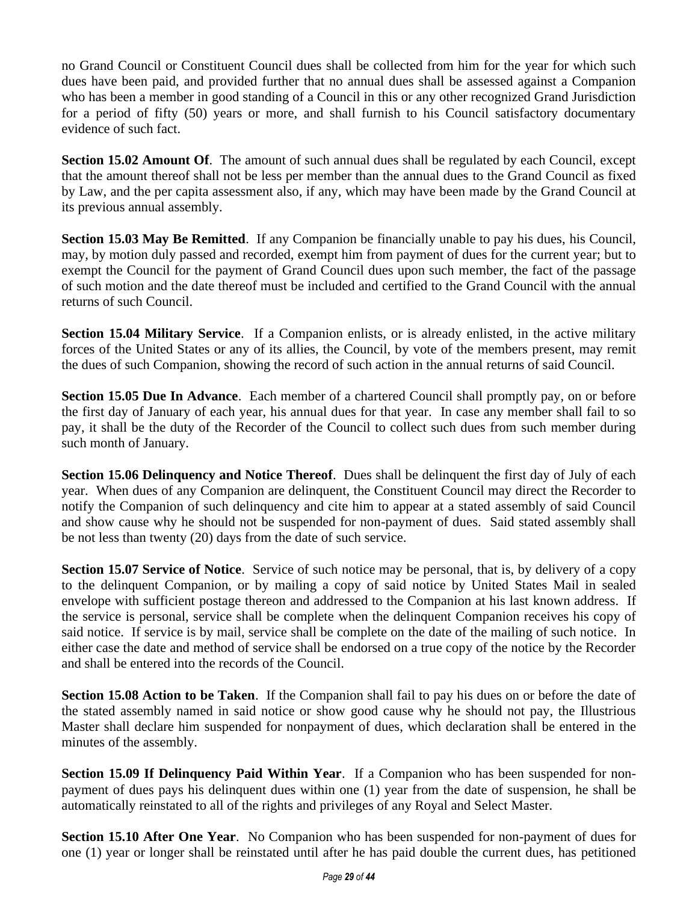no Grand Council or Constituent Council dues shall be collected from him for the year for which such dues have been paid, and provided further that no annual dues shall be assessed against a Companion who has been a member in good standing of a Council in this or any other recognized Grand Jurisdiction for a period of fifty (50) years or more, and shall furnish to his Council satisfactory documentary evidence of such fact.

**Section 15.02 Amount Of**. The amount of such annual dues shall be regulated by each Council, except that the amount thereof shall not be less per member than the annual dues to the Grand Council as fixed by Law, and the per capita assessment also, if any, which may have been made by the Grand Council at its previous annual assembly.

**Section 15.03 May Be Remitted**. If any Companion be financially unable to pay his dues, his Council, may, by motion duly passed and recorded, exempt him from payment of dues for the current year; but to exempt the Council for the payment of Grand Council dues upon such member, the fact of the passage of such motion and the date thereof must be included and certified to the Grand Council with the annual returns of such Council.

**Section 15.04 Military Service**. If a Companion enlists, or is already enlisted, in the active military forces of the United States or any of its allies, the Council, by vote of the members present, may remit the dues of such Companion, showing the record of such action in the annual returns of said Council.

**Section 15.05 Due In Advance**. Each member of a chartered Council shall promptly pay, on or before the first day of January of each year, his annual dues for that year. In case any member shall fail to so pay, it shall be the duty of the Recorder of the Council to collect such dues from such member during such month of January.

**Section 15.06 Delinquency and Notice Thereof**. Dues shall be delinquent the first day of July of each year. When dues of any Companion are delinquent, the Constituent Council may direct the Recorder to notify the Companion of such delinquency and cite him to appear at a stated assembly of said Council and show cause why he should not be suspended for non-payment of dues. Said stated assembly shall be not less than twenty (20) days from the date of such service.

**Section 15.07 Service of Notice**. Service of such notice may be personal, that is, by delivery of a copy to the delinquent Companion, or by mailing a copy of said notice by United States Mail in sealed envelope with sufficient postage thereon and addressed to the Companion at his last known address. If the service is personal, service shall be complete when the delinquent Companion receives his copy of said notice. If service is by mail, service shall be complete on the date of the mailing of such notice. In either case the date and method of service shall be endorsed on a true copy of the notice by the Recorder and shall be entered into the records of the Council.

**Section 15.08 Action to be Taken**. If the Companion shall fail to pay his dues on or before the date of the stated assembly named in said notice or show good cause why he should not pay, the Illustrious Master shall declare him suspended for nonpayment of dues, which declaration shall be entered in the minutes of the assembly.

**Section 15.09 If Delinquency Paid Within Year**. If a Companion who has been suspended for non-payment of dues pays his delinquent dues within one (1) year from the date of suspension, he shall be automatically reinstated to all of the rights and privileges of any Royal and Select Master.

**Section 15.10 After One Year**. No Companion who has been suspended for non-payment of dues for one (1) year or longer shall be reinstated until after he has paid double the current dues, has petitioned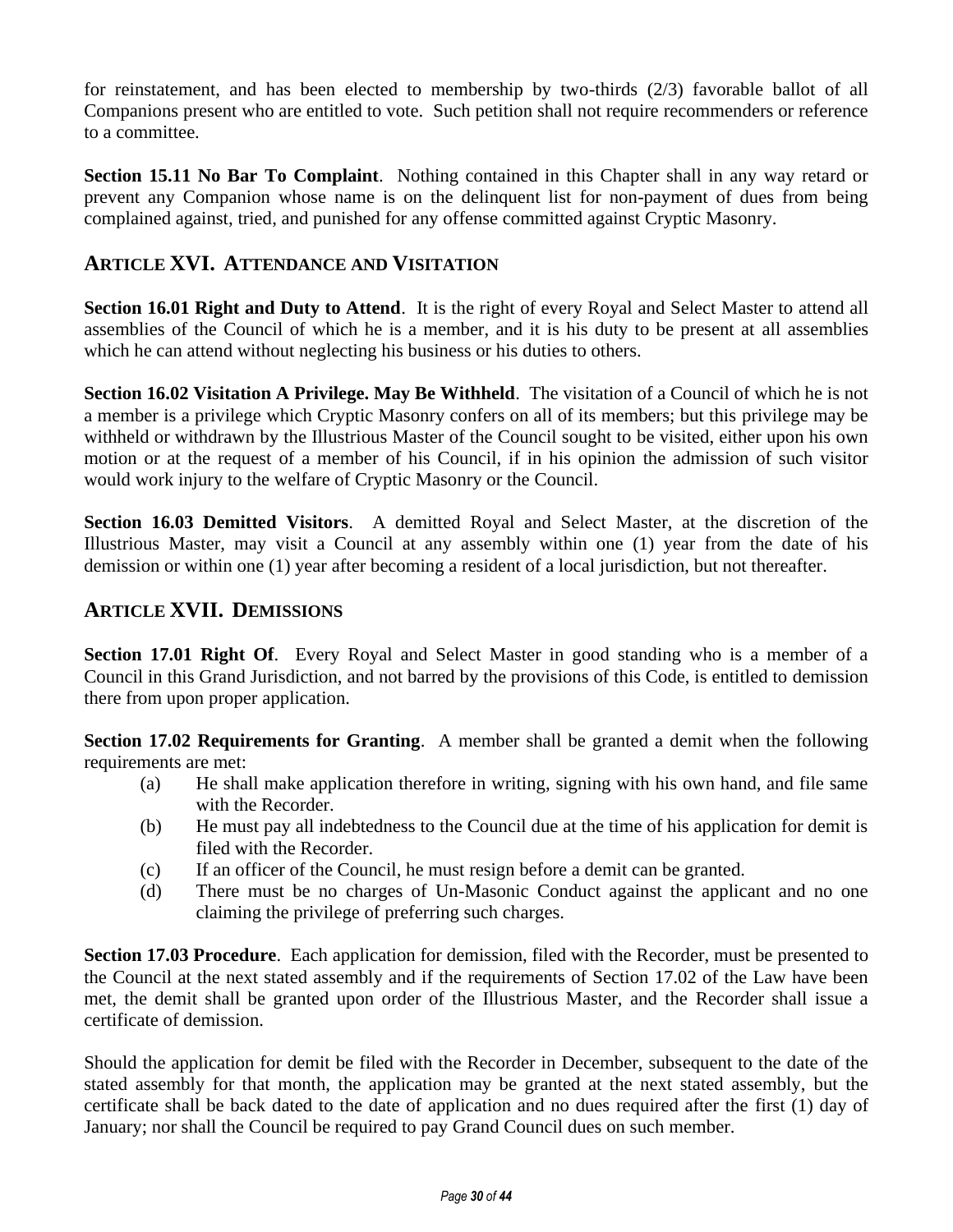for reinstatement, and has been elected to membership by two-thirds (2/3) favorable ballot of all Companions present who are entitled to vote. Such petition shall not require recommenders or reference to a committee.

**Section 15.11 No Bar To Complaint**. Nothing contained in this Chapter shall in any way retard or prevent any Companion whose name is on the delinquent list for non-payment of dues from being complained against, tried, and punished for any offense committed against Cryptic Masonry.

## ARTICLE XVI. ATTENDANCE AND VISITATION

**Section 16.01 Right and Duty to Attend**. It is the right of every Royal and Select Master to attend all assemblies of the Council of which he is a member, and it is his duty to be present at all assemblies which he can attend without neglecting his business or his duties to others.

**Section 16.02 Visitation A Privilege. May Be Withheld**. The visitation of a Council of which he is not a member is a privilege which Cryptic Masonry confers on all of its members; but this privilege may be withheld or withdrawn by the Illustrious Master of the Council sought to be visited, either upon his own motion or at the request of a member of his Council, if in his opinion the admission of such visitor would work injury to the welfare of Cryptic Masonry or the Council.

**Section 16.03 Demitted Visitors**. A demitted Royal and Select Master, at the discretion of the Illustrious Master, may visit a Council at any assembly within one (1) year from the date of his demission or within one (1) year after becoming a resident of a local jurisdiction, but not thereafter.

## ARTICLE XVII. DEMISSIONS

**Section 17.01 Right Of**. Every Royal and Select Master in good standing who is a member of a Council in this Grand Jurisdiction, and not barred by the provisions of this Code, is entitled to demission there from upon proper application.

**Section 17.02 Requirements for Granting**. A member shall be granted a demit when the following requirements are met:

- (a) He shall make application therefore in writing, signing with his own hand, and file same with the Recorder.
- (b) He must pay all indebtedness to the Council due at the time of his application for demit is filed with the Recorder.
- (c) If an officer of the Council, he must resign before a demit can be granted.
- (d) There must be no charges of Un-Masonic Conduct against the applicant and no one claiming the privilege of preferring such charges.

**Section 17.03 Procedure**. Each application for demission, filed with the Recorder, must be presented to the Council at the next stated assembly and if the requirements of Section 17.02 of the Law have been met, the demit shall be granted upon order of the Illustrious Master, and the Recorder shall issue a certificate of demission.

Should the application for demit be filed with the Recorder in December, subsequent to the date of the stated assembly for that month, the application may be granted at the next stated assembly, but the certificate shall be back dated to the date of application and no dues required after the first (1) day of January; nor shall the Council be required to pay Grand Council dues on such member.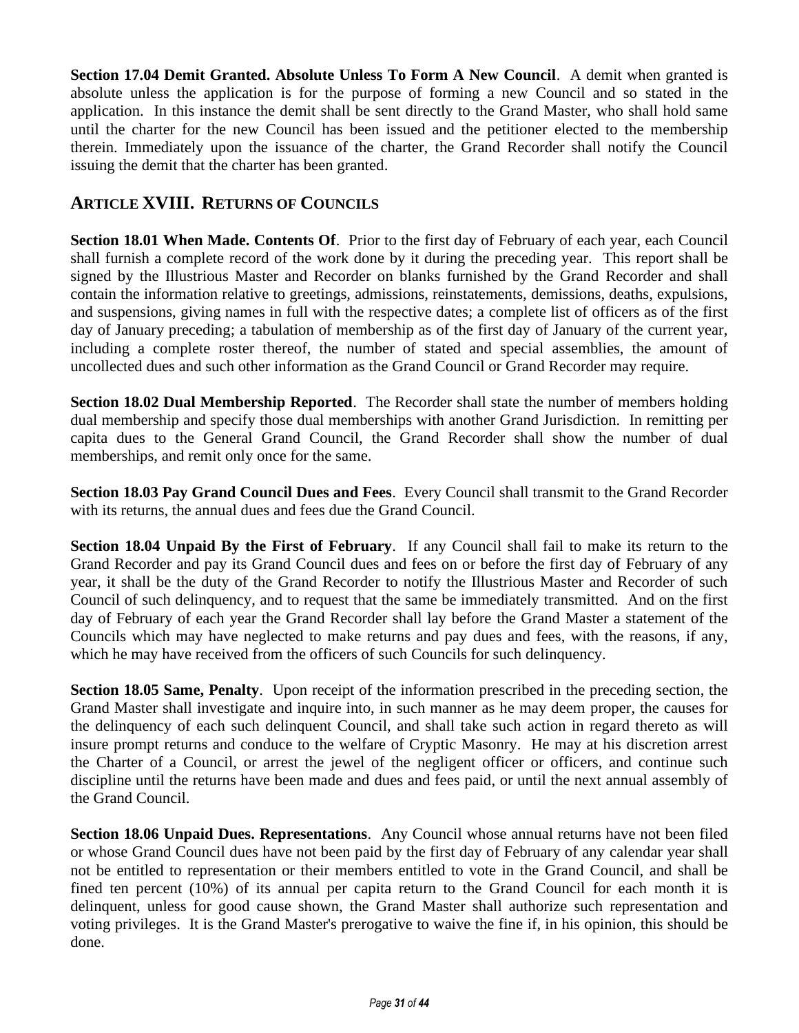**Section 17.04 Demit Granted. Absolute Unless To Form A New Council**. A demit when granted is absolute unless the application is for the purpose of forming a new Council and so stated in the application. In this instance the demit shall be sent directly to the Grand Master, who shall hold same until the charter for the new Council has been issued and the petitioner elected to the membership therein. Immediately upon the issuance of the charter, the Grand Recorder shall notify the Council issuing the demit that the charter has been granted.

## ARTICLE XVIII. RETURNS OF COUNCILS

**Section 18.01 When Made. Contents Of**. Prior to the first day of February of each year, each Council shall furnish a complete record of the work done by it during the preceding year. This report shall be signed by the Illustrious Master and Recorder on blanks furnished by the Grand Recorder and shall contain the information relative to greetings, admissions, reinstatements, demissions, deaths, expulsions, and suspensions, giving names in full with the respective dates; a complete list of officers as of the first day of January preceding; a tabulation of membership as of the first day of January of the current year, including a complete roster thereof, the number of stated and special assemblies, the amount of uncollected dues and such other information as the Grand Council or Grand Recorder may require.

**Section 18.02 Dual Membership Reported**. The Recorder shall state the number of members holding dual membership and specify those dual memberships with another Grand Jurisdiction. In remitting per capita dues to the General Grand Council, the Grand Recorder shall show the number of dual memberships, and remit only once for the same.

**Section 18.03 Pay Grand Council Dues and Fees**. Every Council shall transmit to the Grand Recorder with its returns, the annual dues and fees due the Grand Council.

**Section 18.04 Unpaid By the First of February**. If any Council shall fail to make its return to the Grand Recorder and pay its Grand Council dues and fees on or before the first day of February of any year, it shall be the duty of the Grand Recorder to notify the Illustrious Master and Recorder of such Council of such delinquency, and to request that the same be immediately transmitted. And on the first day of February of each year the Grand Recorder shall lay before the Grand Master a statement of the Councils which may have neglected to make returns and pay dues and fees, with the reasons, if any, which he may have received from the officers of such Councils for such delinquency.

**Section 18.05 Same, Penalty**. Upon receipt of the information prescribed in the preceding section, the Grand Master shall investigate and inquire into, in such manner as he may deem proper, the causes for the delinquency of each such delinquent Council, and shall take such action in regard thereto as will insure prompt returns and conduce to the welfare of Cryptic Masonry. He may at his discretion arrest the Charter of a Council, or arrest the jewel of the negligent officer or officers, and continue such discipline until the returns have been made and dues and fees paid, or until the next annual assembly of the Grand Council.

**Section 18.06 Unpaid Dues. Representations**. Any Council whose annual returns have not been filed or whose Grand Council dues have not been paid by the first day of February of any calendar year shall not be entitled to representation or their members entitled to vote in the Grand Council, and shall be fined ten percent (10%) of its annual per capita return to the Grand Council for each month it is delinquent, unless for good cause shown, the Grand Master shall authorize such representation and voting privileges. It is the Grand Master's prerogative to waive the fine if, in his opinion, this should be done.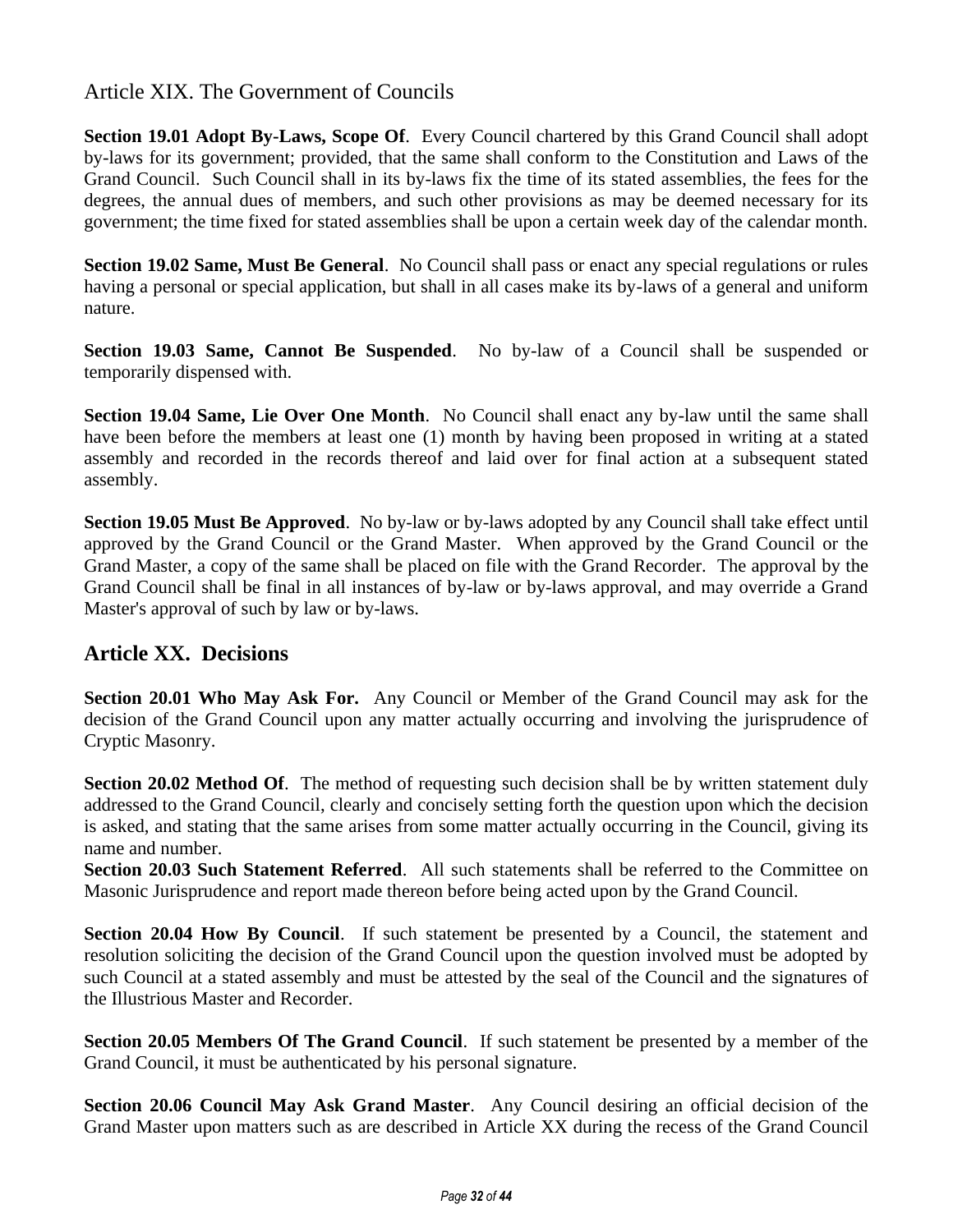## Article XIX. The Government of Councils

**Section 19.01 Adopt By-Laws, Scope Of**. Every Council chartered by this Grand Council shall adopt by-laws for its government; provided, that the same shall conform to the Constitution and Laws of the Grand Council. Such Council shall in its by-laws fix the time of its stated assemblies, the fees for the degrees, the annual dues of members, and such other provisions as may be deemed necessary for its government; the time fixed for stated assemblies shall be upon a certain week day of the calendar month.

**Section 19.02 Same, Must Be General**. No Council shall pass or enact any special regulations or rules having a personal or special application, but shall in all cases make its by-laws of a general and uniform nature.

**Section 19.03 Same, Cannot Be Suspended**. No by-law of a Council shall be suspended or temporarily dispensed with.

**Section 19.04 Same, Lie Over One Month**. No Council shall enact any by-law until the same shall have been before the members at least one (1) month by having been proposed in writing at a stated assembly and recorded in the records thereof and laid over for final action at a subsequent stated assembly.

**Section 19.05 Must Be Approved**. No by-law or by-laws adopted by any Council shall take effect until approved by the Grand Council or the Grand Master. When approved by the Grand Council or the Grand Master, a copy of the same shall be placed on file with the Grand Recorder. The approval by the Grand Council shall be final in all instances of by-law or by-laws approval, and may override a Grand Master's approval of such by law or by-laws.

## Article XX. Decisions

**Section 20.01 Who May Ask For.** Any Council or Member of the Grand Council may ask for the decision of the Grand Council upon any matter actually occurring and involving the jurisprudence of Cryptic Masonry.

**Section 20.02 Method Of**. The method of requesting such decision shall be by written statement duly addressed to the Grand Council, clearly and concisely setting forth the question upon which the decision is asked, and stating that the same arises from some matter actually occurring in the Council, giving its name and number.

**Section 20.03 Such Statement Referred**. All such statements shall be referred to the Committee on Masonic Jurisprudence and report made thereon before being acted upon by the Grand Council.

**Section 20.04 How By Council**. If such statement be presented by a Council, the statement and resolution soliciting the decision of the Grand Council upon the question involved must be adopted by such Council at a stated assembly and must be attested by the seal of the Council and the signatures of the Illustrious Master and Recorder.

**Section 20.05 Members Of The Grand Council**. If such statement be presented by a member of the Grand Council, it must be authenticated by his personal signature.

**Section 20.06 Council May Ask Grand Master**. Any Council desiring an official decision of the Grand Master upon matters such as are described in Article XX during the recess of the Grand Council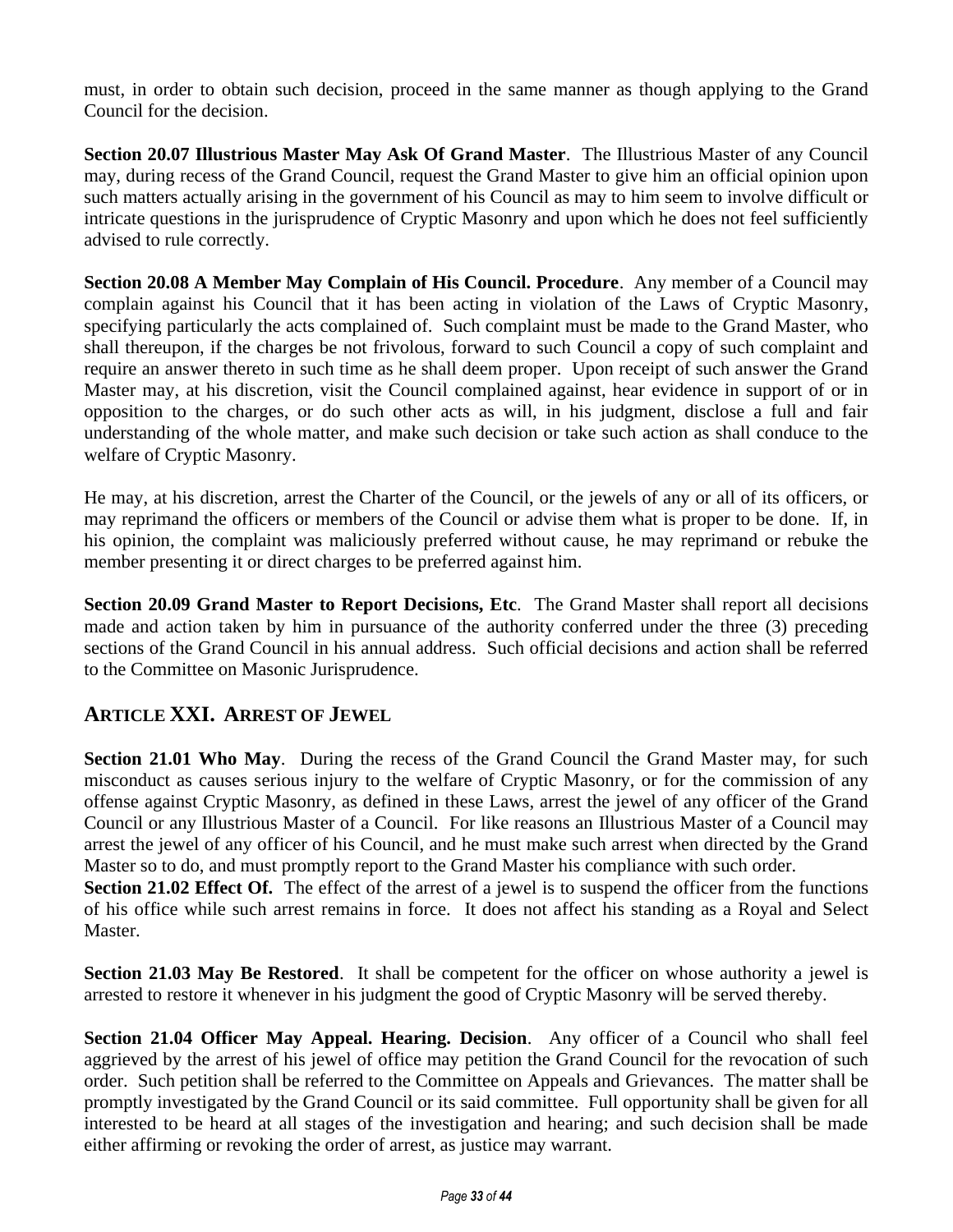must, in order to obtain such decision, proceed in the same manner as though applying to the Grand Council for the decision.

**Section 20.07 Illustrious Master May Ask Of Grand Master**. The Illustrious Master of any Council may, during recess of the Grand Council, request the Grand Master to give him an official opinion upon such matters actually arising in the government of his Council as may to him seem to involve difficult or intricate questions in the jurisprudence of Cryptic Masonry and upon which he does not feel sufficiently advised to rule correctly.

**Section 20.08 A Member May Complain of His Council. Procedure**. Any member of a Council may complain against his Council that it has been acting in violation of the Laws of Cryptic Masonry, specifying particularly the acts complained of. Such complaint must be made to the Grand Master, who shall thereupon, if the charges be not frivolous, forward to such Council a copy of such complaint and require an answer thereto in such time as he shall deem proper. Upon receipt of such answer the Grand Master may, at his discretion, visit the Council complained against, hear evidence in support of or in opposition to the charges, or do such other acts as will, in his judgment, disclose a full and fair understanding of the whole matter, and make such decision or take such action as shall conduce to the welfare of Cryptic Masonry.

He may, at his discretion, arrest the Charter of the Council, or the jewels of any or all of its officers, or may reprimand the officers or members of the Council or advise them what is proper to be done. If, in his opinion, the complaint was maliciously preferred without cause, he may reprimand or rebuke the member presenting it or direct charges to be preferred against him.

**Section 20.09 Grand Master to Report Decisions, Etc**. The Grand Master shall report all decisions made and action taken by him in pursuance of the authority conferred under the three (3) preceding sections of the Grand Council in his annual address. Such official decisions and action shall be referred to the Committee on Masonic Jurisprudence.

## ARTICLE XXI. ARREST OF JEWEL

**Section 21.01 Who May**. During the recess of the Grand Council the Grand Master may, for such misconduct as causes serious injury to the welfare of Cryptic Masonry, or for the commission of any offense against Cryptic Masonry, as defined in these Laws, arrest the jewel of any officer of the Grand Council or any Illustrious Master of a Council. For like reasons an Illustrious Master of a Council may arrest the jewel of any officer of his Council, and he must make such arrest when directed by the Grand Master so to do, and must promptly report to the Grand Master his compliance with such order.

**Section 21.02 Effect Of.** The effect of the arrest of a jewel is to suspend the officer from the functions of his office while such arrest remains in force. It does not affect his standing as a Royal and Select Master.

**Section 21.03 May Be Restored**. It shall be competent for the officer on whose authority a jewel is arrested to restore it whenever in his judgment the good of Cryptic Masonry will be served thereby.

**Section 21.04 Officer May Appeal. Hearing. Decision**. Any officer of a Council who shall feel aggrieved by the arrest of his jewel of office may petition the Grand Council for the revocation of such order. Such petition shall be referred to the Committee on Appeals and Grievances. The matter shall be promptly investigated by the Grand Council or its said committee. Full opportunity shall be given for all interested to be heard at all stages of the investigation and hearing; and such decision shall be made either affirming or revoking the order of arrest, as justice may warrant.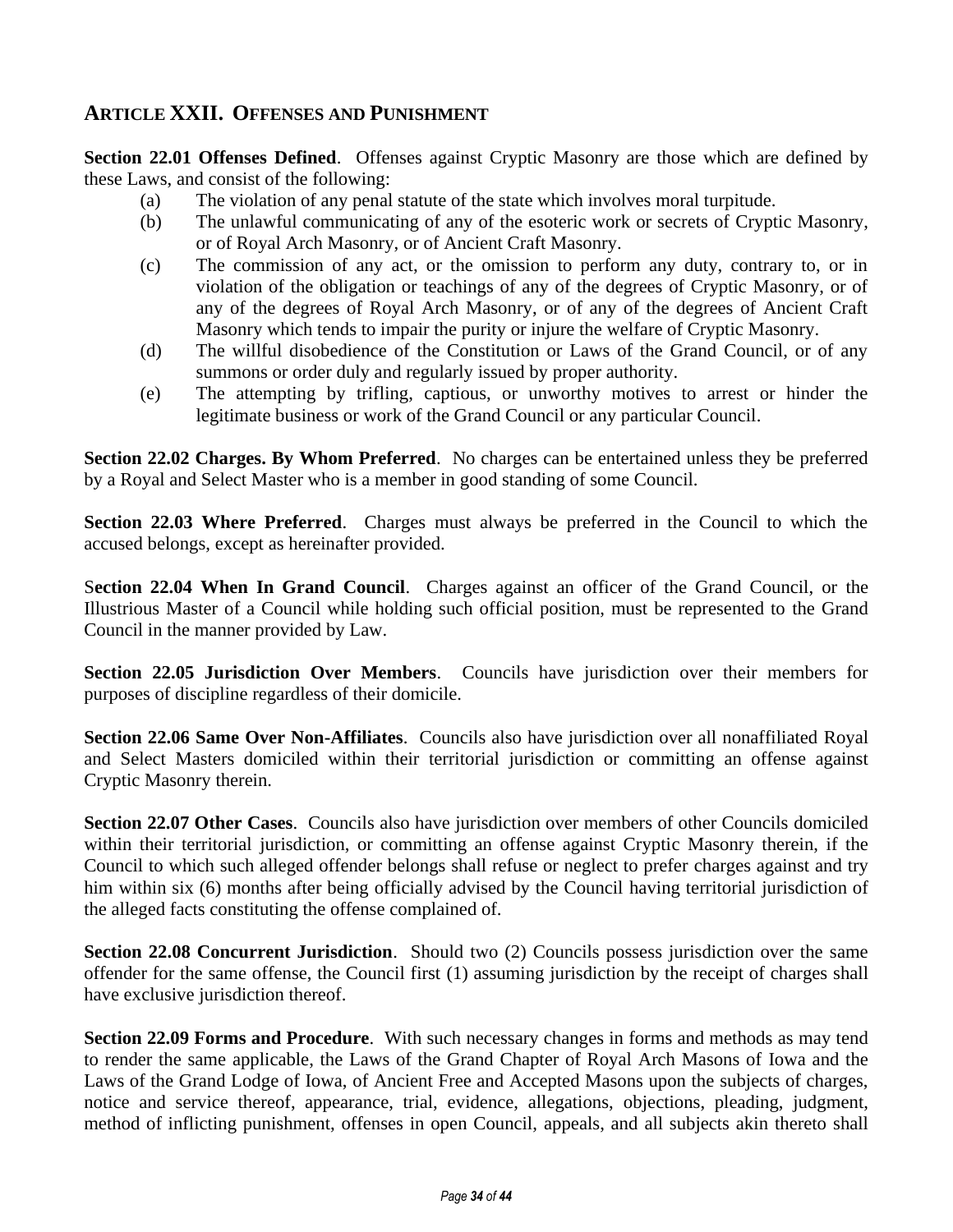## ARTICLE XXII. OFFENSES AND PUNISHMENT

**Section 22.01 Offenses Defined**. Offenses against Cryptic Masonry are those which are defined by these Laws, and consist of the following:

- (a) The violation of any penal statute of the state which involves moral turpitude.
- (b) The unlawful communicating of any of the esoteric work or secrets of Cryptic Masonry, or of Royal Arch Masonry, or of Ancient Craft Masonry.
- (c) The commission of any act, or the omission to perform any duty, contrary to, or in violation of the obligation or teachings of any of the degrees of Cryptic Masonry, or of any of the degrees of Royal Arch Masonry, or of any of the degrees of Ancient Craft Masonry which tends to impair the purity or injure the welfare of Cryptic Masonry.
- (d) The willful disobedience of the Constitution or Laws of the Grand Council, or of any summons or order duly and regularly issued by proper authority.
- (e) The attempting by trifling, captious, or unworthy motives to arrest or hinder the legitimate business or work of the Grand Council or any particular Council.

**Section 22.02 Charges. By Whom Preferred**. No charges can be entertained unless they be preferred by a Royal and Select Master who is a member in good standing of some Council.

**Section 22.03 Where Preferred**. Charges must always be preferred in the Council to which the accused belongs, except as hereinafter provided.

**Section 22.04 When In Grand Council**. Charges against an officer of the Grand Council, or the Illustrious Master of a Council while holding such official position, must be represented to the Grand Council in the manner provided by Law.

**Section 22.05 Jurisdiction Over Members**. Councils have jurisdiction over their members for purposes of discipline regardless of their domicile.

**Section 22.06 Same Over Non-Affiliates**. Councils also have jurisdiction over all nonaffiliated Royal and Select Masters domiciled within their territorial jurisdiction or committing an offense against Cryptic Masonry therein.

**Section 22.07 Other Cases**. Councils also have jurisdiction over members of other Councils domiciled within their territorial jurisdiction, or committing an offense against Cryptic Masonry therein, if the Council to which such alleged offender belongs shall refuse or neglect to prefer charges against and try him within six (6) months after being officially advised by the Council having territorial jurisdiction of the alleged facts constituting the offense complained of.

**Section 22.08 Concurrent Jurisdiction**. Should two (2) Councils possess jurisdiction over the same offender for the same offense, the Council first (1) assuming jurisdiction by the receipt of charges shall have exclusive jurisdiction thereof.

**Section 22.09 Forms and Procedure**. With such necessary changes in forms and methods as may tend to render the same applicable, the Laws of the Grand Chapter of Royal Arch Masons of Iowa and the Laws of the Grand Lodge of Iowa, of Ancient Free and Accepted Masons upon the subjects of charges, notice and service thereof, appearance, trial, evidence, allegations, objections, pleading, judgment, method of inflicting punishment, offenses in open Council, appeals, and all subjects akin thereto shall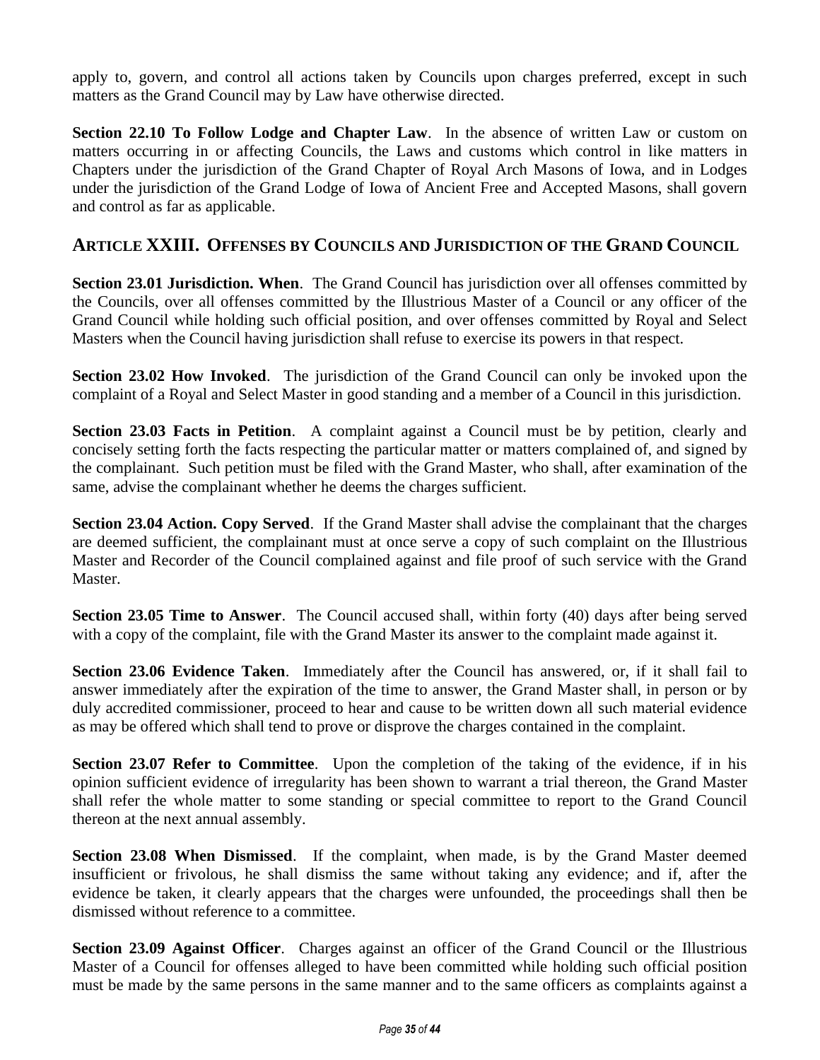apply to, govern, and control all actions taken by Councils upon charges preferred, except in such matters as the Grand Council may by Law have otherwise directed.

**Section 22.10 To Follow Lodge and Chapter Law**. In the absence of written Law or custom on matters occurring in or affecting Councils, the Laws and customs which control in like matters in Chapters under the jurisdiction of the Grand Chapter of Royal Arch Masons of Iowa, and in Lodges under the jurisdiction of the Grand Lodge of Iowa of Ancient Free and Accepted Masons, shall govern and control as far as applicable.

## ARTICLE XXIII. OFFENSES BY COUNCILS AND JURISDICTION OF THE GRAND COUNCIL

**Section 23.01 Jurisdiction. When**. The Grand Council has jurisdiction over all offenses committed by the Councils, over all offenses committed by the Illustrious Master of a Council or any officer of the Grand Council while holding such official position, and over offenses committed by Royal and Select Masters when the Council having jurisdiction shall refuse to exercise its powers in that respect.

**Section 23.02 How Invoked**. The jurisdiction of the Grand Council can only be invoked upon the complaint of a Royal and Select Master in good standing and a member of a Council in this jurisdiction.

**Section 23.03 Facts in Petition**. A complaint against a Council must be by petition, clearly and concisely setting forth the facts respecting the particular matter or matters complained of, and signed by the complainant. Such petition must be filed with the Grand Master, who shall, after examination of the same, advise the complainant whether he deems the charges sufficient.

**Section 23.04 Action. Copy Served**. If the Grand Master shall advise the complainant that the charges are deemed sufficient, the complainant must at once serve a copy of such complaint on the Illustrious Master and Recorder of the Council complained against and file proof of such service with the Grand Master.

**Section 23.05 Time to Answer**. The Council accused shall, within forty (40) days after being served with a copy of the complaint, file with the Grand Master its answer to the complaint made against it.

**Section 23.06 Evidence Taken**. Immediately after the Council has answered, or, if it shall fail to answer immediately after the expiration of the time to answer, the Grand Master shall, in person or by duly accredited commissioner, proceed to hear and cause to be written down all such material evidence as may be offered which shall tend to prove or disprove the charges contained in the complaint.

**Section 23.07 Refer to Committee**. Upon the completion of the taking of the evidence, if in his opinion sufficient evidence of irregularity has been shown to warrant a trial thereon, the Grand Master shall refer the whole matter to some standing or special committee to report to the Grand Council thereon at the next annual assembly.

**Section 23.08 When Dismissed**. If the complaint, when made, is by the Grand Master deemed insufficient or frivolous, he shall dismiss the same without taking any evidence; and if, after the evidence be taken, it clearly appears that the charges were unfounded, the proceedings shall then be dismissed without reference to a committee.

**Section 23.09 Against Officer**. Charges against an officer of the Grand Council or the Illustrious Master of a Council for offenses alleged to have been committed while holding such official position must be made by the same persons in the same manner and to the same officers as complaints against a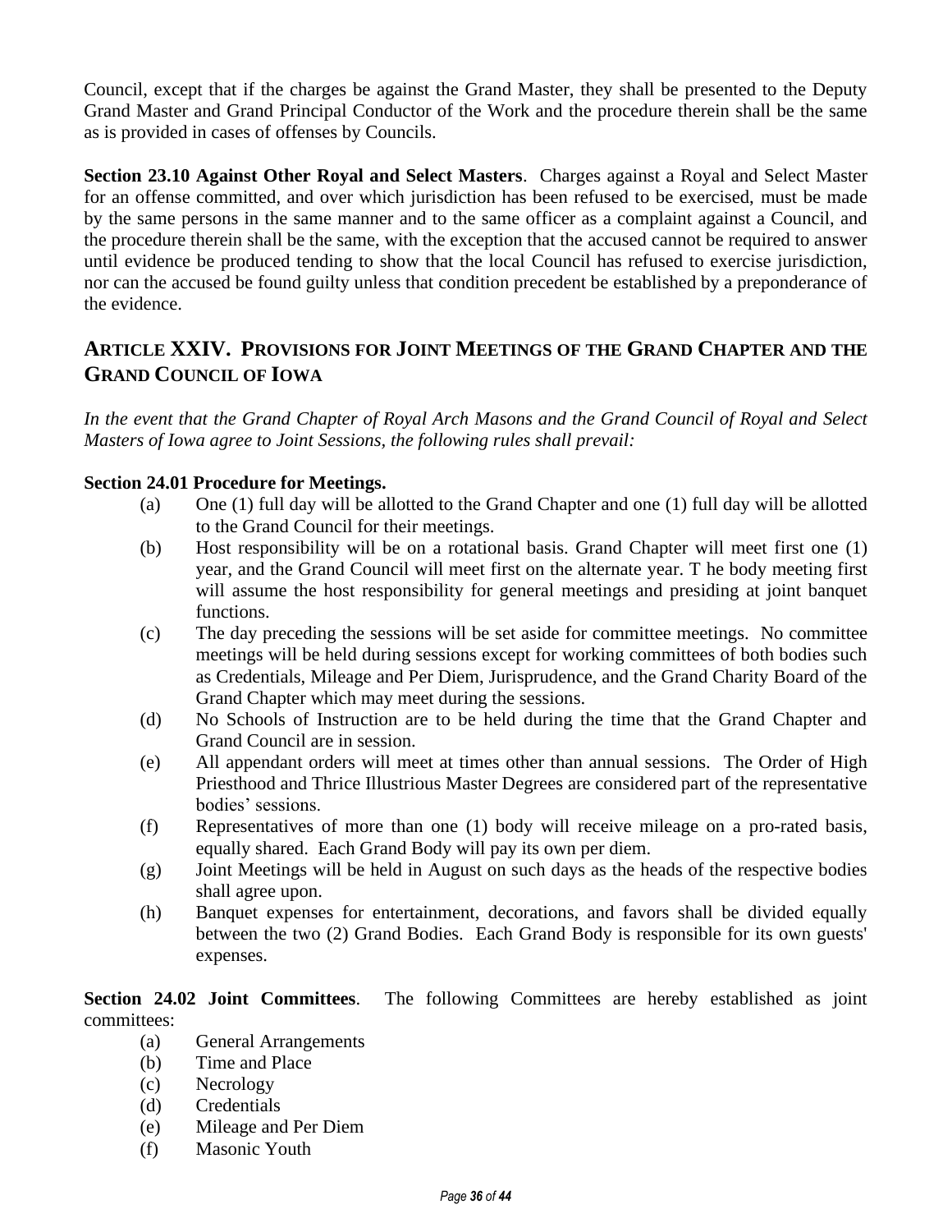Council, except that if the charges be against the Grand Master, they shall be presented to the Deputy Grand Master and Grand Principal Conductor of the Work and the procedure therein shall be the same as is provided in cases of offenses by Councils.

**Section 23.10 Against Other Royal and Select Masters**. Charges against a Royal and Select Master for an offense committed, and over which jurisdiction has been refused to be exercised, must be made by the same persons in the same manner and to the same officer as a complaint against a Council, and the procedure therein shall be the same, with the exception that the accused cannot be required to answer until evidence be produced tending to show that the local Council has refused to exercise jurisdiction, nor can the accused be found guilty unless that condition precedent be established by a preponderance of the evidence.

## ARTICLE XXIV. PROVISIONS FOR JOINT MEETINGS OF THE GRAND CHAPTER AND THE GRAND COUNCIL OF IOWA

*In the event that the Grand Chapter of Royal Arch Masons and the Grand Council of Royal and Select Masters of Iowa agree to Joint Sessions, the following rules shall prevail:*

**Section 24.01 Procedure for Meetings.**

(a) One (1) full day will be allotted to the Grand Chapter and one (1) full day will be allotted to the Grand Council for their meetings.

(b) Host responsibility will be on a rotational basis. Grand Chapter will meet first one (1) year, and the Grand Council will meet first on the alternate year. T he body meeting first will assume the host responsibility for general meetings and presiding at joint banquet functions.

(c) The day preceding the sessions will be set aside for committee meetings. No committee meetings will be held during sessions except for working committees of both bodies such as Credentials, Mileage and Per Diem, Jurisprudence, and the Grand Charity Board of the Grand Chapter which may meet during the sessions.

(d) No Schools of Instruction are to be held during the time that the Grand Chapter and Grand Council are in session.

(e) All appendant orders will meet at times other than annual sessions. The Order of High Priesthood and Thrice Illustrious Master Degrees are considered part of the representative bodies' sessions.

(f) Representatives of more than one (1) body will receive mileage on a pro-rated basis, equally shared. Each Grand Body will pay its own per diem.

(g) Joint Meetings will be held in August on such days as the heads of the respective bodies shall agree upon.

(h) Banquet expenses for entertainment, decorations, and favors shall be divided equally between the two (2) Grand Bodies. Each Grand Body is responsible for its own guests' expenses.

**Section 24.02 Joint Committees**. The following Committees are hereby established as joint committees:

(a) General Arrangements
(b) Time and Place
(c) Necrology
(d) Credentials
(e) Mileage and Per Diem
(f) Masonic Youth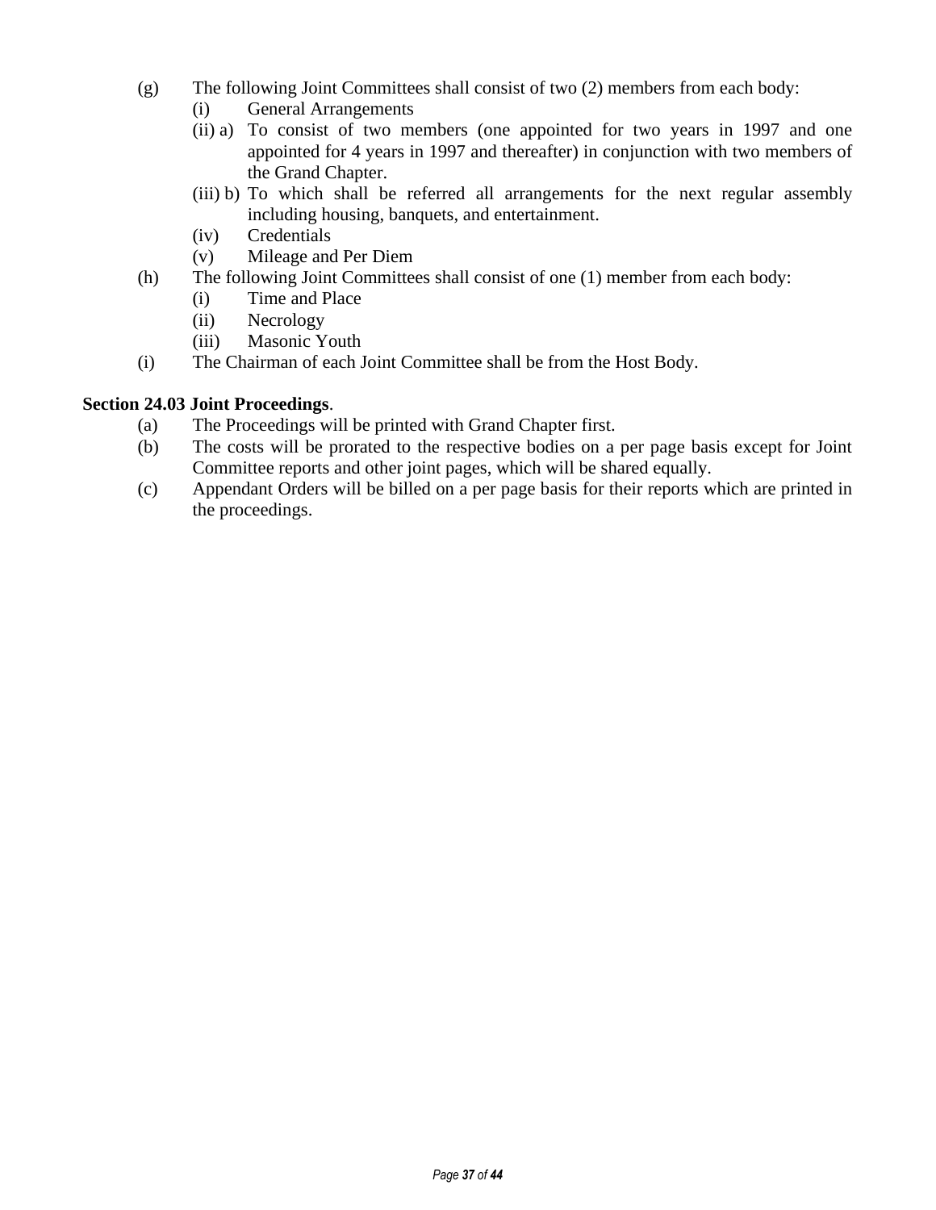(g) The following Joint Committees shall consist of two (2) members from each body:

   (i) General Arrangements

   (ii) a) To consist of two members (one appointed for two years in 1997 and one appointed for 4 years in 1997 and thereafter) in conjunction with two members of the Grand Chapter.

   (iii) b) To which shall be referred all arrangements for the next regular assembly including housing, banquets, and entertainment.

   (iv) Credentials

   (v) Mileage and Per Diem

(h) The following Joint Committees shall consist of one (1) member from each body:

   (i) Time and Place

   (ii) Necrology

   (iii) Masonic Youth

(i) The Chairman of each Joint Committee shall be from the Host Body.

**Section 24.03 Joint Proceedings**.

(a) The Proceedings will be printed with Grand Chapter first.

(b) The costs will be prorated to the respective bodies on a per page basis except for Joint Committee reports and other joint pages, which will be shared equally.

(c) Appendant Orders will be billed on a per page basis for their reports which are printed in the proceedings.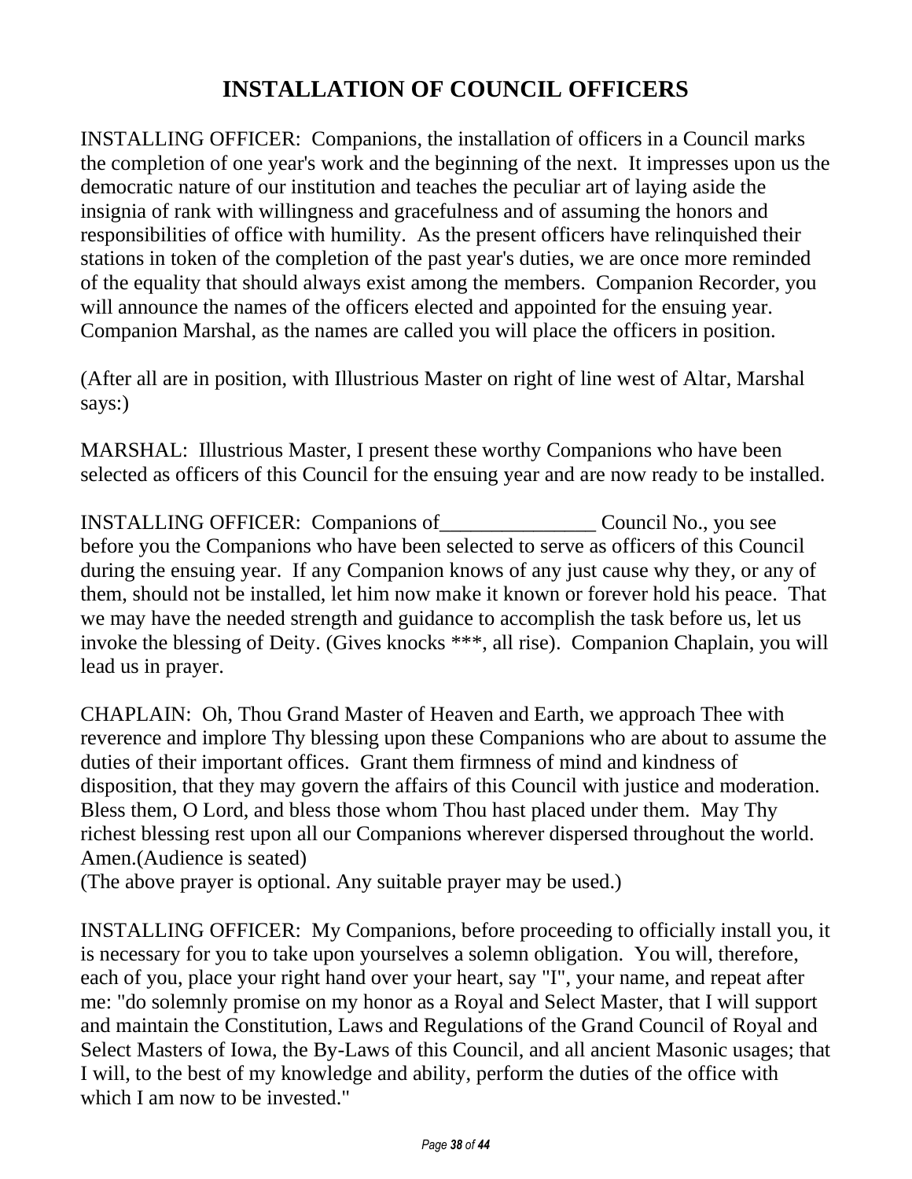# INSTALLATION OF COUNCIL OFFICERS

INSTALLING OFFICER: Companions, the installation of officers in a Council marks the completion of one year's work and the beginning of the next. It impresses upon us the democratic nature of our institution and teaches the peculiar art of laying aside the insignia of rank with willingness and gracefulness and of assuming the honors and responsibilities of office with humility. As the present officers have relinquished their stations in token of the completion of the past year's duties, we are once more reminded of the equality that should always exist among the members. Companion Recorder, you will announce the names of the officers elected and appointed for the ensuing year. Companion Marshal, as the names are called you will place the officers in position.

(After all are in position, with Illustrious Master on right of line west of Altar, Marshal says:)

MARSHAL: Illustrious Master, I present these worthy Companions who have been selected as officers of this Council for the ensuing year and are now ready to be installed.

INSTALLING OFFICER: Companions of_______________ Council No., you see before you the Companions who have been selected to serve as officers of this Council during the ensuing year. If any Companion knows of any just cause why they, or any of them, should not be installed, let him now make it known or forever hold his peace. That we may have the needed strength and guidance to accomplish the task before us, let us invoke the blessing of Deity. (Gives knocks ***, all rise). Companion Chaplain, you will lead us in prayer.

CHAPLAIN: Oh, Thou Grand Master of Heaven and Earth, we approach Thee with reverence and implore Thy blessing upon these Companions who are about to assume the duties of their important offices. Grant them firmness of mind and kindness of disposition, that they may govern the affairs of this Council with justice and moderation. Bless them, O Lord, and bless those whom Thou hast placed under them. May Thy richest blessing rest upon all our Companions wherever dispersed throughout the world. Amen.(Audience is seated)
(The above prayer is optional. Any suitable prayer may be used.)

INSTALLING OFFICER: My Companions, before proceeding to officially install you, it is necessary for you to take upon yourselves a solemn obligation. You will, therefore, each of you, place your right hand over your heart, say "I", your name, and repeat after me: "do solemnly promise on my honor as a Royal and Select Master, that I will support and maintain the Constitution, Laws and Regulations of the Grand Council of Royal and Select Masters of Iowa, the By-Laws of this Council, and all ancient Masonic usages; that I will, to the best of my knowledge and ability, perform the duties of the office with which I am now to be invested."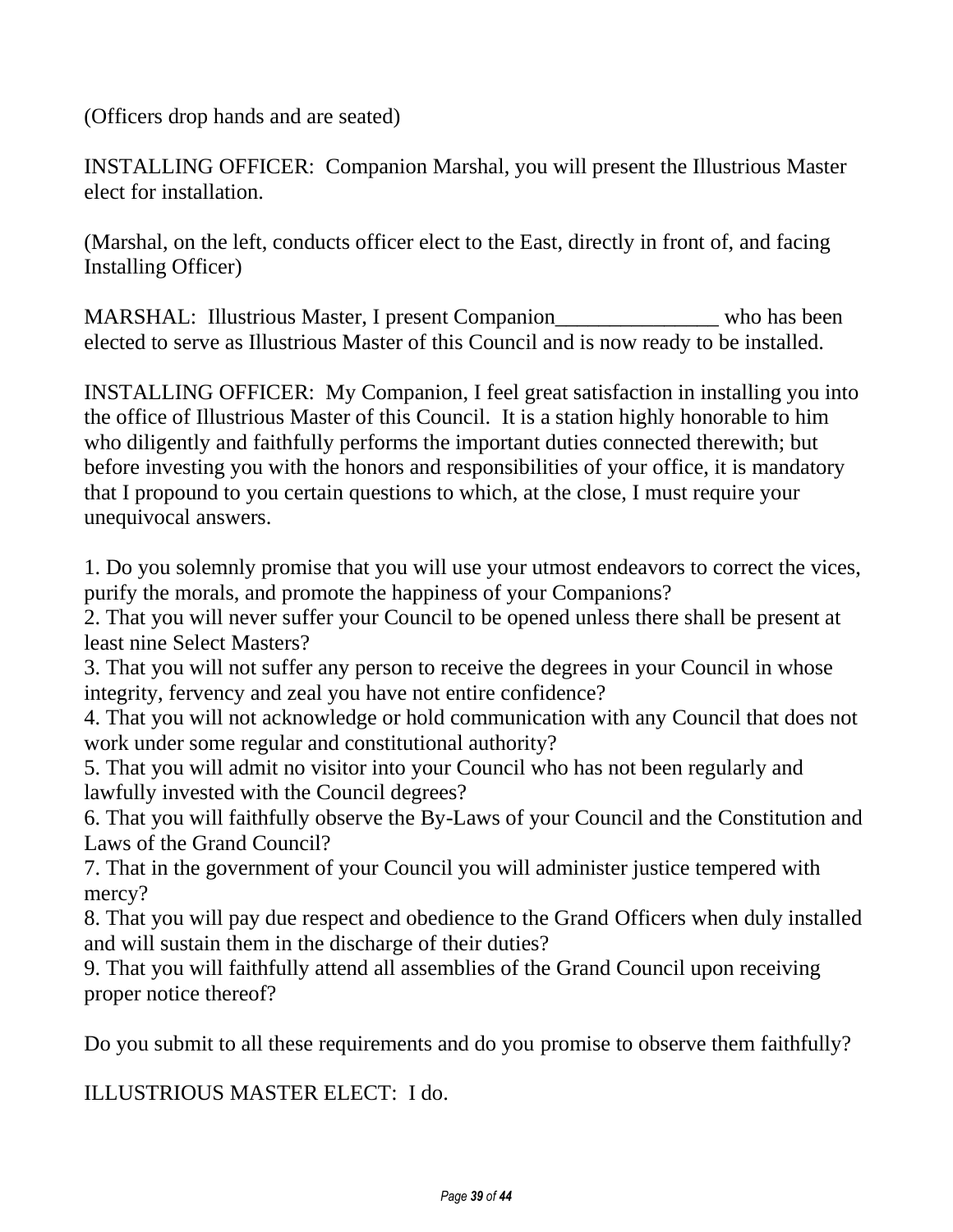(Officers drop hands and are seated)

INSTALLING OFFICER: Companion Marshal, you will present the Illustrious Master elect for installation.

(Marshal, on the left, conducts officer elect to the East, directly in front of, and facing Installing Officer)

MARSHAL: Illustrious Master, I present Companion_______________ who has been elected to serve as Illustrious Master of this Council and is now ready to be installed.

INSTALLING OFFICER: My Companion, I feel great satisfaction in installing you into the office of Illustrious Master of this Council. It is a station highly honorable to him who diligently and faithfully performs the important duties connected therewith; but before investing you with the honors and responsibilities of your office, it is mandatory that I propound to you certain questions to which, at the close, I must require your unequivocal answers.

1. Do you solemnly promise that you will use your utmost endeavors to correct the vices, purify the morals, and promote the happiness of your Companions?
2. That you will never suffer your Council to be opened unless there shall be present at least nine Select Masters?
3. That you will not suffer any person to receive the degrees in your Council in whose integrity, fervency and zeal you have not entire confidence?
4. That you will not acknowledge or hold communication with any Council that does not work under some regular and constitutional authority?
5. That you will admit no visitor into your Council who has not been regularly and lawfully invested with the Council degrees?
6. That you will faithfully observe the By-Laws of your Council and the Constitution and Laws of the Grand Council?
7. That in the government of your Council you will administer justice tempered with mercy?
8. That you will pay due respect and obedience to the Grand Officers when duly installed and will sustain them in the discharge of their duties?
9. That you will faithfully attend all assemblies of the Grand Council upon receiving proper notice thereof?

Do you submit to all these requirements and do you promise to observe them faithfully?

ILLUSTRIOUS MASTER ELECT: I do.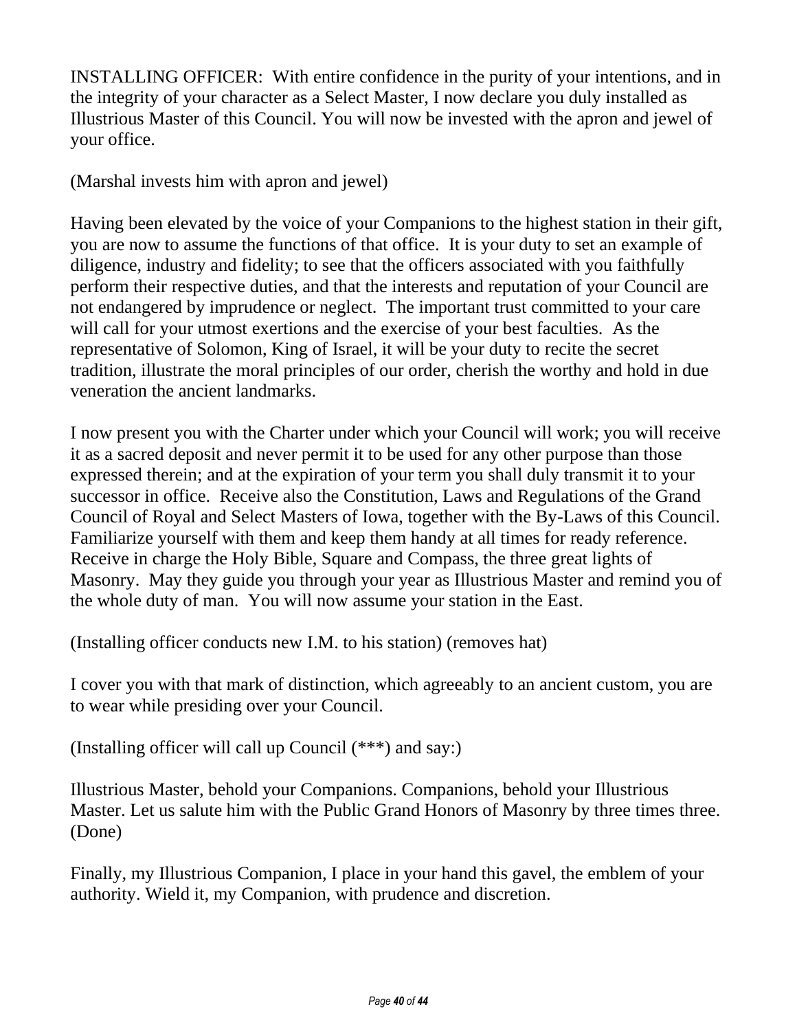INSTALLING OFFICER: With entire confidence in the purity of your intentions, and in the integrity of your character as a Select Master, I now declare you duly installed as Illustrious Master of this Council. You will now be invested with the apron and jewel of your office.

(Marshal invests him with apron and jewel)

Having been elevated by the voice of your Companions to the highest station in their gift, you are now to assume the functions of that office. It is your duty to set an example of diligence, industry and fidelity; to see that the officers associated with you faithfully perform their respective duties, and that the interests and reputation of your Council are not endangered by imprudence or neglect. The important trust committed to your care will call for your utmost exertions and the exercise of your best faculties. As the representative of Solomon, King of Israel, it will be your duty to recite the secret tradition, illustrate the moral principles of our order, cherish the worthy and hold in due veneration the ancient landmarks.

I now present you with the Charter under which your Council will work; you will receive it as a sacred deposit and never permit it to be used for any other purpose than those expressed therein; and at the expiration of your term you shall duly transmit it to your successor in office. Receive also the Constitution, Laws and Regulations of the Grand Council of Royal and Select Masters of Iowa, together with the By-Laws of this Council. Familiarize yourself with them and keep them handy at all times for ready reference. Receive in charge the Holy Bible, Square and Compass, the three great lights of Masonry. May they guide you through your year as Illustrious Master and remind you of the whole duty of man. You will now assume your station in the East.

(Installing officer conducts new I.M. to his station) (removes hat)

I cover you with that mark of distinction, which agreeably to an ancient custom, you are to wear while presiding over your Council.

(Installing officer will call up Council (***) and say:)

Illustrious Master, behold your Companions. Companions, behold your Illustrious Master. Let us salute him with the Public Grand Honors of Masonry by three times three. (Done)

Finally, my Illustrious Companion, I place in your hand this gavel, the emblem of your authority. Wield it, my Companion, with prudence and discretion.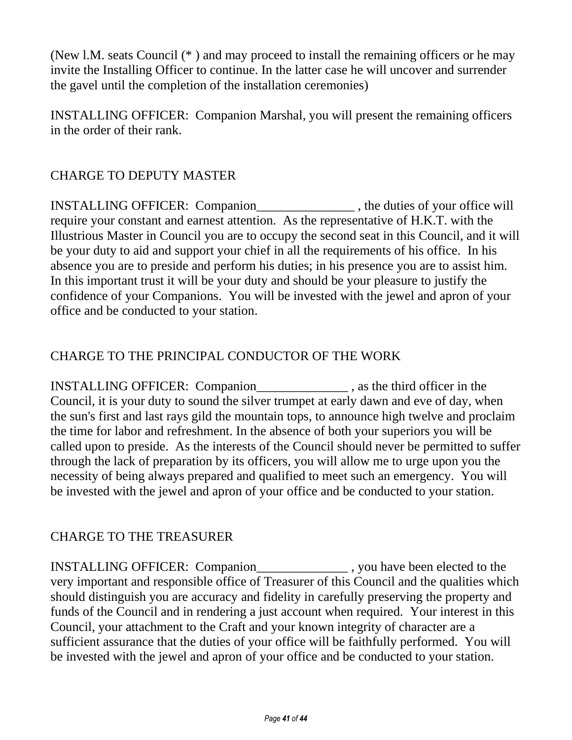(New l.M. seats Council (* ) and may proceed to install the remaining officers or he may invite the Installing Officer to continue. In the latter case he will uncover and surrender the gavel until the completion of the installation ceremonies)

INSTALLING OFFICER: Companion Marshal, you will present the remaining officers in the order of their rank.

## CHARGE TO DEPUTY MASTER

INSTALLING OFFICER: Companion_______________ , the duties of your office will require your constant and earnest attention. As the representative of H.K.T. with the Illustrious Master in Council you are to occupy the second seat in this Council, and it will be your duty to aid and support your chief in all the requirements of his office. In his absence you are to preside and perform his duties; in his presence you are to assist him. In this important trust it will be your duty and should be your pleasure to justify the confidence of your Companions. You will be invested with the jewel and apron of your office and be conducted to your station.

## CHARGE TO THE PRINCIPAL CONDUCTOR OF THE WORK

INSTALLING OFFICER: Companion______________ , as the third officer in the Council, it is your duty to sound the silver trumpet at early dawn and eve of day, when the sun's first and last rays gild the mountain tops, to announce high twelve and proclaim the time for labor and refreshment. In the absence of both your superiors you will be called upon to preside. As the interests of the Council should never be permitted to suffer through the lack of preparation by its officers, you will allow me to urge upon you the necessity of being always prepared and qualified to meet such an emergency. You will be invested with the jewel and apron of your office and be conducted to your station.

## CHARGE TO THE TREASURER

INSTALLING OFFICER: Companion______________ , you have been elected to the very important and responsible office of Treasurer of this Council and the qualities which should distinguish you are accuracy and fidelity in carefully preserving the property and funds of the Council and in rendering a just account when required. Your interest in this Council, your attachment to the Craft and your known integrity of character are a sufficient assurance that the duties of your office will be faithfully performed. You will be invested with the jewel and apron of your office and be conducted to your station.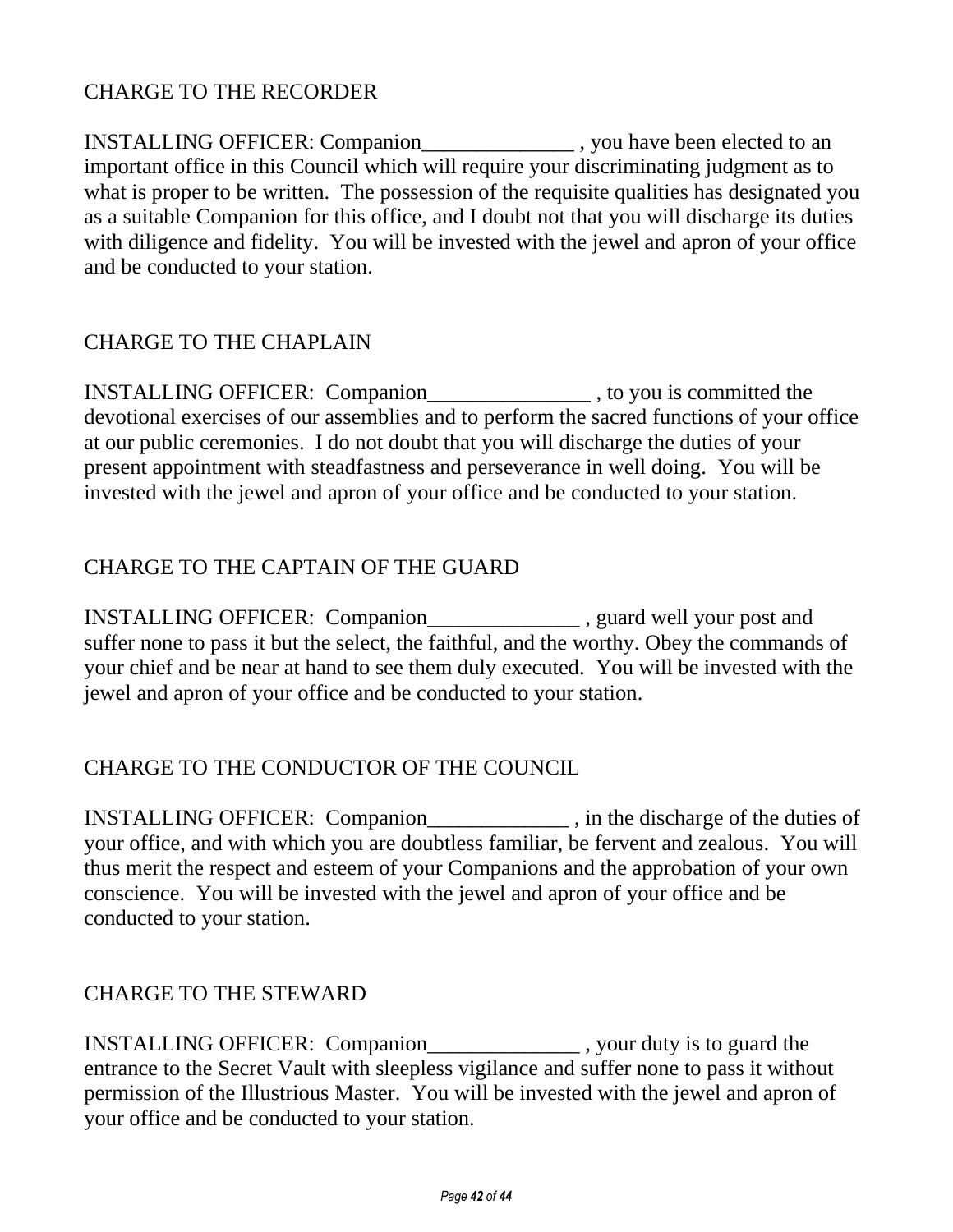## CHARGE TO THE RECORDER

INSTALLING OFFICER: Companion______________ , you have been elected to an important office in this Council which will require your discriminating judgment as to what is proper to be written. The possession of the requisite qualities has designated you as a suitable Companion for this office, and I doubt not that you will discharge its duties with diligence and fidelity. You will be invested with the jewel and apron of your office and be conducted to your station.

## CHARGE TO THE CHAPLAIN

INSTALLING OFFICER: Companion_______________ , to you is committed the devotional exercises of our assemblies and to perform the sacred functions of your office at our public ceremonies. I do not doubt that you will discharge the duties of your present appointment with steadfastness and perseverance in well doing. You will be invested with the jewel and apron of your office and be conducted to your station.

## CHARGE TO THE CAPTAIN OF THE GUARD

INSTALLING OFFICER: Companion______________ , guard well your post and suffer none to pass it but the select, the faithful, and the worthy. Obey the commands of your chief and be near at hand to see them duly executed. You will be invested with the jewel and apron of your office and be conducted to your station.

## CHARGE TO THE CONDUCTOR OF THE COUNCIL

INSTALLING OFFICER: Companion_____________ , in the discharge of the duties of your office, and with which you are doubtless familiar, be fervent and zealous. You will thus merit the respect and esteem of your Companions and the approbation of your own conscience. You will be invested with the jewel and apron of your office and be conducted to your station.

## CHARGE TO THE STEWARD

INSTALLING OFFICER: Companion______________ , your duty is to guard the entrance to the Secret Vault with sleepless vigilance and suffer none to pass it without permission of the Illustrious Master. You will be invested with the jewel and apron of your office and be conducted to your station.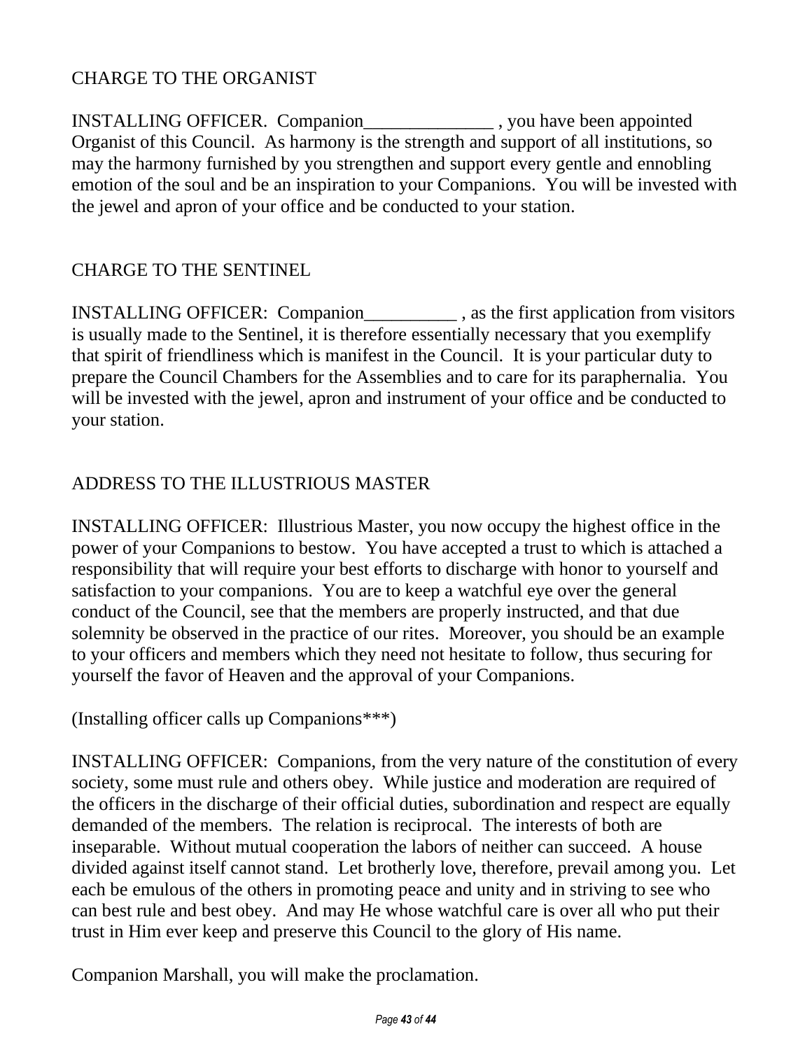## CHARGE TO THE ORGANIST

INSTALLING OFFICER. Companion______________ , you have been appointed Organist of this Council. As harmony is the strength and support of all institutions, so may the harmony furnished by you strengthen and support every gentle and ennobling emotion of the soul and be an inspiration to your Companions. You will be invested with the jewel and apron of your office and be conducted to your station.

## CHARGE TO THE SENTINEL

INSTALLING OFFICER: Companion__________ , as the first application from visitors is usually made to the Sentinel, it is therefore essentially necessary that you exemplify that spirit of friendliness which is manifest in the Council. It is your particular duty to prepare the Council Chambers for the Assemblies and to care for its paraphernalia. You will be invested with the jewel, apron and instrument of your office and be conducted to your station.

## ADDRESS TO THE ILLUSTRIOUS MASTER

INSTALLING OFFICER: Illustrious Master, you now occupy the highest office in the power of your Companions to bestow. You have accepted a trust to which is attached a responsibility that will require your best efforts to discharge with honor to yourself and satisfaction to your companions. You are to keep a watchful eye over the general conduct of the Council, see that the members are properly instructed, and that due solemnity be observed in the practice of our rites. Moreover, you should be an example to your officers and members which they need not hesitate to follow, thus securing for yourself the favor of Heaven and the approval of your Companions.

(Installing officer calls up Companions***)

INSTALLING OFFICER: Companions, from the very nature of the constitution of every society, some must rule and others obey. While justice and moderation are required of the officers in the discharge of their official duties, subordination and respect are equally demanded of the members. The relation is reciprocal. The interests of both are inseparable. Without mutual cooperation the labors of neither can succeed. A house divided against itself cannot stand. Let brotherly love, therefore, prevail among you. Let each be emulous of the others in promoting peace and unity and in striving to see who can best rule and best obey. And may He whose watchful care is over all who put their trust in Him ever keep and preserve this Council to the glory of His name.

Companion Marshall, you will make the proclamation.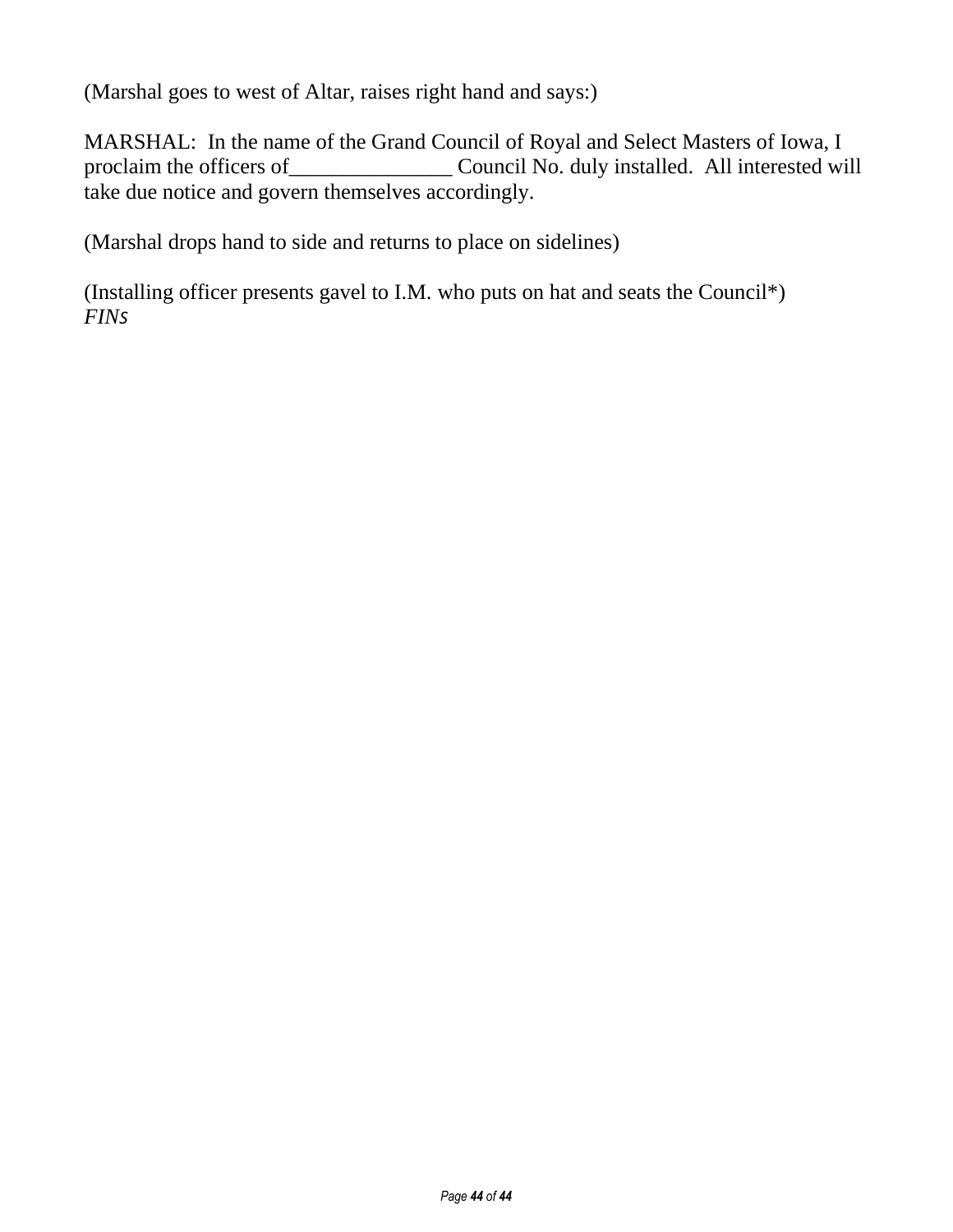(Marshal goes to west of Altar, raises right hand and says:)

MARSHAL: In the name of the Grand Council of Royal and Select Masters of Iowa, I proclaim the officers of_______________ Council No. duly installed. All interested will take due notice and govern themselves accordingly.

(Marshal drops hand to side and returns to place on sidelines)

(Installing officer presents gavel to I.M. who puts on hat and seats the Council*)
*FINs*